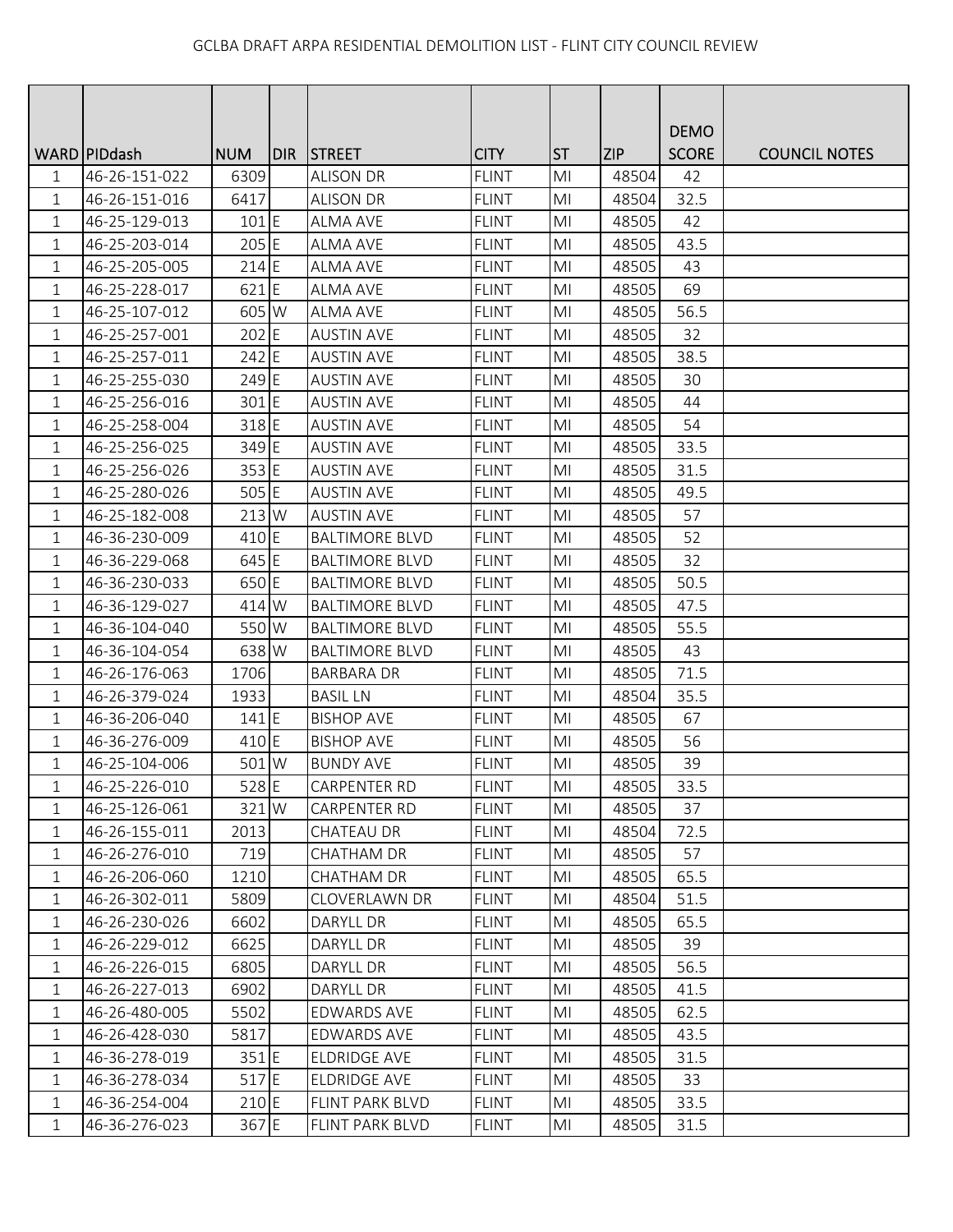GCLBA DRAFT ARPA RESIDENTIAL DEMOLITION LIST - FLINT CITY COUNCIL REVIEW

| WARD | PIDdash | NUM | DIR | STREET | CITY | ST | ZIP | DEMO SCORE | COUNCIL NOTES |
|---|---|---|---|---|---|---|---|---|---|
| 1 | 46-26-151-022 | 6309 | | ALISON DR | FLINT | MI | 48504 | 42 | |
| 1 | 46-26-151-016 | 6417 | | ALISON DR | FLINT | MI | 48504 | 32.5 | |
| 1 | 46-25-129-013 | 101 | E | ALMA AVE | FLINT | MI | 48505 | 42 | |
| 1 | 46-25-203-014 | 205 | E | ALMA AVE | FLINT | MI | 48505 | 43.5 | |
| 1 | 46-25-205-005 | 214 | E | ALMA AVE | FLINT | MI | 48505 | 43 | |
| 1 | 46-25-228-017 | 621 | E | ALMA AVE | FLINT | MI | 48505 | 69 | |
| 1 | 46-25-107-012 | 605 | W | ALMA AVE | FLINT | MI | 48505 | 56.5 | |
| 1 | 46-25-257-001 | 202 | E | AUSTIN AVE | FLINT | MI | 48505 | 32 | |
| 1 | 46-25-257-011 | 242 | E | AUSTIN AVE | FLINT | MI | 48505 | 38.5 | |
| 1 | 46-25-255-030 | 249 | E | AUSTIN AVE | FLINT | MI | 48505 | 30 | |
| 1 | 46-25-256-016 | 301 | E | AUSTIN AVE | FLINT | MI | 48505 | 44 | |
| 1 | 46-25-258-004 | 318 | E | AUSTIN AVE | FLINT | MI | 48505 | 54 | |
| 1 | 46-25-256-025 | 349 | E | AUSTIN AVE | FLINT | MI | 48505 | 33.5 | |
| 1 | 46-25-256-026 | 353 | E | AUSTIN AVE | FLINT | MI | 48505 | 31.5 | |
| 1 | 46-25-280-026 | 505 | E | AUSTIN AVE | FLINT | MI | 48505 | 49.5 | |
| 1 | 46-25-182-008 | 213 | W | AUSTIN AVE | FLINT | MI | 48505 | 57 | |
| 1 | 46-36-230-009 | 410 | E | BALTIMORE BLVD | FLINT | MI | 48505 | 52 | |
| 1 | 46-36-229-068 | 645 | E | BALTIMORE BLVD | FLINT | MI | 48505 | 32 | |
| 1 | 46-36-230-033 | 650 | E | BALTIMORE BLVD | FLINT | MI | 48505 | 50.5 | |
| 1 | 46-36-129-027 | 414 | W | BALTIMORE BLVD | FLINT | MI | 48505 | 47.5 | |
| 1 | 46-36-104-040 | 550 | W | BALTIMORE BLVD | FLINT | MI | 48505 | 55.5 | |
| 1 | 46-36-104-054 | 638 | W | BALTIMORE BLVD | FLINT | MI | 48505 | 43 | |
| 1 | 46-26-176-063 | 1706 | | BARBARA DR | FLINT | MI | 48505 | 71.5 | |
| 1 | 46-26-379-024 | 1933 | | BASIL LN | FLINT | MI | 48504 | 35.5 | |
| 1 | 46-36-206-040 | 141 | E | BISHOP AVE | FLINT | MI | 48505 | 67 | |
| 1 | 46-36-276-009 | 410 | E | BISHOP AVE | FLINT | MI | 48505 | 56 | |
| 1 | 46-25-104-006 | 501 | W | BUNDY AVE | FLINT | MI | 48505 | 39 | |
| 1 | 46-25-226-010 | 528 | E | CARPENTER RD | FLINT | MI | 48505 | 33.5 | |
| 1 | 46-25-126-061 | 321 | W | CARPENTER RD | FLINT | MI | 48505 | 37 | |
| 1 | 46-26-155-011 | 2013 | | CHATEAU DR | FLINT | MI | 48504 | 72.5 | |
| 1 | 46-26-276-010 | 719 | | CHATHAM DR | FLINT | MI | 48505 | 57 | |
| 1 | 46-26-206-060 | 1210 | | CHATHAM DR | FLINT | MI | 48505 | 65.5 | |
| 1 | 46-26-302-011 | 5809 | | CLOVERLAWN DR | FLINT | MI | 48504 | 51.5 | |
| 1 | 46-26-230-026 | 6602 | | DARYLL DR | FLINT | MI | 48505 | 65.5 | |
| 1 | 46-26-229-012 | 6625 | | DARYLL DR | FLINT | MI | 48505 | 39 | |
| 1 | 46-26-226-015 | 6805 | | DARYLL DR | FLINT | MI | 48505 | 56.5 | |
| 1 | 46-26-227-013 | 6902 | | DARYLL DR | FLINT | MI | 48505 | 41.5 | |
| 1 | 46-26-480-005 | 5502 | | EDWARDS AVE | FLINT | MI | 48505 | 62.5 | |
| 1 | 46-26-428-030 | 5817 | | EDWARDS AVE | FLINT | MI | 48505 | 43.5 | |
| 1 | 46-36-278-019 | 351 | E | ELDRIDGE AVE | FLINT | MI | 48505 | 31.5 | |
| 1 | 46-36-278-034 | 517 | E | ELDRIDGE AVE | FLINT | MI | 48505 | 33 | |
| 1 | 46-36-254-004 | 210 | E | FLINT PARK BLVD | FLINT | MI | 48505 | 33.5 | |
| 1 | 46-36-276-023 | 367 | E | FLINT PARK BLVD | FLINT | MI | 48505 | 31.5 | |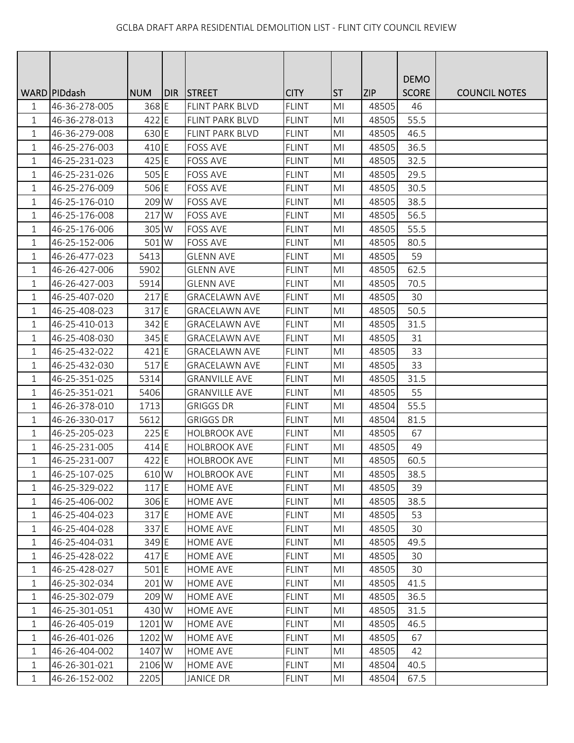GCLBA DRAFT ARPA RESIDENTIAL DEMOLITION LIST - FLINT CITY COUNCIL REVIEW

| WARD | PIDdash | NUM | DIR | STREET | CITY | ST | ZIP | DEMO SCORE | COUNCIL NOTES |
|---|---|---|---|---|---|---|---|---|---|
| 1 | 46-36-278-005 | 368 | E | FLINT PARK BLVD | FLINT | MI | 48505 | 46 | |
| 1 | 46-36-278-013 | 422 | E | FLINT PARK BLVD | FLINT | MI | 48505 | 55.5 | |
| 1 | 46-36-279-008 | 630 | E | FLINT PARK BLVD | FLINT | MI | 48505 | 46.5 | |
| 1 | 46-25-276-003 | 410 | E | FOSS AVE | FLINT | MI | 48505 | 36.5 | |
| 1 | 46-25-231-023 | 425 | E | FOSS AVE | FLINT | MI | 48505 | 32.5 | |
| 1 | 46-25-231-026 | 505 | E | FOSS AVE | FLINT | MI | 48505 | 29.5 | |
| 1 | 46-25-276-009 | 506 | E | FOSS AVE | FLINT | MI | 48505 | 30.5 | |
| 1 | 46-25-176-010 | 209 | W | FOSS AVE | FLINT | MI | 48505 | 38.5 | |
| 1 | 46-25-176-008 | 217 | W | FOSS AVE | FLINT | MI | 48505 | 56.5 | |
| 1 | 46-25-176-006 | 305 | W | FOSS AVE | FLINT | MI | 48505 | 55.5 | |
| 1 | 46-25-152-006 | 501 | W | FOSS AVE | FLINT | MI | 48505 | 80.5 | |
| 1 | 46-26-477-023 | 5413 | | GLENN AVE | FLINT | MI | 48505 | 59 | |
| 1 | 46-26-427-006 | 5902 | | GLENN AVE | FLINT | MI | 48505 | 62.5 | |
| 1 | 46-26-427-003 | 5914 | | GLENN AVE | FLINT | MI | 48505 | 70.5 | |
| 1 | 46-25-407-020 | 217 | E | GRACELAWN AVE | FLINT | MI | 48505 | 30 | |
| 1 | 46-25-408-023 | 317 | E | GRACELAWN AVE | FLINT | MI | 48505 | 50.5 | |
| 1 | 46-25-410-013 | 342 | E | GRACELAWN AVE | FLINT | MI | 48505 | 31.5 | |
| 1 | 46-25-408-030 | 345 | E | GRACELAWN AVE | FLINT | MI | 48505 | 31 | |
| 1 | 46-25-432-022 | 421 | E | GRACELAWN AVE | FLINT | MI | 48505 | 33 | |
| 1 | 46-25-432-030 | 517 | E | GRACELAWN AVE | FLINT | MI | 48505 | 33 | |
| 1 | 46-25-351-025 | 5314 | | GRANVILLE AVE | FLINT | MI | 48505 | 31.5 | |
| 1 | 46-25-351-021 | 5406 | | GRANVILLE AVE | FLINT | MI | 48505 | 55 | |
| 1 | 46-26-378-010 | 1713 | | GRIGGS DR | FLINT | MI | 48504 | 55.5 | |
| 1 | 46-26-330-017 | 5612 | | GRIGGS DR | FLINT | MI | 48504 | 81.5 | |
| 1 | 46-25-205-023 | 225 | E | HOLBROOK AVE | FLINT | MI | 48505 | 67 | |
| 1 | 46-25-231-005 | 414 | E | HOLBROOK AVE | FLINT | MI | 48505 | 49 | |
| 1 | 46-25-231-007 | 422 | E | HOLBROOK AVE | FLINT | MI | 48505 | 60.5 | |
| 1 | 46-25-107-025 | 610 | W | HOLBROOK AVE | FLINT | MI | 48505 | 38.5 | |
| 1 | 46-25-329-022 | 117 | E | HOME AVE | FLINT | MI | 48505 | 39 | |
| 1 | 46-25-406-002 | 306 | E | HOME AVE | FLINT | MI | 48505 | 38.5 | |
| 1 | 46-25-404-023 | 317 | E | HOME AVE | FLINT | MI | 48505 | 53 | |
| 1 | 46-25-404-028 | 337 | E | HOME AVE | FLINT | MI | 48505 | 30 | |
| 1 | 46-25-404-031 | 349 | E | HOME AVE | FLINT | MI | 48505 | 49.5 | |
| 1 | 46-25-428-022 | 417 | E | HOME AVE | FLINT | MI | 48505 | 30 | |
| 1 | 46-25-428-027 | 501 | E | HOME AVE | FLINT | MI | 48505 | 30 | |
| 1 | 46-25-302-034 | 201 | W | HOME AVE | FLINT | MI | 48505 | 41.5 | |
| 1 | 46-25-302-079 | 209 | W | HOME AVE | FLINT | MI | 48505 | 36.5 | |
| 1 | 46-25-301-051 | 430 | W | HOME AVE | FLINT | MI | 48505 | 31.5 | |
| 1 | 46-26-405-019 | 1201 | W | HOME AVE | FLINT | MI | 48505 | 46.5 | |
| 1 | 46-26-401-026 | 1202 | W | HOME AVE | FLINT | MI | 48505 | 67 | |
| 1 | 46-26-404-002 | 1407 | W | HOME AVE | FLINT | MI | 48505 | 42 | |
| 1 | 46-26-301-021 | 2106 | W | HOME AVE | FLINT | MI | 48504 | 40.5 | |
| 1 | 46-26-152-002 | 2205 | | JANICE DR | FLINT | MI | 48504 | 67.5 | |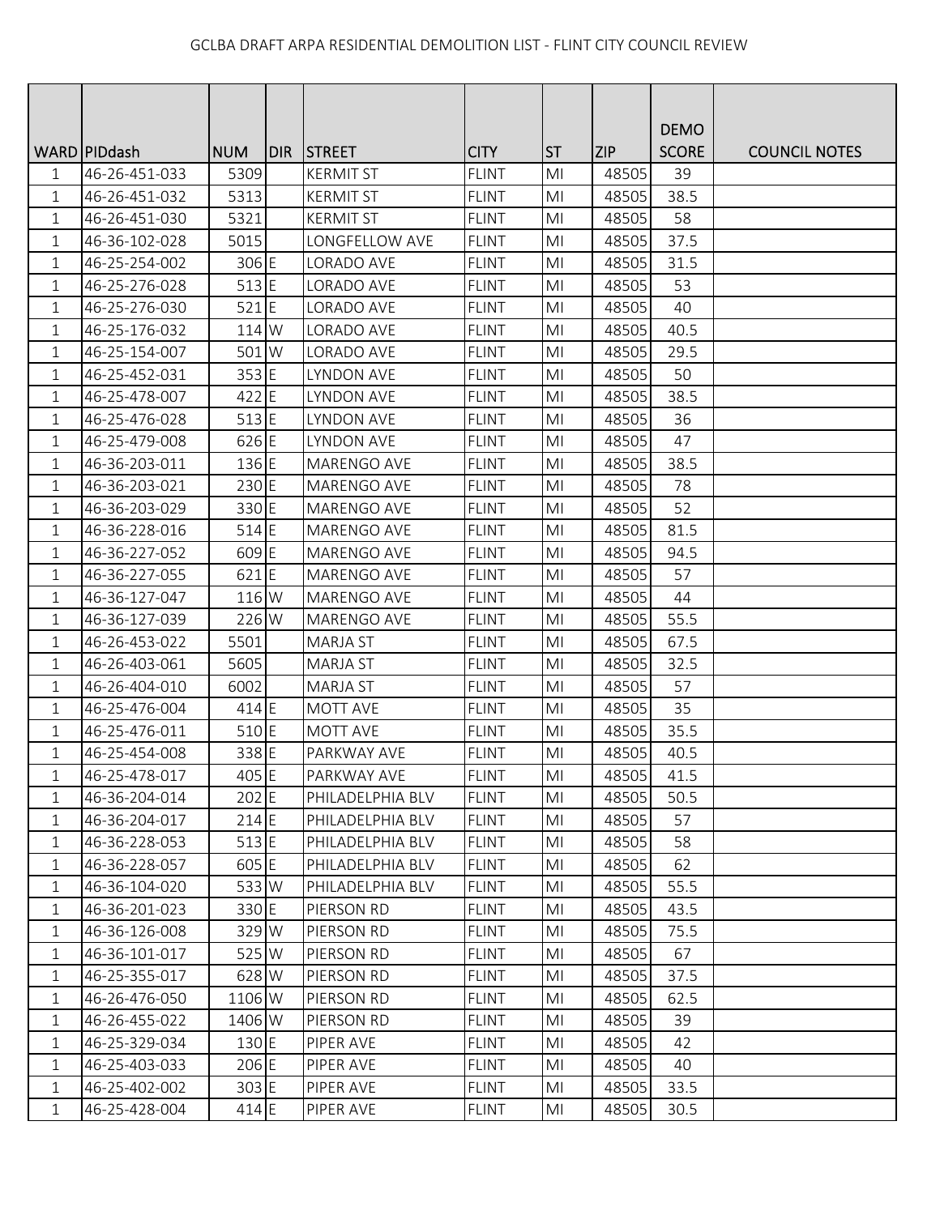GCLBA DRAFT ARPA RESIDENTIAL DEMOLITION LIST - FLINT CITY COUNCIL REVIEW

| WARD | PIDdash | NUM | DIR | STREET | CITY | ST | ZIP | DEMO SCORE | COUNCIL NOTES |
|---|---|---|---|---|---|---|---|---|---|
| 1 | 46-26-451-033 | 5309 | | KERMIT ST | FLINT | MI | 48505 | 39 | |
| 1 | 46-26-451-032 | 5313 | | KERMIT ST | FLINT | MI | 48505 | 38.5 | |
| 1 | 46-26-451-030 | 5321 | | KERMIT ST | FLINT | MI | 48505 | 58 | |
| 1 | 46-36-102-028 | 5015 | | LONGFELLOW AVE | FLINT | MI | 48505 | 37.5 | |
| 1 | 46-25-254-002 | 306 | E | LORADO AVE | FLINT | MI | 48505 | 31.5 | |
| 1 | 46-25-276-028 | 513 | E | LORADO AVE | FLINT | MI | 48505 | 53 | |
| 1 | 46-25-276-030 | 521 | E | LORADO AVE | FLINT | MI | 48505 | 40 | |
| 1 | 46-25-176-032 | 114 | W | LORADO AVE | FLINT | MI | 48505 | 40.5 | |
| 1 | 46-25-154-007 | 501 | W | LORADO AVE | FLINT | MI | 48505 | 29.5 | |
| 1 | 46-25-452-031 | 353 | E | LYNDON AVE | FLINT | MI | 48505 | 50 | |
| 1 | 46-25-478-007 | 422 | E | LYNDON AVE | FLINT | MI | 48505 | 38.5 | |
| 1 | 46-25-476-028 | 513 | E | LYNDON AVE | FLINT | MI | 48505 | 36 | |
| 1 | 46-25-479-008 | 626 | E | LYNDON AVE | FLINT | MI | 48505 | 47 | |
| 1 | 46-36-203-011 | 136 | E | MARENGO AVE | FLINT | MI | 48505 | 38.5 | |
| 1 | 46-36-203-021 | 230 | E | MARENGO AVE | FLINT | MI | 48505 | 78 | |
| 1 | 46-36-203-029 | 330 | E | MARENGO AVE | FLINT | MI | 48505 | 52 | |
| 1 | 46-36-228-016 | 514 | E | MARENGO AVE | FLINT | MI | 48505 | 81.5 | |
| 1 | 46-36-227-052 | 609 | E | MARENGO AVE | FLINT | MI | 48505 | 94.5 | |
| 1 | 46-36-227-055 | 621 | E | MARENGO AVE | FLINT | MI | 48505 | 57 | |
| 1 | 46-36-127-047 | 116 | W | MARENGO AVE | FLINT | MI | 48505 | 44 | |
| 1 | 46-36-127-039 | 226 | W | MARENGO AVE | FLINT | MI | 48505 | 55.5 | |
| 1 | 46-26-453-022 | 5501 | | MARJA ST | FLINT | MI | 48505 | 67.5 | |
| 1 | 46-26-403-061 | 5605 | | MARJA ST | FLINT | MI | 48505 | 32.5 | |
| 1 | 46-26-404-010 | 6002 | | MARJA ST | FLINT | MI | 48505 | 57 | |
| 1 | 46-25-476-004 | 414 | E | MOTT AVE | FLINT | MI | 48505 | 35 | |
| 1 | 46-25-476-011 | 510 | E | MOTT AVE | FLINT | MI | 48505 | 35.5 | |
| 1 | 46-25-454-008 | 338 | E | PARKWAY AVE | FLINT | MI | 48505 | 40.5 | |
| 1 | 46-25-478-017 | 405 | E | PARKWAY AVE | FLINT | MI | 48505 | 41.5 | |
| 1 | 46-36-204-014 | 202 | E | PHILADELPHIA BLV | FLINT | MI | 48505 | 50.5 | |
| 1 | 46-36-204-017 | 214 | E | PHILADELPHIA BLV | FLINT | MI | 48505 | 57 | |
| 1 | 46-36-228-053 | 513 | E | PHILADELPHIA BLV | FLINT | MI | 48505 | 58 | |
| 1 | 46-36-228-057 | 605 | E | PHILADELPHIA BLV | FLINT | MI | 48505 | 62 | |
| 1 | 46-36-104-020 | 533 | W | PHILADELPHIA BLV | FLINT | MI | 48505 | 55.5 | |
| 1 | 46-36-201-023 | 330 | E | PIERSON RD | FLINT | MI | 48505 | 43.5 | |
| 1 | 46-36-126-008 | 329 | W | PIERSON RD | FLINT | MI | 48505 | 75.5 | |
| 1 | 46-36-101-017 | 525 | W | PIERSON RD | FLINT | MI | 48505 | 67 | |
| 1 | 46-25-355-017 | 628 | W | PIERSON RD | FLINT | MI | 48505 | 37.5 | |
| 1 | 46-26-476-050 | 1106 | W | PIERSON RD | FLINT | MI | 48505 | 62.5 | |
| 1 | 46-26-455-022 | 1406 | W | PIERSON RD | FLINT | MI | 48505 | 39 | |
| 1 | 46-25-329-034 | 130 | E | PIPER AVE | FLINT | MI | 48505 | 42 | |
| 1 | 46-25-403-033 | 206 | E | PIPER AVE | FLINT | MI | 48505 | 40 | |
| 1 | 46-25-402-002 | 303 | E | PIPER AVE | FLINT | MI | 48505 | 33.5 | |
| 1 | 46-25-428-004 | 414 | E | PIPER AVE | FLINT | MI | 48505 | 30.5 | |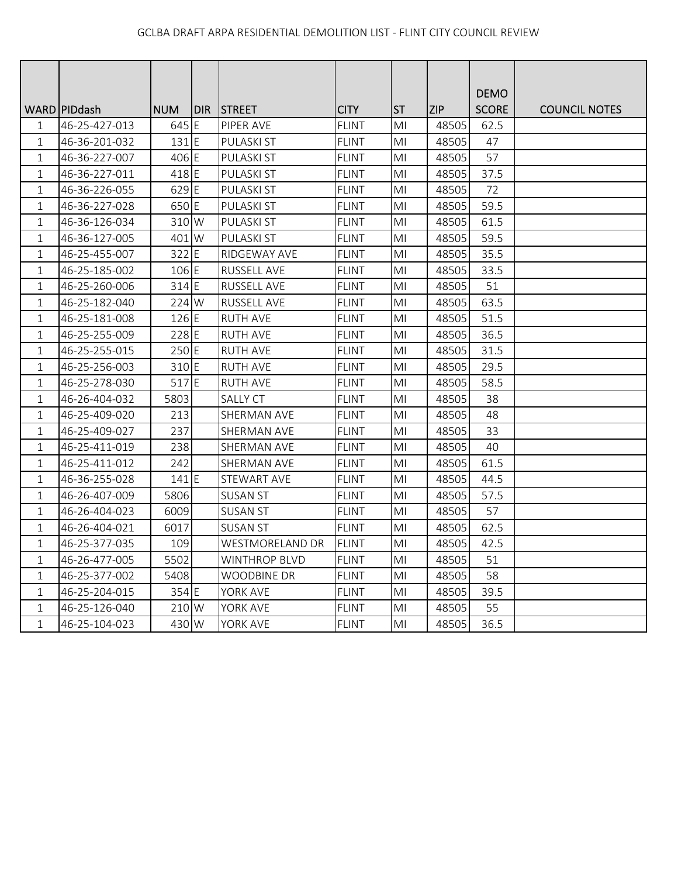GCLBA DRAFT ARPA RESIDENTIAL DEMOLITION LIST - FLINT CITY COUNCIL REVIEW

| WARD | PIDdash | NUM | DIR | STREET | CITY | ST | ZIP | DEMO SCORE | COUNCIL NOTES |
|---|---|---|---|---|---|---|---|---|---|
| 1 | 46-25-427-013 | 645 | E | PIPER AVE | FLINT | MI | 48505 | 62.5 | |
| 1 | 46-36-201-032 | 131 | E | PULASKI ST | FLINT | MI | 48505 | 47 | |
| 1 | 46-36-227-007 | 406 | E | PULASKI ST | FLINT | MI | 48505 | 57 | |
| 1 | 46-36-227-011 | 418 | E | PULASKI ST | FLINT | MI | 48505 | 37.5 | |
| 1 | 46-36-226-055 | 629 | E | PULASKI ST | FLINT | MI | 48505 | 72 | |
| 1 | 46-36-227-028 | 650 | E | PULASKI ST | FLINT | MI | 48505 | 59.5 | |
| 1 | 46-36-126-034 | 310 | W | PULASKI ST | FLINT | MI | 48505 | 61.5 | |
| 1 | 46-36-127-005 | 401 | W | PULASKI ST | FLINT | MI | 48505 | 59.5 | |
| 1 | 46-25-455-007 | 322 | E | RIDGEWAY AVE | FLINT | MI | 48505 | 35.5 | |
| 1 | 46-25-185-002 | 106 | E | RUSSELL AVE | FLINT | MI | 48505 | 33.5 | |
| 1 | 46-25-260-006 | 314 | E | RUSSELL AVE | FLINT | MI | 48505 | 51 | |
| 1 | 46-25-182-040 | 224 | W | RUSSELL AVE | FLINT | MI | 48505 | 63.5 | |
| 1 | 46-25-181-008 | 126 | E | RUTH AVE | FLINT | MI | 48505 | 51.5 | |
| 1 | 46-25-255-009 | 228 | E | RUTH AVE | FLINT | MI | 48505 | 36.5 | |
| 1 | 46-25-255-015 | 250 | E | RUTH AVE | FLINT | MI | 48505 | 31.5 | |
| 1 | 46-25-256-003 | 310 | E | RUTH AVE | FLINT | MI | 48505 | 29.5 | |
| 1 | 46-25-278-030 | 517 | E | RUTH AVE | FLINT | MI | 48505 | 58.5 | |
| 1 | 46-26-404-032 | 5803 | | SALLY CT | FLINT | MI | 48505 | 38 | |
| 1 | 46-25-409-020 | 213 | | SHERMAN AVE | FLINT | MI | 48505 | 48 | |
| 1 | 46-25-409-027 | 237 | | SHERMAN AVE | FLINT | MI | 48505 | 33 | |
| 1 | 46-25-411-019 | 238 | | SHERMAN AVE | FLINT | MI | 48505 | 40 | |
| 1 | 46-25-411-012 | 242 | | SHERMAN AVE | FLINT | MI | 48505 | 61.5 | |
| 1 | 46-36-255-028 | 141 | E | STEWART AVE | FLINT | MI | 48505 | 44.5 | |
| 1 | 46-26-407-009 | 5806 | | SUSAN ST | FLINT | MI | 48505 | 57.5 | |
| 1 | 46-26-404-023 | 6009 | | SUSAN ST | FLINT | MI | 48505 | 57 | |
| 1 | 46-26-404-021 | 6017 | | SUSAN ST | FLINT | MI | 48505 | 62.5 | |
| 1 | 46-25-377-035 | 109 | | WESTMORELAND DR | FLINT | MI | 48505 | 42.5 | |
| 1 | 46-26-477-005 | 5502 | | WINTHROP BLVD | FLINT | MI | 48505 | 51 | |
| 1 | 46-25-377-002 | 5408 | | WOODBINE DR | FLINT | MI | 48505 | 58 | |
| 1 | 46-25-204-015 | 354 | E | YORK AVE | FLINT | MI | 48505 | 39.5 | |
| 1 | 46-25-126-040 | 210 | W | YORK AVE | FLINT | MI | 48505 | 55 | |
| 1 | 46-25-104-023 | 430 | W | YORK AVE | FLINT | MI | 48505 | 36.5 | |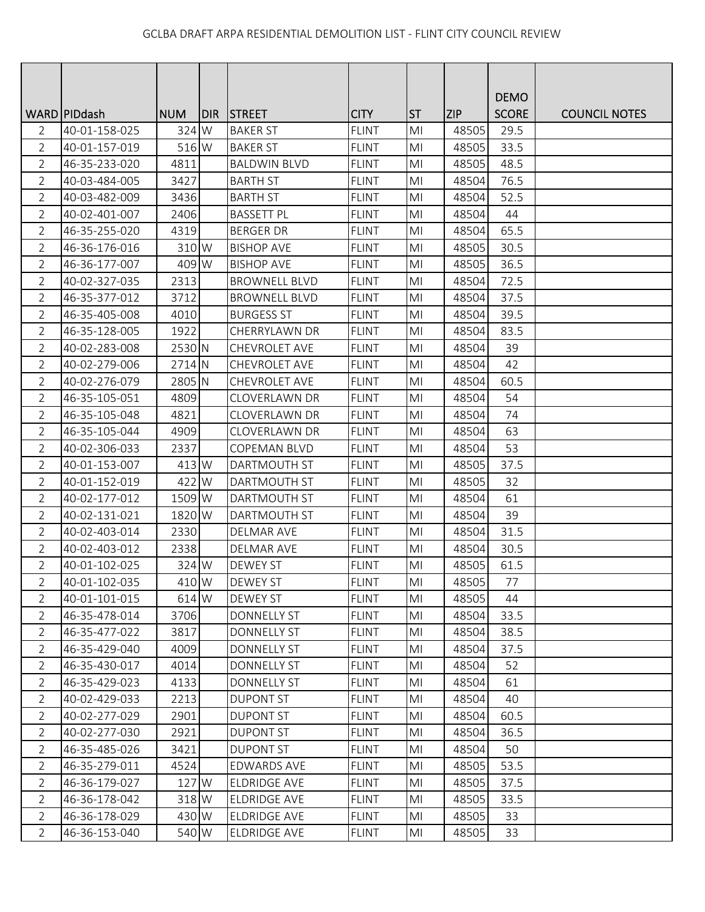# GCLBA DRAFT ARPA RESIDENTIAL DEMOLITION LIST - FLINT CITY COUNCIL REVIEW

| WARD | PIDdash | NUM | DIR | STREET | CITY | ST | ZIP | DEMO SCORE | COUNCIL NOTES |
|---|---|---|---|---|---|---|---|---|---|
| 2 | 40-01-158-025 | 324 | W | BAKER ST | FLINT | MI | 48505 | 29.5 | |
| 2 | 40-01-157-019 | 516 | W | BAKER ST | FLINT | MI | 48505 | 33.5 | |
| 2 | 46-35-233-020 | 4811 | | BALDWIN BLVD | FLINT | MI | 48505 | 48.5 | |
| 2 | 40-03-484-005 | 3427 | | BARTH ST | FLINT | MI | 48504 | 76.5 | |
| 2 | 40-03-482-009 | 3436 | | BARTH ST | FLINT | MI | 48504 | 52.5 | |
| 2 | 40-02-401-007 | 2406 | | BASSETT PL | FLINT | MI | 48504 | 44 | |
| 2 | 46-35-255-020 | 4319 | | BERGER DR | FLINT | MI | 48504 | 65.5 | |
| 2 | 46-36-176-016 | 310 | W | BISHOP AVE | FLINT | MI | 48505 | 30.5 | |
| 2 | 46-36-177-007 | 409 | W | BISHOP AVE | FLINT | MI | 48505 | 36.5 | |
| 2 | 40-02-327-035 | 2313 | | BROWNELL BLVD | FLINT | MI | 48504 | 72.5 | |
| 2 | 46-35-377-012 | 3712 | | BROWNELL BLVD | FLINT | MI | 48504 | 37.5 | |
| 2 | 46-35-405-008 | 4010 | | BURGESS ST | FLINT | MI | 48504 | 39.5 | |
| 2 | 46-35-128-005 | 1922 | | CHERRYLAWN DR | FLINT | MI | 48504 | 83.5 | |
| 2 | 40-02-283-008 | 2530 | N | CHEVROLET AVE | FLINT | MI | 48504 | 39 | |
| 2 | 40-02-279-006 | 2714 | N | CHEVROLET AVE | FLINT | MI | 48504 | 42 | |
| 2 | 40-02-276-079 | 2805 | N | CHEVROLET AVE | FLINT | MI | 48504 | 60.5 | |
| 2 | 46-35-105-051 | 4809 | | CLOVERLAWN DR | FLINT | MI | 48504 | 54 | |
| 2 | 46-35-105-048 | 4821 | | CLOVERLAWN DR | FLINT | MI | 48504 | 74 | |
| 2 | 46-35-105-044 | 4909 | | CLOVERLAWN DR | FLINT | MI | 48504 | 63 | |
| 2 | 40-02-306-033 | 2337 | | COPEMAN BLVD | FLINT | MI | 48504 | 53 | |
| 2 | 40-01-153-007 | 413 | W | DARTMOUTH ST | FLINT | MI | 48505 | 37.5 | |
| 2 | 40-01-152-019 | 422 | W | DARTMOUTH ST | FLINT | MI | 48505 | 32 | |
| 2 | 40-02-177-012 | 1509 | W | DARTMOUTH ST | FLINT | MI | 48504 | 61 | |
| 2 | 40-02-131-021 | 1820 | W | DARTMOUTH ST | FLINT | MI | 48504 | 39 | |
| 2 | 40-02-403-014 | 2330 | | DELMAR AVE | FLINT | MI | 48504 | 31.5 | |
| 2 | 40-02-403-012 | 2338 | | DELMAR AVE | FLINT | MI | 48504 | 30.5 | |
| 2 | 40-01-102-025 | 324 | W | DEWEY ST | FLINT | MI | 48505 | 61.5 | |
| 2 | 40-01-102-035 | 410 | W | DEWEY ST | FLINT | MI | 48505 | 77 | |
| 2 | 40-01-101-015 | 614 | W | DEWEY ST | FLINT | MI | 48505 | 44 | |
| 2 | 46-35-478-014 | 3706 | | DONNELLY ST | FLINT | MI | 48504 | 33.5 | |
| 2 | 46-35-477-022 | 3817 | | DONNELLY ST | FLINT | MI | 48504 | 38.5 | |
| 2 | 46-35-429-040 | 4009 | | DONNELLY ST | FLINT | MI | 48504 | 37.5 | |
| 2 | 46-35-430-017 | 4014 | | DONNELLY ST | FLINT | MI | 48504 | 52 | |
| 2 | 46-35-429-023 | 4133 | | DONNELLY ST | FLINT | MI | 48504 | 61 | |
| 2 | 40-02-429-033 | 2213 | | DUPONT ST | FLINT | MI | 48504 | 40 | |
| 2 | 40-02-277-029 | 2901 | | DUPONT ST | FLINT | MI | 48504 | 60.5 | |
| 2 | 40-02-277-030 | 2921 | | DUPONT ST | FLINT | MI | 48504 | 36.5 | |
| 2 | 46-35-485-026 | 3421 | | DUPONT ST | FLINT | MI | 48504 | 50 | |
| 2 | 46-35-279-011 | 4524 | | EDWARDS AVE | FLINT | MI | 48505 | 53.5 | |
| 2 | 46-36-179-027 | 127 | W | ELDRIDGE AVE | FLINT | MI | 48505 | 37.5 | |
| 2 | 46-36-178-042 | 318 | W | ELDRIDGE AVE | FLINT | MI | 48505 | 33.5 | |
| 2 | 46-36-178-029 | 430 | W | ELDRIDGE AVE | FLINT | MI | 48505 | 33 | |
| 2 | 46-36-153-040 | 540 | W | ELDRIDGE AVE | FLINT | MI | 48505 | 33 | |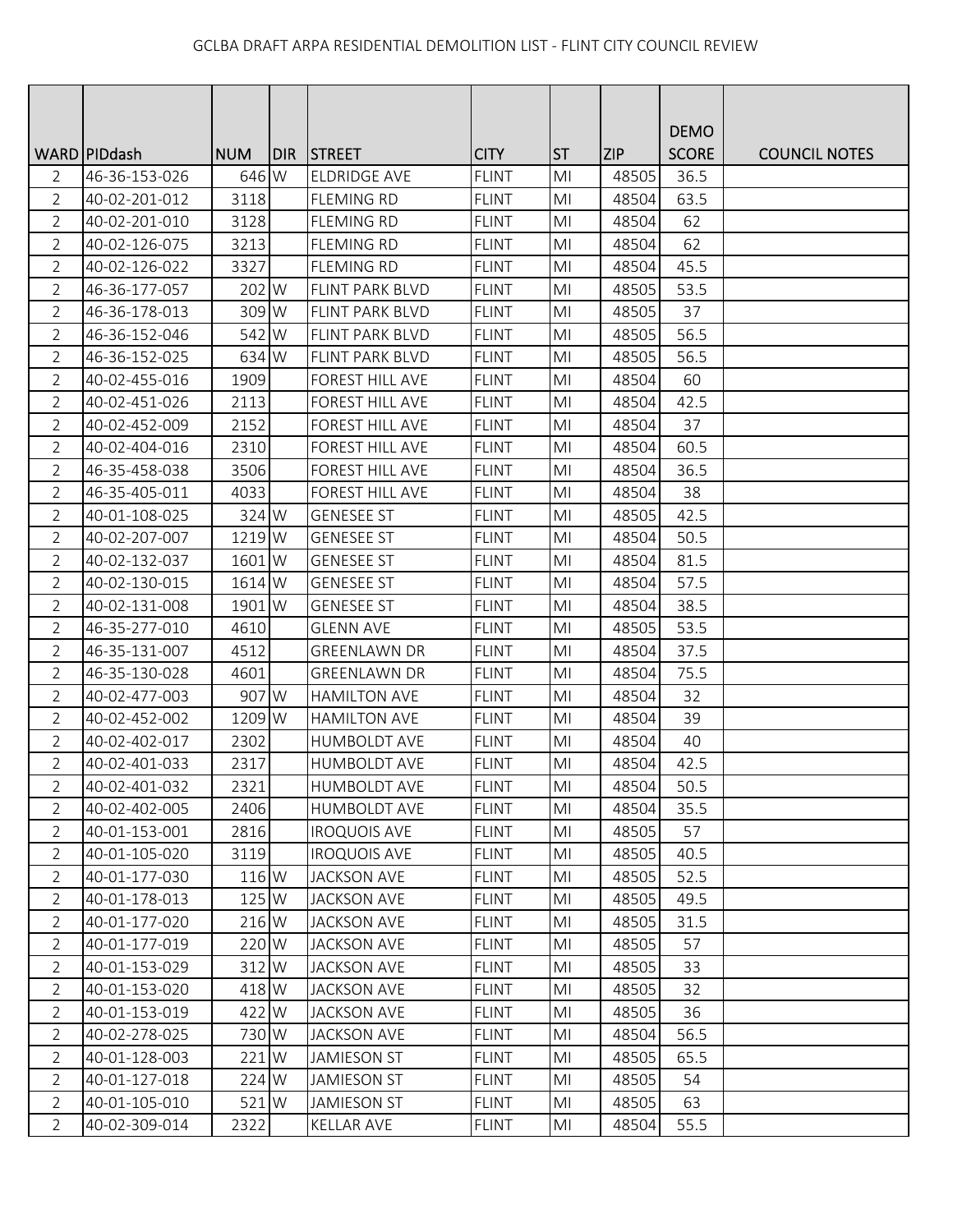GCLBA DRAFT ARPA RESIDENTIAL DEMOLITION LIST - FLINT CITY COUNCIL REVIEW

| WARD | PIDdash | NUM | DIR | STREET | CITY | ST | ZIP | DEMO SCORE | COUNCIL NOTES |
|---|---|---|---|---|---|---|---|---|---|
| 2 | 46-36-153-026 | 646 | W | ELDRIDGE AVE | FLINT | MI | 48505 | 36.5 | |
| 2 | 40-02-201-012 | 3118 | | FLEMING RD | FLINT | MI | 48504 | 63.5 | |
| 2 | 40-02-201-010 | 3128 | | FLEMING RD | FLINT | MI | 48504 | 62 | |
| 2 | 40-02-126-075 | 3213 | | FLEMING RD | FLINT | MI | 48504 | 62 | |
| 2 | 40-02-126-022 | 3327 | | FLEMING RD | FLINT | MI | 48504 | 45.5 | |
| 2 | 46-36-177-057 | 202 | W | FLINT PARK BLVD | FLINT | MI | 48505 | 53.5 | |
| 2 | 46-36-178-013 | 309 | W | FLINT PARK BLVD | FLINT | MI | 48505 | 37 | |
| 2 | 46-36-152-046 | 542 | W | FLINT PARK BLVD | FLINT | MI | 48505 | 56.5 | |
| 2 | 46-36-152-025 | 634 | W | FLINT PARK BLVD | FLINT | MI | 48505 | 56.5 | |
| 2 | 40-02-455-016 | 1909 | | FOREST HILL AVE | FLINT | MI | 48504 | 60 | |
| 2 | 40-02-451-026 | 2113 | | FOREST HILL AVE | FLINT | MI | 48504 | 42.5 | |
| 2 | 40-02-452-009 | 2152 | | FOREST HILL AVE | FLINT | MI | 48504 | 37 | |
| 2 | 40-02-404-016 | 2310 | | FOREST HILL AVE | FLINT | MI | 48504 | 60.5 | |
| 2 | 46-35-458-038 | 3506 | | FOREST HILL AVE | FLINT | MI | 48504 | 36.5 | |
| 2 | 46-35-405-011 | 4033 | | FOREST HILL AVE | FLINT | MI | 48504 | 38 | |
| 2 | 40-01-108-025 | 324 | W | GENESEE ST | FLINT | MI | 48505 | 42.5 | |
| 2 | 40-02-207-007 | 1219 | W | GENESEE ST | FLINT | MI | 48504 | 50.5 | |
| 2 | 40-02-132-037 | 1601 | W | GENESEE ST | FLINT | MI | 48504 | 81.5 | |
| 2 | 40-02-130-015 | 1614 | W | GENESEE ST | FLINT | MI | 48504 | 57.5 | |
| 2 | 40-02-131-008 | 1901 | W | GENESEE ST | FLINT | MI | 48504 | 38.5 | |
| 2 | 46-35-277-010 | 4610 | | GLENN AVE | FLINT | MI | 48505 | 53.5 | |
| 2 | 46-35-131-007 | 4512 | | GREENLAWN DR | FLINT | MI | 48504 | 37.5 | |
| 2 | 46-35-130-028 | 4601 | | GREENLAWN DR | FLINT | MI | 48504 | 75.5 | |
| 2 | 40-02-477-003 | 907 | W | HAMILTON AVE | FLINT | MI | 48504 | 32 | |
| 2 | 40-02-452-002 | 1209 | W | HAMILTON AVE | FLINT | MI | 48504 | 39 | |
| 2 | 40-02-402-017 | 2302 | | HUMBOLDT AVE | FLINT | MI | 48504 | 40 | |
| 2 | 40-02-401-033 | 2317 | | HUMBOLDT AVE | FLINT | MI | 48504 | 42.5 | |
| 2 | 40-02-401-032 | 2321 | | HUMBOLDT AVE | FLINT | MI | 48504 | 50.5 | |
| 2 | 40-02-402-005 | 2406 | | HUMBOLDT AVE | FLINT | MI | 48504 | 35.5 | |
| 2 | 40-01-153-001 | 2816 | | IROQUOIS AVE | FLINT | MI | 48505 | 57 | |
| 2 | 40-01-105-020 | 3119 | | IROQUOIS AVE | FLINT | MI | 48505 | 40.5 | |
| 2 | 40-01-177-030 | 116 | W | JACKSON AVE | FLINT | MI | 48505 | 52.5 | |
| 2 | 40-01-178-013 | 125 | W | JACKSON AVE | FLINT | MI | 48505 | 49.5 | |
| 2 | 40-01-177-020 | 216 | W | JACKSON AVE | FLINT | MI | 48505 | 31.5 | |
| 2 | 40-01-177-019 | 220 | W | JACKSON AVE | FLINT | MI | 48505 | 57 | |
| 2 | 40-01-153-029 | 312 | W | JACKSON AVE | FLINT | MI | 48505 | 33 | |
| 2 | 40-01-153-020 | 418 | W | JACKSON AVE | FLINT | MI | 48505 | 32 | |
| 2 | 40-01-153-019 | 422 | W | JACKSON AVE | FLINT | MI | 48505 | 36 | |
| 2 | 40-02-278-025 | 730 | W | JACKSON AVE | FLINT | MI | 48504 | 56.5 | |
| 2 | 40-01-128-003 | 221 | W | JAMIESON ST | FLINT | MI | 48505 | 65.5 | |
| 2 | 40-01-127-018 | 224 | W | JAMIESON ST | FLINT | MI | 48505 | 54 | |
| 2 | 40-01-105-010 | 521 | W | JAMIESON ST | FLINT | MI | 48505 | 63 | |
| 2 | 40-02-309-014 | 2322 | | KELLAR AVE | FLINT | MI | 48504 | 55.5 | |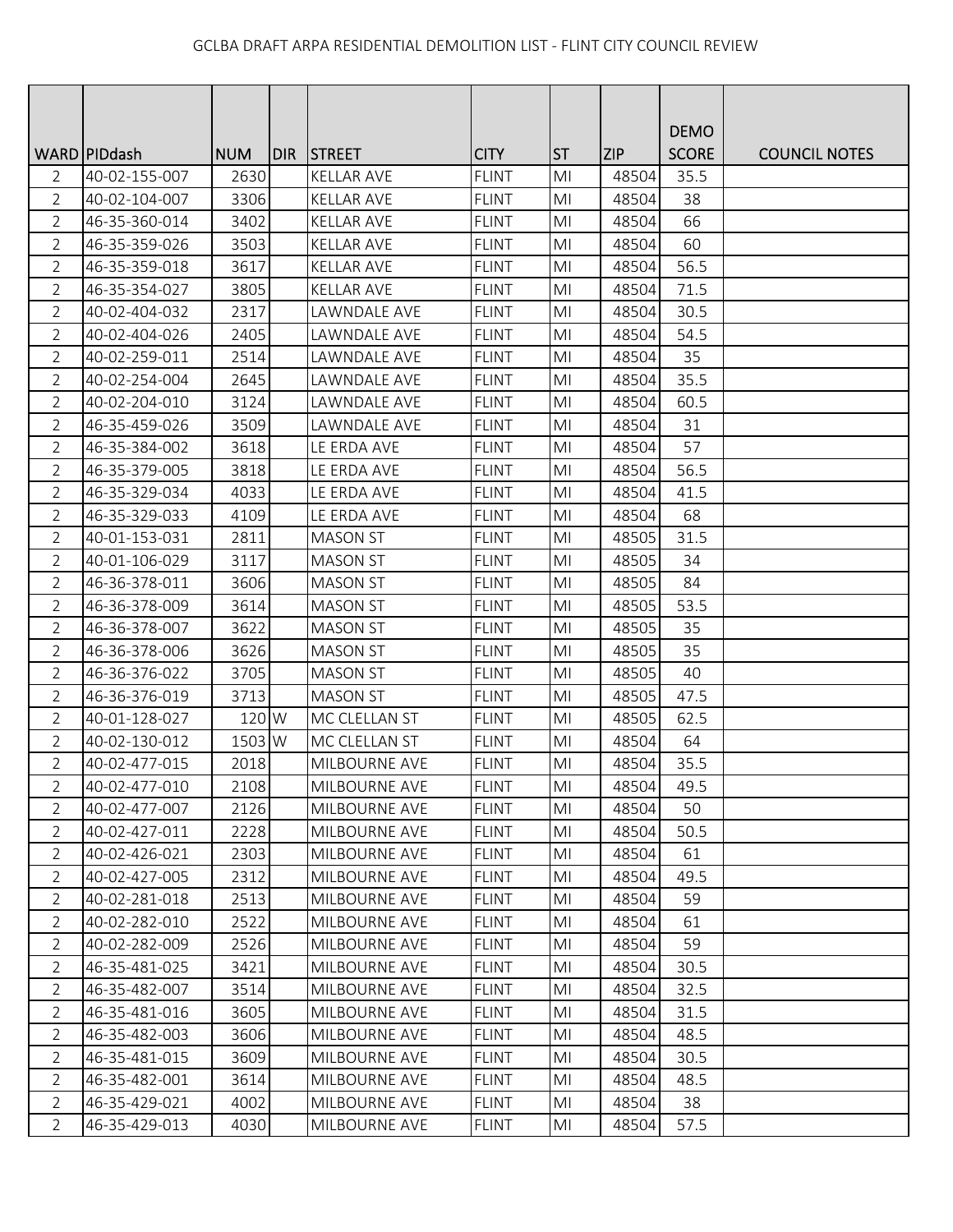| WARD | PIDdash | NUM | DIR | STREET | CITY | ST | ZIP | DEMO SCORE | COUNCIL NOTES |
|---|---|---|---|---|---|---|---|---|---|
| 2 | 40-02-155-007 | 2630 | | KELLAR AVE | FLINT | MI | 48504 | 35.5 | |
| 2 | 40-02-104-007 | 3306 | | KELLAR AVE | FLINT | MI | 48504 | 38 | |
| 2 | 46-35-360-014 | 3402 | | KELLAR AVE | FLINT | MI | 48504 | 66 | |
| 2 | 46-35-359-026 | 3503 | | KELLAR AVE | FLINT | MI | 48504 | 60 | |
| 2 | 46-35-359-018 | 3617 | | KELLAR AVE | FLINT | MI | 48504 | 56.5 | |
| 2 | 46-35-354-027 | 3805 | | KELLAR AVE | FLINT | MI | 48504 | 71.5 | |
| 2 | 40-02-404-032 | 2317 | | LAWNDALE AVE | FLINT | MI | 48504 | 30.5 | |
| 2 | 40-02-404-026 | 2405 | | LAWNDALE AVE | FLINT | MI | 48504 | 54.5 | |
| 2 | 40-02-259-011 | 2514 | | LAWNDALE AVE | FLINT | MI | 48504 | 35 | |
| 2 | 40-02-254-004 | 2645 | | LAWNDALE AVE | FLINT | MI | 48504 | 35.5 | |
| 2 | 40-02-204-010 | 3124 | | LAWNDALE AVE | FLINT | MI | 48504 | 60.5 | |
| 2 | 46-35-459-026 | 3509 | | LAWNDALE AVE | FLINT | MI | 48504 | 31 | |
| 2 | 46-35-384-002 | 3618 | | LE ERDA AVE | FLINT | MI | 48504 | 57 | |
| 2 | 46-35-379-005 | 3818 | | LE ERDA AVE | FLINT | MI | 48504 | 56.5 | |
| 2 | 46-35-329-034 | 4033 | | LE ERDA AVE | FLINT | MI | 48504 | 41.5 | |
| 2 | 46-35-329-033 | 4109 | | LE ERDA AVE | FLINT | MI | 48504 | 68 | |
| 2 | 40-01-153-031 | 2811 | | MASON ST | FLINT | MI | 48505 | 31.5 | |
| 2 | 40-01-106-029 | 3117 | | MASON ST | FLINT | MI | 48505 | 34 | |
| 2 | 46-36-378-011 | 3606 | | MASON ST | FLINT | MI | 48505 | 84 | |
| 2 | 46-36-378-009 | 3614 | | MASON ST | FLINT | MI | 48505 | 53.5 | |
| 2 | 46-36-378-007 | 3622 | | MASON ST | FLINT | MI | 48505 | 35 | |
| 2 | 46-36-378-006 | 3626 | | MASON ST | FLINT | MI | 48505 | 35 | |
| 2 | 46-36-376-022 | 3705 | | MASON ST | FLINT | MI | 48505 | 40 | |
| 2 | 46-36-376-019 | 3713 | | MASON ST | FLINT | MI | 48505 | 47.5 | |
| 2 | 40-01-128-027 | 120 | W | MC CLELLAN ST | FLINT | MI | 48505 | 62.5 | |
| 2 | 40-02-130-012 | 1503 | W | MC CLELLAN ST | FLINT | MI | 48504 | 64 | |
| 2 | 40-02-477-015 | 2018 | | MILBOURNE AVE | FLINT | MI | 48504 | 35.5 | |
| 2 | 40-02-477-010 | 2108 | | MILBOURNE AVE | FLINT | MI | 48504 | 49.5 | |
| 2 | 40-02-477-007 | 2126 | | MILBOURNE AVE | FLINT | MI | 48504 | 50 | |
| 2 | 40-02-427-011 | 2228 | | MILBOURNE AVE | FLINT | MI | 48504 | 50.5 | |
| 2 | 40-02-426-021 | 2303 | | MILBOURNE AVE | FLINT | MI | 48504 | 61 | |
| 2 | 40-02-427-005 | 2312 | | MILBOURNE AVE | FLINT | MI | 48504 | 49.5 | |
| 2 | 40-02-281-018 | 2513 | | MILBOURNE AVE | FLINT | MI | 48504 | 59 | |
| 2 | 40-02-282-010 | 2522 | | MILBOURNE AVE | FLINT | MI | 48504 | 61 | |
| 2 | 40-02-282-009 | 2526 | | MILBOURNE AVE | FLINT | MI | 48504 | 59 | |
| 2 | 46-35-481-025 | 3421 | | MILBOURNE AVE | FLINT | MI | 48504 | 30.5 | |
| 2 | 46-35-482-007 | 3514 | | MILBOURNE AVE | FLINT | MI | 48504 | 32.5 | |
| 2 | 46-35-481-016 | 3605 | | MILBOURNE AVE | FLINT | MI | 48504 | 31.5 | |
| 2 | 46-35-482-003 | 3606 | | MILBOURNE AVE | FLINT | MI | 48504 | 48.5 | |
| 2 | 46-35-481-015 | 3609 | | MILBOURNE AVE | FLINT | MI | 48504 | 30.5 | |
| 2 | 46-35-482-001 | 3614 | | MILBOURNE AVE | FLINT | MI | 48504 | 48.5 | |
| 2 | 46-35-429-021 | 4002 | | MILBOURNE AVE | FLINT | MI | 48504 | 38 | |
| 2 | 46-35-429-013 | 4030 | | MILBOURNE AVE | FLINT | MI | 48504 | 57.5 | |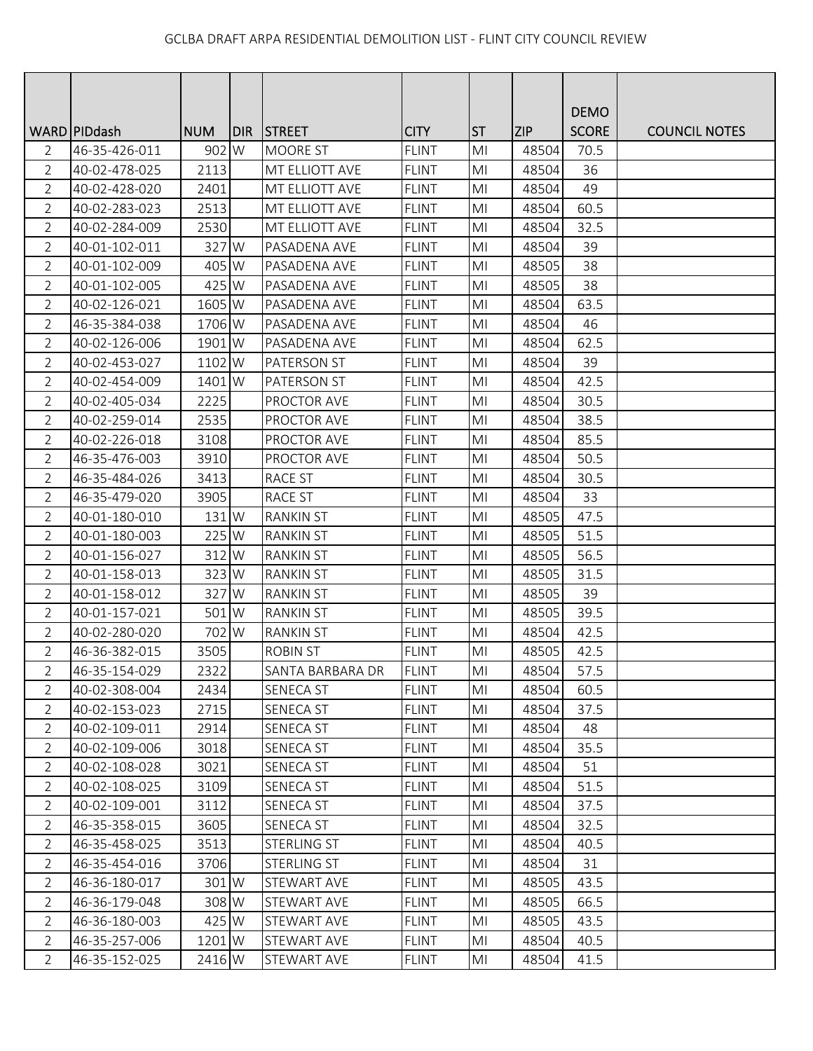| WARD | PIDdash | NUM | DIR | STREET | CITY | ST | ZIP | DEMO SCORE | COUNCIL NOTES |
|---|---|---|---|---|---|---|---|---|---|
| 2 | 46-35-426-011 | 902 | W | MOORE ST | FLINT | MI | 48504 | 70.5 | |
| 2 | 40-02-478-025 | 2113 | | MT ELLIOTT AVE | FLINT | MI | 48504 | 36 | |
| 2 | 40-02-428-020 | 2401 | | MT ELLIOTT AVE | FLINT | MI | 48504 | 49 | |
| 2 | 40-02-283-023 | 2513 | | MT ELLIOTT AVE | FLINT | MI | 48504 | 60.5 | |
| 2 | 40-02-284-009 | 2530 | | MT ELLIOTT AVE | FLINT | MI | 48504 | 32.5 | |
| 2 | 40-01-102-011 | 327 | W | PASADENA AVE | FLINT | MI | 48504 | 39 | |
| 2 | 40-01-102-009 | 405 | W | PASADENA AVE | FLINT | MI | 48505 | 38 | |
| 2 | 40-01-102-005 | 425 | W | PASADENA AVE | FLINT | MI | 48505 | 38 | |
| 2 | 40-02-126-021 | 1605 | W | PASADENA AVE | FLINT | MI | 48504 | 63.5 | |
| 2 | 46-35-384-038 | 1706 | W | PASADENA AVE | FLINT | MI | 48504 | 46 | |
| 2 | 40-02-126-006 | 1901 | W | PASADENA AVE | FLINT | MI | 48504 | 62.5 | |
| 2 | 40-02-453-027 | 1102 | W | PATERSON ST | FLINT | MI | 48504 | 39 | |
| 2 | 40-02-454-009 | 1401 | W | PATERSON ST | FLINT | MI | 48504 | 42.5 | |
| 2 | 40-02-405-034 | 2225 | | PROCTOR AVE | FLINT | MI | 48504 | 30.5 | |
| 2 | 40-02-259-014 | 2535 | | PROCTOR AVE | FLINT | MI | 48504 | 38.5 | |
| 2 | 40-02-226-018 | 3108 | | PROCTOR AVE | FLINT | MI | 48504 | 85.5 | |
| 2 | 46-35-476-003 | 3910 | | PROCTOR AVE | FLINT | MI | 48504 | 50.5 | |
| 2 | 46-35-484-026 | 3413 | | RACE ST | FLINT | MI | 48504 | 30.5 | |
| 2 | 46-35-479-020 | 3905 | | RACE ST | FLINT | MI | 48504 | 33 | |
| 2 | 40-01-180-010 | 131 | W | RANKIN ST | FLINT | MI | 48505 | 47.5 | |
| 2 | 40-01-180-003 | 225 | W | RANKIN ST | FLINT | MI | 48505 | 51.5 | |
| 2 | 40-01-156-027 | 312 | W | RANKIN ST | FLINT | MI | 48505 | 56.5 | |
| 2 | 40-01-158-013 | 323 | W | RANKIN ST | FLINT | MI | 48505 | 31.5 | |
| 2 | 40-01-158-012 | 327 | W | RANKIN ST | FLINT | MI | 48505 | 39 | |
| 2 | 40-01-157-021 | 501 | W | RANKIN ST | FLINT | MI | 48505 | 39.5 | |
| 2 | 40-02-280-020 | 702 | W | RANKIN ST | FLINT | MI | 48504 | 42.5 | |
| 2 | 46-36-382-015 | 3505 | | ROBIN ST | FLINT | MI | 48505 | 42.5 | |
| 2 | 46-35-154-029 | 2322 | | SANTA BARBARA DR | FLINT | MI | 48504 | 57.5 | |
| 2 | 40-02-308-004 | 2434 | | SENECA ST | FLINT | MI | 48504 | 60.5 | |
| 2 | 40-02-153-023 | 2715 | | SENECA ST | FLINT | MI | 48504 | 37.5 | |
| 2 | 40-02-109-011 | 2914 | | SENECA ST | FLINT | MI | 48504 | 48 | |
| 2 | 40-02-109-006 | 3018 | | SENECA ST | FLINT | MI | 48504 | 35.5 | |
| 2 | 40-02-108-028 | 3021 | | SENECA ST | FLINT | MI | 48504 | 51 | |
| 2 | 40-02-108-025 | 3109 | | SENECA ST | FLINT | MI | 48504 | 51.5 | |
| 2 | 40-02-109-001 | 3112 | | SENECA ST | FLINT | MI | 48504 | 37.5 | |
| 2 | 46-35-358-015 | 3605 | | SENECA ST | FLINT | MI | 48504 | 32.5 | |
| 2 | 46-35-458-025 | 3513 | | STERLING ST | FLINT | MI | 48504 | 40.5 | |
| 2 | 46-35-454-016 | 3706 | | STERLING ST | FLINT | MI | 48504 | 31 | |
| 2 | 46-36-180-017 | 301 | W | STEWART AVE | FLINT | MI | 48505 | 43.5 | |
| 2 | 46-36-179-048 | 308 | W | STEWART AVE | FLINT | MI | 48505 | 66.5 | |
| 2 | 46-36-180-003 | 425 | W | STEWART AVE | FLINT | MI | 48505 | 43.5 | |
| 2 | 46-35-257-006 | 1201 | W | STEWART AVE | FLINT | MI | 48504 | 40.5 | |
| 2 | 46-35-152-025 | 2416 | W | STEWART AVE | FLINT | MI | 48504 | 41.5 | |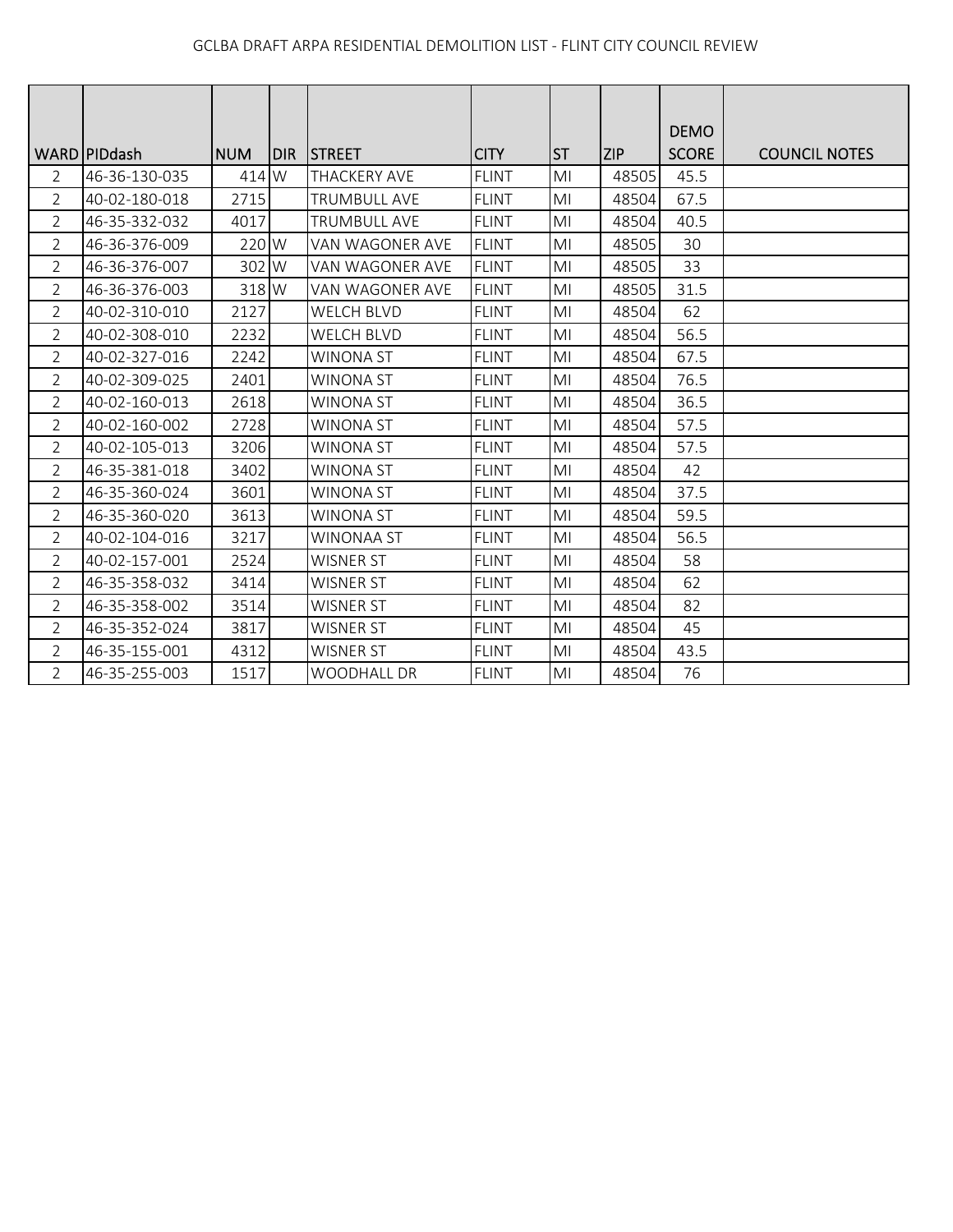GCLBA DRAFT ARPA RESIDENTIAL DEMOLITION LIST - FLINT CITY COUNCIL REVIEW

| WARD | PIDdash | NUM | DIR | STREET | CITY | ST | ZIP | DEMO SCORE | COUNCIL NOTES |
|---|---|---|---|---|---|---|---|---|---|
| 2 | 46-36-130-035 | 414 | W | THACKERY AVE | FLINT | MI | 48505 | 45.5 | |
| 2 | 40-02-180-018 | 2715 | | TRUMBULL AVE | FLINT | MI | 48504 | 67.5 | |
| 2 | 46-35-332-032 | 4017 | | TRUMBULL AVE | FLINT | MI | 48504 | 40.5 | |
| 2 | 46-36-376-009 | 220 | W | VAN WAGONER AVE | FLINT | MI | 48505 | 30 | |
| 2 | 46-36-376-007 | 302 | W | VAN WAGONER AVE | FLINT | MI | 48505 | 33 | |
| 2 | 46-36-376-003 | 318 | W | VAN WAGONER AVE | FLINT | MI | 48505 | 31.5 | |
| 2 | 40-02-310-010 | 2127 | | WELCH BLVD | FLINT | MI | 48504 | 62 | |
| 2 | 40-02-308-010 | 2232 | | WELCH BLVD | FLINT | MI | 48504 | 56.5 | |
| 2 | 40-02-327-016 | 2242 | | WINONA ST | FLINT | MI | 48504 | 67.5 | |
| 2 | 40-02-309-025 | 2401 | | WINONA ST | FLINT | MI | 48504 | 76.5 | |
| 2 | 40-02-160-013 | 2618 | | WINONA ST | FLINT | MI | 48504 | 36.5 | |
| 2 | 40-02-160-002 | 2728 | | WINONA ST | FLINT | MI | 48504 | 57.5 | |
| 2 | 40-02-105-013 | 3206 | | WINONA ST | FLINT | MI | 48504 | 57.5 | |
| 2 | 46-35-381-018 | 3402 | | WINONA ST | FLINT | MI | 48504 | 42 | |
| 2 | 46-35-360-024 | 3601 | | WINONA ST | FLINT | MI | 48504 | 37.5 | |
| 2 | 46-35-360-020 | 3613 | | WINONA ST | FLINT | MI | 48504 | 59.5 | |
| 2 | 40-02-104-016 | 3217 | | WINONAA ST | FLINT | MI | 48504 | 56.5 | |
| 2 | 40-02-157-001 | 2524 | | WISNER ST | FLINT | MI | 48504 | 58 | |
| 2 | 46-35-358-032 | 3414 | | WISNER ST | FLINT | MI | 48504 | 62 | |
| 2 | 46-35-358-002 | 3514 | | WISNER ST | FLINT | MI | 48504 | 82 | |
| 2 | 46-35-352-024 | 3817 | | WISNER ST | FLINT | MI | 48504 | 45 | |
| 2 | 46-35-155-001 | 4312 | | WISNER ST | FLINT | MI | 48504 | 43.5 | |
| 2 | 46-35-255-003 | 1517 | | WOODHALL DR | FLINT | MI | 48504 | 76 | |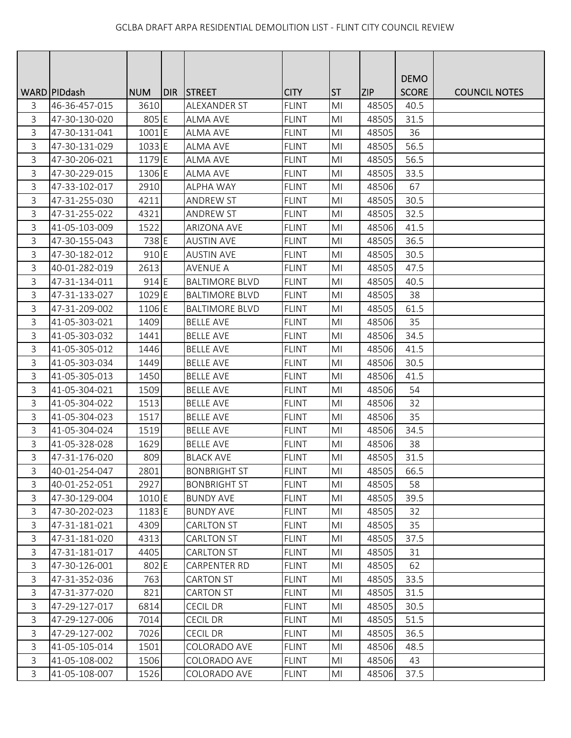GCLBA DRAFT ARPA RESIDENTIAL DEMOLITION LIST - FLINT CITY COUNCIL REVIEW

| WARD | PIDdash | NUM | DIR | STREET | CITY | ST | ZIP | DEMO SCORE | COUNCIL NOTES |
|---|---|---|---|---|---|---|---|---|---|
| 3 | 46-36-457-015 | 3610 | | ALEXANDER ST | FLINT | MI | 48505 | 40.5 | |
| 3 | 47-30-130-020 | 805 | E | ALMA AVE | FLINT | MI | 48505 | 31.5 | |
| 3 | 47-30-131-041 | 1001 | E | ALMA AVE | FLINT | MI | 48505 | 36 | |
| 3 | 47-30-131-029 | 1033 | E | ALMA AVE | FLINT | MI | 48505 | 56.5 | |
| 3 | 47-30-206-021 | 1179 | E | ALMA AVE | FLINT | MI | 48505 | 56.5 | |
| 3 | 47-30-229-015 | 1306 | E | ALMA AVE | FLINT | MI | 48505 | 33.5 | |
| 3 | 47-33-102-017 | 2910 | | ALPHA WAY | FLINT | MI | 48506 | 67 | |
| 3 | 47-31-255-030 | 4211 | | ANDREW ST | FLINT | MI | 48505 | 30.5 | |
| 3 | 47-31-255-022 | 4321 | | ANDREW ST | FLINT | MI | 48505 | 32.5 | |
| 3 | 41-05-103-009 | 1522 | | ARIZONA AVE | FLINT | MI | 48506 | 41.5 | |
| 3 | 47-30-155-043 | 738 | E | AUSTIN AVE | FLINT | MI | 48505 | 36.5 | |
| 3 | 47-30-182-012 | 910 | E | AUSTIN AVE | FLINT | MI | 48505 | 30.5 | |
| 3 | 40-01-282-019 | 2613 | | AVENUE A | FLINT | MI | 48505 | 47.5 | |
| 3 | 47-31-134-011 | 914 | E | BALTIMORE BLVD | FLINT | MI | 48505 | 40.5 | |
| 3 | 47-31-133-027 | 1029 | E | BALTIMORE BLVD | FLINT | MI | 48505 | 38 | |
| 3 | 47-31-209-002 | 1106 | E | BALTIMORE BLVD | FLINT | MI | 48505 | 61.5 | |
| 3 | 41-05-303-021 | 1409 | | BELLE AVE | FLINT | MI | 48506 | 35 | |
| 3 | 41-05-303-032 | 1441 | | BELLE AVE | FLINT | MI | 48506 | 34.5 | |
| 3 | 41-05-305-012 | 1446 | | BELLE AVE | FLINT | MI | 48506 | 41.5 | |
| 3 | 41-05-303-034 | 1449 | | BELLE AVE | FLINT | MI | 48506 | 30.5 | |
| 3 | 41-05-305-013 | 1450 | | BELLE AVE | FLINT | MI | 48506 | 41.5 | |
| 3 | 41-05-304-021 | 1509 | | BELLE AVE | FLINT | MI | 48506 | 54 | |
| 3 | 41-05-304-022 | 1513 | | BELLE AVE | FLINT | MI | 48506 | 32 | |
| 3 | 41-05-304-023 | 1517 | | BELLE AVE | FLINT | MI | 48506 | 35 | |
| 3 | 41-05-304-024 | 1519 | | BELLE AVE | FLINT | MI | 48506 | 34.5 | |
| 3 | 41-05-328-028 | 1629 | | BELLE AVE | FLINT | MI | 48506 | 38 | |
| 3 | 47-31-176-020 | 809 | | BLACK AVE | FLINT | MI | 48505 | 31.5 | |
| 3 | 40-01-254-047 | 2801 | | BONBRIGHT ST | FLINT | MI | 48505 | 66.5 | |
| 3 | 40-01-252-051 | 2927 | | BONBRIGHT ST | FLINT | MI | 48505 | 58 | |
| 3 | 47-30-129-004 | 1010 | E | BUNDY AVE | FLINT | MI | 48505 | 39.5 | |
| 3 | 47-30-202-023 | 1183 | E | BUNDY AVE | FLINT | MI | 48505 | 32 | |
| 3 | 47-31-181-021 | 4309 | | CARLTON ST | FLINT | MI | 48505 | 35 | |
| 3 | 47-31-181-020 | 4313 | | CARLTON ST | FLINT | MI | 48505 | 37.5 | |
| 3 | 47-31-181-017 | 4405 | | CARLTON ST | FLINT | MI | 48505 | 31 | |
| 3 | 47-30-126-001 | 802 | E | CARPENTER RD | FLINT | MI | 48505 | 62 | |
| 3 | 47-31-352-036 | 763 | | CARTON ST | FLINT | MI | 48505 | 33.5 | |
| 3 | 47-31-377-020 | 821 | | CARTON ST | FLINT | MI | 48505 | 31.5 | |
| 3 | 47-29-127-017 | 6814 | | CECIL DR | FLINT | MI | 48505 | 30.5 | |
| 3 | 47-29-127-006 | 7014 | | CECIL DR | FLINT | MI | 48505 | 51.5 | |
| 3 | 47-29-127-002 | 7026 | | CECIL DR | FLINT | MI | 48505 | 36.5 | |
| 3 | 41-05-105-014 | 1501 | | COLORADO AVE | FLINT | MI | 48506 | 48.5 | |
| 3 | 41-05-108-002 | 1506 | | COLORADO AVE | FLINT | MI | 48506 | 43 | |
| 3 | 41-05-108-007 | 1526 | | COLORADO AVE | FLINT | MI | 48506 | 37.5 | |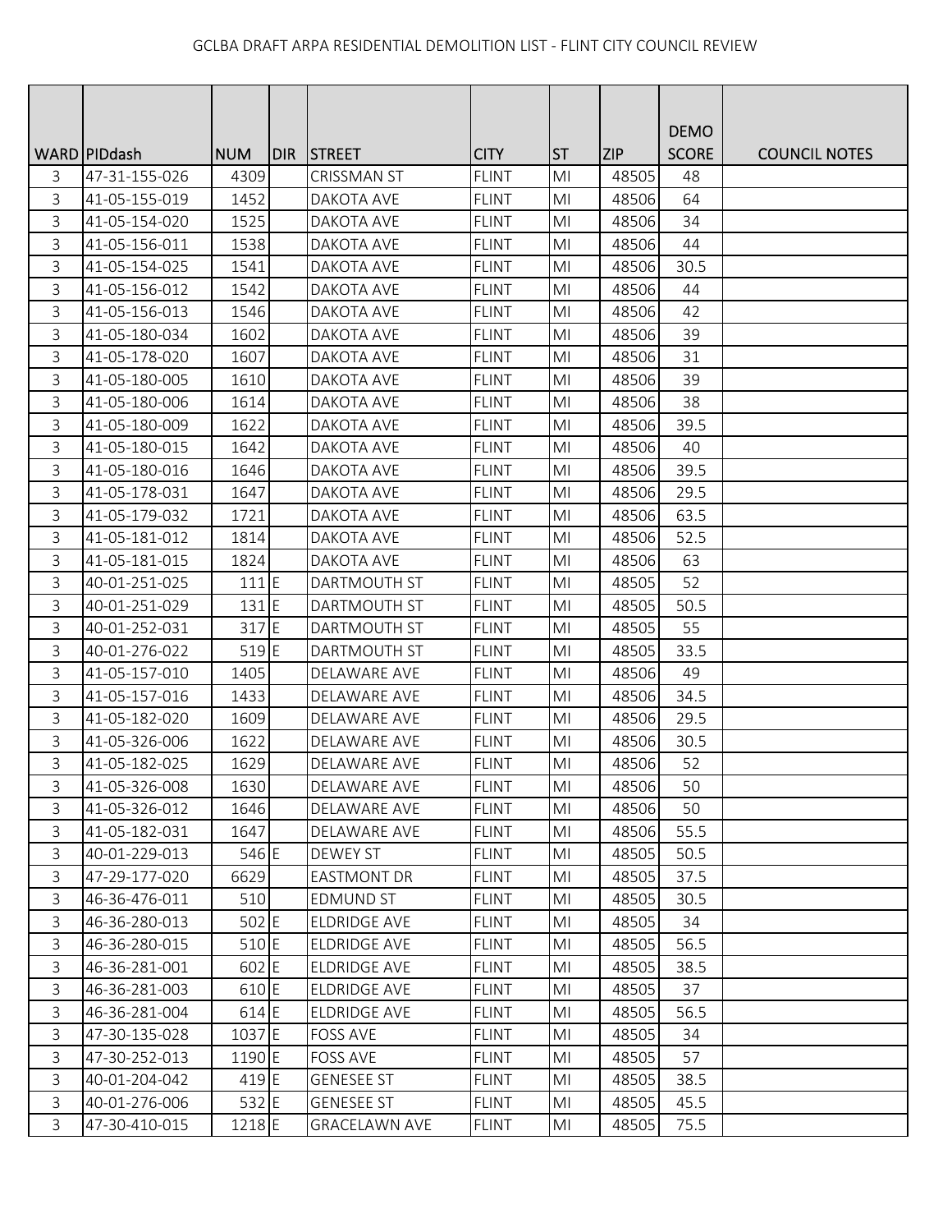GCLBA DRAFT ARPA RESIDENTIAL DEMOLITION LIST - FLINT CITY COUNCIL REVIEW

| WARD | PIDdash | NUM | DIR | STREET | CITY | ST | ZIP | DEMO SCORE | COUNCIL NOTES |
|---|---|---|---|---|---|---|---|---|---|
| 3 | 47-31-155-026 | 4309 | | CRISSMAN ST | FLINT | MI | 48505 | 48 | |
| 3 | 41-05-155-019 | 1452 | | DAKOTA AVE | FLINT | MI | 48506 | 64 | |
| 3 | 41-05-154-020 | 1525 | | DAKOTA AVE | FLINT | MI | 48506 | 34 | |
| 3 | 41-05-156-011 | 1538 | | DAKOTA AVE | FLINT | MI | 48506 | 44 | |
| 3 | 41-05-154-025 | 1541 | | DAKOTA AVE | FLINT | MI | 48506 | 30.5 | |
| 3 | 41-05-156-012 | 1542 | | DAKOTA AVE | FLINT | MI | 48506 | 44 | |
| 3 | 41-05-156-013 | 1546 | | DAKOTA AVE | FLINT | MI | 48506 | 42 | |
| 3 | 41-05-180-034 | 1602 | | DAKOTA AVE | FLINT | MI | 48506 | 39 | |
| 3 | 41-05-178-020 | 1607 | | DAKOTA AVE | FLINT | MI | 48506 | 31 | |
| 3 | 41-05-180-005 | 1610 | | DAKOTA AVE | FLINT | MI | 48506 | 39 | |
| 3 | 41-05-180-006 | 1614 | | DAKOTA AVE | FLINT | MI | 48506 | 38 | |
| 3 | 41-05-180-009 | 1622 | | DAKOTA AVE | FLINT | MI | 48506 | 39.5 | |
| 3 | 41-05-180-015 | 1642 | | DAKOTA AVE | FLINT | MI | 48506 | 40 | |
| 3 | 41-05-180-016 | 1646 | | DAKOTA AVE | FLINT | MI | 48506 | 39.5 | |
| 3 | 41-05-178-031 | 1647 | | DAKOTA AVE | FLINT | MI | 48506 | 29.5 | |
| 3 | 41-05-179-032 | 1721 | | DAKOTA AVE | FLINT | MI | 48506 | 63.5 | |
| 3 | 41-05-181-012 | 1814 | | DAKOTA AVE | FLINT | MI | 48506 | 52.5 | |
| 3 | 41-05-181-015 | 1824 | | DAKOTA AVE | FLINT | MI | 48506 | 63 | |
| 3 | 40-01-251-025 | 111 | E | DARTMOUTH ST | FLINT | MI | 48505 | 52 | |
| 3 | 40-01-251-029 | 131 | E | DARTMOUTH ST | FLINT | MI | 48505 | 50.5 | |
| 3 | 40-01-252-031 | 317 | E | DARTMOUTH ST | FLINT | MI | 48505 | 55 | |
| 3 | 40-01-276-022 | 519 | E | DARTMOUTH ST | FLINT | MI | 48505 | 33.5 | |
| 3 | 41-05-157-010 | 1405 | | DELAWARE AVE | FLINT | MI | 48506 | 49 | |
| 3 | 41-05-157-016 | 1433 | | DELAWARE AVE | FLINT | MI | 48506 | 34.5 | |
| 3 | 41-05-182-020 | 1609 | | DELAWARE AVE | FLINT | MI | 48506 | 29.5 | |
| 3 | 41-05-326-006 | 1622 | | DELAWARE AVE | FLINT | MI | 48506 | 30.5 | |
| 3 | 41-05-182-025 | 1629 | | DELAWARE AVE | FLINT | MI | 48506 | 52 | |
| 3 | 41-05-326-008 | 1630 | | DELAWARE AVE | FLINT | MI | 48506 | 50 | |
| 3 | 41-05-326-012 | 1646 | | DELAWARE AVE | FLINT | MI | 48506 | 50 | |
| 3 | 41-05-182-031 | 1647 | | DELAWARE AVE | FLINT | MI | 48506 | 55.5 | |
| 3 | 40-01-229-013 | 546 | E | DEWEY ST | FLINT | MI | 48505 | 50.5 | |
| 3 | 47-29-177-020 | 6629 | | EASTMONT DR | FLINT | MI | 48505 | 37.5 | |
| 3 | 46-36-476-011 | 510 | | EDMUND ST | FLINT | MI | 48505 | 30.5 | |
| 3 | 46-36-280-013 | 502 | E | ELDRIDGE AVE | FLINT | MI | 48505 | 34 | |
| 3 | 46-36-280-015 | 510 | E | ELDRIDGE AVE | FLINT | MI | 48505 | 56.5 | |
| 3 | 46-36-281-001 | 602 | E | ELDRIDGE AVE | FLINT | MI | 48505 | 38.5 | |
| 3 | 46-36-281-003 | 610 | E | ELDRIDGE AVE | FLINT | MI | 48505 | 37 | |
| 3 | 46-36-281-004 | 614 | E | ELDRIDGE AVE | FLINT | MI | 48505 | 56.5 | |
| 3 | 47-30-135-028 | 1037 | E | FOSS AVE | FLINT | MI | 48505 | 34 | |
| 3 | 47-30-252-013 | 1190 | E | FOSS AVE | FLINT | MI | 48505 | 57 | |
| 3 | 40-01-204-042 | 419 | E | GENESEE ST | FLINT | MI | 48505 | 38.5 | |
| 3 | 40-01-276-006 | 532 | E | GENESEE ST | FLINT | MI | 48505 | 45.5 | |
| 3 | 47-30-410-015 | 1218 | E | GRACELAWN AVE | FLINT | MI | 48505 | 75.5 | |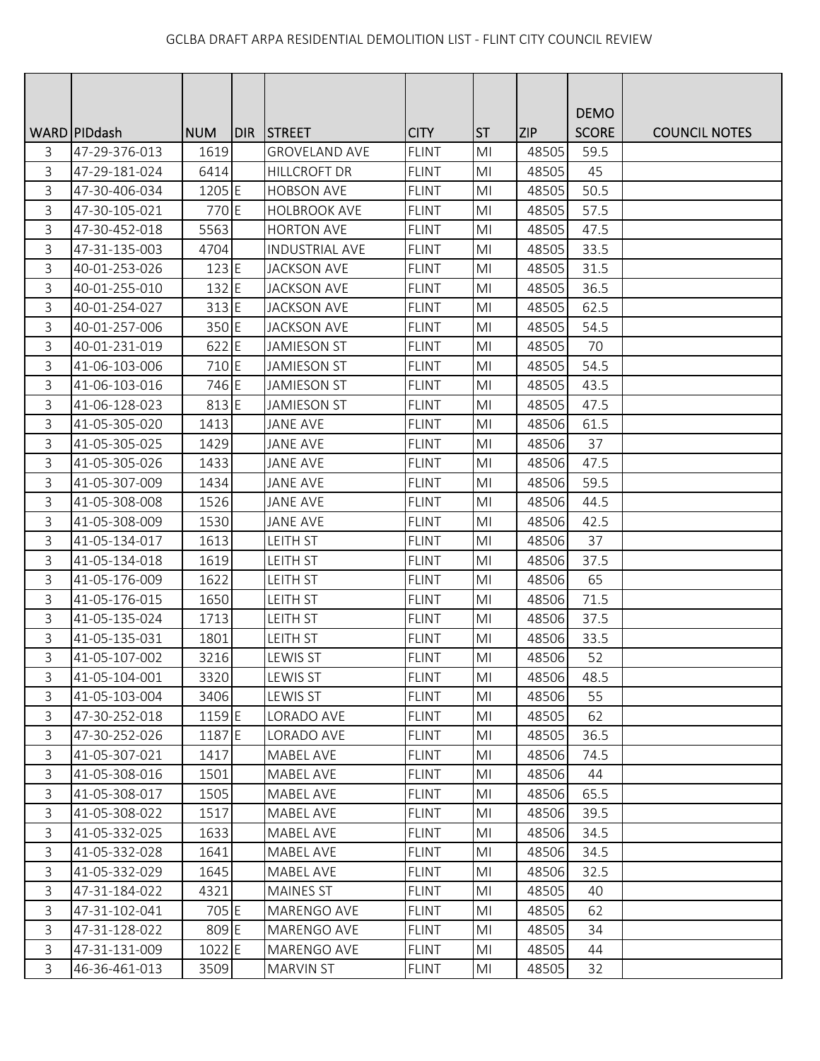GCLBA DRAFT ARPA RESIDENTIAL DEMOLITION LIST - FLINT CITY COUNCIL REVIEW

| WARD | PIDdash | NUM | DIR | STREET | CITY | ST | ZIP | DEMO SCORE | COUNCIL NOTES |
|---|---|---|---|---|---|---|---|---|---|
| 3 | 47-29-376-013 | 1619 | | GROVELAND AVE | FLINT | MI | 48505 | 59.5 | |
| 3 | 47-29-181-024 | 6414 | | HILLCROFT DR | FLINT | MI | 48505 | 45 | |
| 3 | 47-30-406-034 | 1205 | E | HOBSON AVE | FLINT | MI | 48505 | 50.5 | |
| 3 | 47-30-105-021 | 770 | E | HOLBROOK AVE | FLINT | MI | 48505 | 57.5 | |
| 3 | 47-30-452-018 | 5563 | | HORTON AVE | FLINT | MI | 48505 | 47.5 | |
| 3 | 47-31-135-003 | 4704 | | INDUSTRIAL AVE | FLINT | MI | 48505 | 33.5 | |
| 3 | 40-01-253-026 | 123 | E | JACKSON AVE | FLINT | MI | 48505 | 31.5 | |
| 3 | 40-01-255-010 | 132 | E | JACKSON AVE | FLINT | MI | 48505 | 36.5 | |
| 3 | 40-01-254-027 | 313 | E | JACKSON AVE | FLINT | MI | 48505 | 62.5 | |
| 3 | 40-01-257-006 | 350 | E | JACKSON AVE | FLINT | MI | 48505 | 54.5 | |
| 3 | 40-01-231-019 | 622 | E | JAMIESON ST | FLINT | MI | 48505 | 70 | |
| 3 | 41-06-103-006 | 710 | E | JAMIESON ST | FLINT | MI | 48505 | 54.5 | |
| 3 | 41-06-103-016 | 746 | E | JAMIESON ST | FLINT | MI | 48505 | 43.5 | |
| 3 | 41-06-128-023 | 813 | E | JAMIESON ST | FLINT | MI | 48505 | 47.5 | |
| 3 | 41-05-305-020 | 1413 | | JANE AVE | FLINT | MI | 48506 | 61.5 | |
| 3 | 41-05-305-025 | 1429 | | JANE AVE | FLINT | MI | 48506 | 37 | |
| 3 | 41-05-305-026 | 1433 | | JANE AVE | FLINT | MI | 48506 | 47.5 | |
| 3 | 41-05-307-009 | 1434 | | JANE AVE | FLINT | MI | 48506 | 59.5 | |
| 3 | 41-05-308-008 | 1526 | | JANE AVE | FLINT | MI | 48506 | 44.5 | |
| 3 | 41-05-308-009 | 1530 | | JANE AVE | FLINT | MI | 48506 | 42.5 | |
| 3 | 41-05-134-017 | 1613 | | LEITH ST | FLINT | MI | 48506 | 37 | |
| 3 | 41-05-134-018 | 1619 | | LEITH ST | FLINT | MI | 48506 | 37.5 | |
| 3 | 41-05-176-009 | 1622 | | LEITH ST | FLINT | MI | 48506 | 65 | |
| 3 | 41-05-176-015 | 1650 | | LEITH ST | FLINT | MI | 48506 | 71.5 | |
| 3 | 41-05-135-024 | 1713 | | LEITH ST | FLINT | MI | 48506 | 37.5 | |
| 3 | 41-05-135-031 | 1801 | | LEITH ST | FLINT | MI | 48506 | 33.5 | |
| 3 | 41-05-107-002 | 3216 | | LEWIS ST | FLINT | MI | 48506 | 52 | |
| 3 | 41-05-104-001 | 3320 | | LEWIS ST | FLINT | MI | 48506 | 48.5 | |
| 3 | 41-05-103-004 | 3406 | | LEWIS ST | FLINT | MI | 48506 | 55 | |
| 3 | 47-30-252-018 | 1159 | E | LORADO AVE | FLINT | MI | 48505 | 62 | |
| 3 | 47-30-252-026 | 1187 | E | LORADO AVE | FLINT | MI | 48505 | 36.5 | |
| 3 | 41-05-307-021 | 1417 | | MABEL AVE | FLINT | MI | 48506 | 74.5 | |
| 3 | 41-05-308-016 | 1501 | | MABEL AVE | FLINT | MI | 48506 | 44 | |
| 3 | 41-05-308-017 | 1505 | | MABEL AVE | FLINT | MI | 48506 | 65.5 | |
| 3 | 41-05-308-022 | 1517 | | MABEL AVE | FLINT | MI | 48506 | 39.5 | |
| 3 | 41-05-332-025 | 1633 | | MABEL AVE | FLINT | MI | 48506 | 34.5 | |
| 3 | 41-05-332-028 | 1641 | | MABEL AVE | FLINT | MI | 48506 | 34.5 | |
| 3 | 41-05-332-029 | 1645 | | MABEL AVE | FLINT | MI | 48506 | 32.5 | |
| 3 | 47-31-184-022 | 4321 | | MAINES ST | FLINT | MI | 48505 | 40 | |
| 3 | 47-31-102-041 | 705 | E | MARENGO AVE | FLINT | MI | 48505 | 62 | |
| 3 | 47-31-128-022 | 809 | E | MARENGO AVE | FLINT | MI | 48505 | 34 | |
| 3 | 47-31-131-009 | 1022 | E | MARENGO AVE | FLINT | MI | 48505 | 44 | |
| 3 | 46-36-461-013 | 3509 | | MARVIN ST | FLINT | MI | 48505 | 32 | |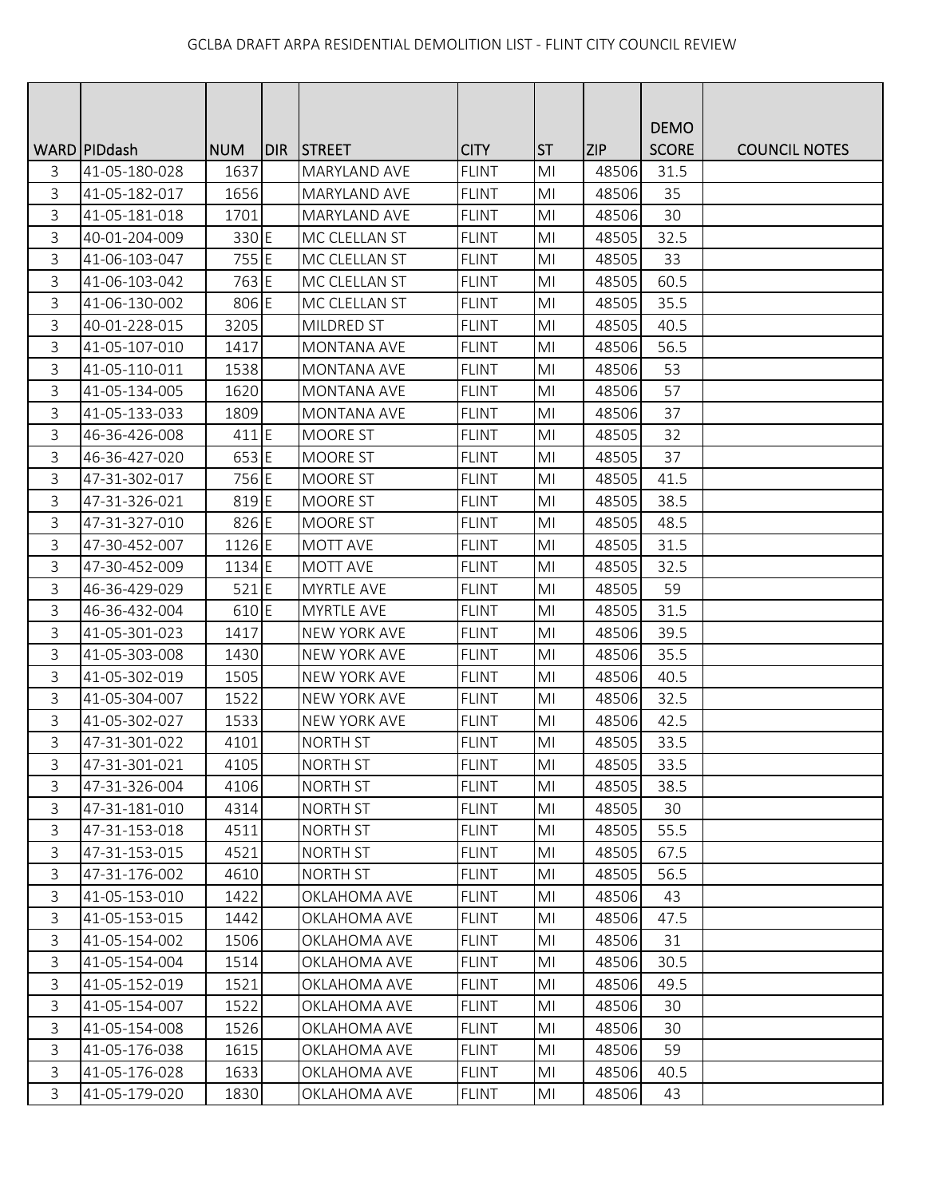GCLBA DRAFT ARPA RESIDENTIAL DEMOLITION LIST - FLINT CITY COUNCIL REVIEW

| WARD | PIDdash | NUM | DIR | STREET | CITY | ST | ZIP | DEMO SCORE | COUNCIL NOTES |
|---|---|---|---|---|---|---|---|---|---|
| 3 | 41-05-180-028 | 1637 | | MARYLAND AVE | FLINT | MI | 48506 | 31.5 | |
| 3 | 41-05-182-017 | 1656 | | MARYLAND AVE | FLINT | MI | 48506 | 35 | |
| 3 | 41-05-181-018 | 1701 | | MARYLAND AVE | FLINT | MI | 48506 | 30 | |
| 3 | 40-01-204-009 | 330 | E | MC CLELLAN ST | FLINT | MI | 48505 | 32.5 | |
| 3 | 41-06-103-047 | 755 | E | MC CLELLAN ST | FLINT | MI | 48505 | 33 | |
| 3 | 41-06-103-042 | 763 | E | MC CLELLAN ST | FLINT | MI | 48505 | 60.5 | |
| 3 | 41-06-130-002 | 806 | E | MC CLELLAN ST | FLINT | MI | 48505 | 35.5 | |
| 3 | 40-01-228-015 | 3205 | | MILDRED ST | FLINT | MI | 48505 | 40.5 | |
| 3 | 41-05-107-010 | 1417 | | MONTANA AVE | FLINT | MI | 48506 | 56.5 | |
| 3 | 41-05-110-011 | 1538 | | MONTANA AVE | FLINT | MI | 48506 | 53 | |
| 3 | 41-05-134-005 | 1620 | | MONTANA AVE | FLINT | MI | 48506 | 57 | |
| 3 | 41-05-133-033 | 1809 | | MONTANA AVE | FLINT | MI | 48506 | 37 | |
| 3 | 46-36-426-008 | 411 | E | MOORE ST | FLINT | MI | 48505 | 32 | |
| 3 | 46-36-427-020 | 653 | E | MOORE ST | FLINT | MI | 48505 | 37 | |
| 3 | 47-31-302-017 | 756 | E | MOORE ST | FLINT | MI | 48505 | 41.5 | |
| 3 | 47-31-326-021 | 819 | E | MOORE ST | FLINT | MI | 48505 | 38.5 | |
| 3 | 47-31-327-010 | 826 | E | MOORE ST | FLINT | MI | 48505 | 48.5 | |
| 3 | 47-30-452-007 | 1126 | E | MOTT AVE | FLINT | MI | 48505 | 31.5 | |
| 3 | 47-30-452-009 | 1134 | E | MOTT AVE | FLINT | MI | 48505 | 32.5 | |
| 3 | 46-36-429-029 | 521 | E | MYRTLE AVE | FLINT | MI | 48505 | 59 | |
| 3 | 46-36-432-004 | 610 | E | MYRTLE AVE | FLINT | MI | 48505 | 31.5 | |
| 3 | 41-05-301-023 | 1417 | | NEW YORK AVE | FLINT | MI | 48506 | 39.5 | |
| 3 | 41-05-303-008 | 1430 | | NEW YORK AVE | FLINT | MI | 48506 | 35.5 | |
| 3 | 41-05-302-019 | 1505 | | NEW YORK AVE | FLINT | MI | 48506 | 40.5 | |
| 3 | 41-05-304-007 | 1522 | | NEW YORK AVE | FLINT | MI | 48506 | 32.5 | |
| 3 | 41-05-302-027 | 1533 | | NEW YORK AVE | FLINT | MI | 48506 | 42.5 | |
| 3 | 47-31-301-022 | 4101 | | NORTH ST | FLINT | MI | 48505 | 33.5 | |
| 3 | 47-31-301-021 | 4105 | | NORTH ST | FLINT | MI | 48505 | 33.5 | |
| 3 | 47-31-326-004 | 4106 | | NORTH ST | FLINT | MI | 48505 | 38.5 | |
| 3 | 47-31-181-010 | 4314 | | NORTH ST | FLINT | MI | 48505 | 30 | |
| 3 | 47-31-153-018 | 4511 | | NORTH ST | FLINT | MI | 48505 | 55.5 | |
| 3 | 47-31-153-015 | 4521 | | NORTH ST | FLINT | MI | 48505 | 67.5 | |
| 3 | 47-31-176-002 | 4610 | | NORTH ST | FLINT | MI | 48505 | 56.5 | |
| 3 | 41-05-153-010 | 1422 | | OKLAHOMA AVE | FLINT | MI | 48506 | 43 | |
| 3 | 41-05-153-015 | 1442 | | OKLAHOMA AVE | FLINT | MI | 48506 | 47.5 | |
| 3 | 41-05-154-002 | 1506 | | OKLAHOMA AVE | FLINT | MI | 48506 | 31 | |
| 3 | 41-05-154-004 | 1514 | | OKLAHOMA AVE | FLINT | MI | 48506 | 30.5 | |
| 3 | 41-05-152-019 | 1521 | | OKLAHOMA AVE | FLINT | MI | 48506 | 49.5 | |
| 3 | 41-05-154-007 | 1522 | | OKLAHOMA AVE | FLINT | MI | 48506 | 30 | |
| 3 | 41-05-154-008 | 1526 | | OKLAHOMA AVE | FLINT | MI | 48506 | 30 | |
| 3 | 41-05-176-038 | 1615 | | OKLAHOMA AVE | FLINT | MI | 48506 | 59 | |
| 3 | 41-05-176-028 | 1633 | | OKLAHOMA AVE | FLINT | MI | 48506 | 40.5 | |
| 3 | 41-05-179-020 | 1830 | | OKLAHOMA AVE | FLINT | MI | 48506 | 43 | |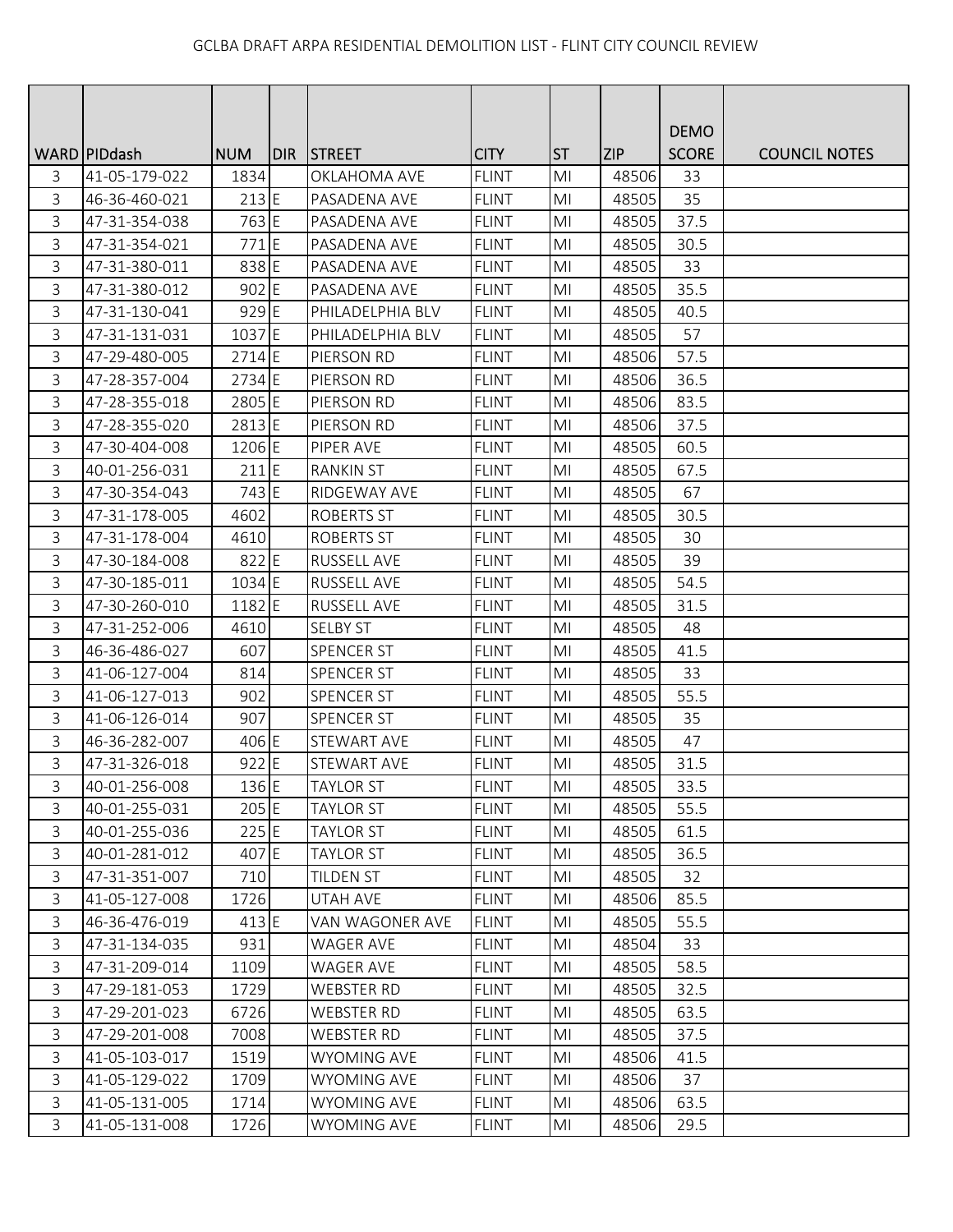GCLBA DRAFT ARPA RESIDENTIAL DEMOLITION LIST - FLINT CITY COUNCIL REVIEW

| WARD | PIDdash | NUM | DIR | STREET | CITY | ST | ZIP | DEMO SCORE | COUNCIL NOTES |
|---|---|---|---|---|---|---|---|---|---|
| 3 | 41-05-179-022 | 1834 | | OKLAHOMA AVE | FLINT | MI | 48506 | 33 | |
| 3 | 46-36-460-021 | 213 | E | PASADENA AVE | FLINT | MI | 48505 | 35 | |
| 3 | 47-31-354-038 | 763 | E | PASADENA AVE | FLINT | MI | 48505 | 37.5 | |
| 3 | 47-31-354-021 | 771 | E | PASADENA AVE | FLINT | MI | 48505 | 30.5 | |
| 3 | 47-31-380-011 | 838 | E | PASADENA AVE | FLINT | MI | 48505 | 33 | |
| 3 | 47-31-380-012 | 902 | E | PASADENA AVE | FLINT | MI | 48505 | 35.5 | |
| 3 | 47-31-130-041 | 929 | E | PHILADELPHIA BLV | FLINT | MI | 48505 | 40.5 | |
| 3 | 47-31-131-031 | 1037 | E | PHILADELPHIA BLV | FLINT | MI | 48505 | 57 | |
| 3 | 47-29-480-005 | 2714 | E | PIERSON RD | FLINT | MI | 48506 | 57.5 | |
| 3 | 47-28-357-004 | 2734 | E | PIERSON RD | FLINT | MI | 48506 | 36.5 | |
| 3 | 47-28-355-018 | 2805 | E | PIERSON RD | FLINT | MI | 48506 | 83.5 | |
| 3 | 47-28-355-020 | 2813 | E | PIERSON RD | FLINT | MI | 48506 | 37.5 | |
| 3 | 47-30-404-008 | 1206 | E | PIPER AVE | FLINT | MI | 48505 | 60.5 | |
| 3 | 40-01-256-031 | 211 | E | RANKIN ST | FLINT | MI | 48505 | 67.5 | |
| 3 | 47-30-354-043 | 743 | E | RIDGEWAY AVE | FLINT | MI | 48505 | 67 | |
| 3 | 47-31-178-005 | 4602 | | ROBERTS ST | FLINT | MI | 48505 | 30.5 | |
| 3 | 47-31-178-004 | 4610 | | ROBERTS ST | FLINT | MI | 48505 | 30 | |
| 3 | 47-30-184-008 | 822 | E | RUSSELL AVE | FLINT | MI | 48505 | 39 | |
| 3 | 47-30-185-011 | 1034 | E | RUSSELL AVE | FLINT | MI | 48505 | 54.5 | |
| 3 | 47-30-260-010 | 1182 | E | RUSSELL AVE | FLINT | MI | 48505 | 31.5 | |
| 3 | 47-31-252-006 | 4610 | | SELBY ST | FLINT | MI | 48505 | 48 | |
| 3 | 46-36-486-027 | 607 | | SPENCER ST | FLINT | MI | 48505 | 41.5 | |
| 3 | 41-06-127-004 | 814 | | SPENCER ST | FLINT | MI | 48505 | 33 | |
| 3 | 41-06-127-013 | 902 | | SPENCER ST | FLINT | MI | 48505 | 55.5 | |
| 3 | 41-06-126-014 | 907 | | SPENCER ST | FLINT | MI | 48505 | 35 | |
| 3 | 46-36-282-007 | 406 | E | STEWART AVE | FLINT | MI | 48505 | 47 | |
| 3 | 47-31-326-018 | 922 | E | STEWART AVE | FLINT | MI | 48505 | 31.5 | |
| 3 | 40-01-256-008 | 136 | E | TAYLOR ST | FLINT | MI | 48505 | 33.5 | |
| 3 | 40-01-255-031 | 205 | E | TAYLOR ST | FLINT | MI | 48505 | 55.5 | |
| 3 | 40-01-255-036 | 225 | E | TAYLOR ST | FLINT | MI | 48505 | 61.5 | |
| 3 | 40-01-281-012 | 407 | E | TAYLOR ST | FLINT | MI | 48505 | 36.5 | |
| 3 | 47-31-351-007 | 710 | | TILDEN ST | FLINT | MI | 48505 | 32 | |
| 3 | 41-05-127-008 | 1726 | | UTAH AVE | FLINT | MI | 48506 | 85.5 | |
| 3 | 46-36-476-019 | 413 | E | VAN WAGONER AVE | FLINT | MI | 48505 | 55.5 | |
| 3 | 47-31-134-035 | 931 | | WAGER AVE | FLINT | MI | 48504 | 33 | |
| 3 | 47-31-209-014 | 1109 | | WAGER AVE | FLINT | MI | 48505 | 58.5 | |
| 3 | 47-29-181-053 | 1729 | | WEBSTER RD | FLINT | MI | 48505 | 32.5 | |
| 3 | 47-29-201-023 | 6726 | | WEBSTER RD | FLINT | MI | 48505 | 63.5 | |
| 3 | 47-29-201-008 | 7008 | | WEBSTER RD | FLINT | MI | 48505 | 37.5 | |
| 3 | 41-05-103-017 | 1519 | | WYOMING AVE | FLINT | MI | 48506 | 41.5 | |
| 3 | 41-05-129-022 | 1709 | | WYOMING AVE | FLINT | MI | 48506 | 37 | |
| 3 | 41-05-131-005 | 1714 | | WYOMING AVE | FLINT | MI | 48506 | 63.5 | |
| 3 | 41-05-131-008 | 1726 | | WYOMING AVE | FLINT | MI | 48506 | 29.5 | |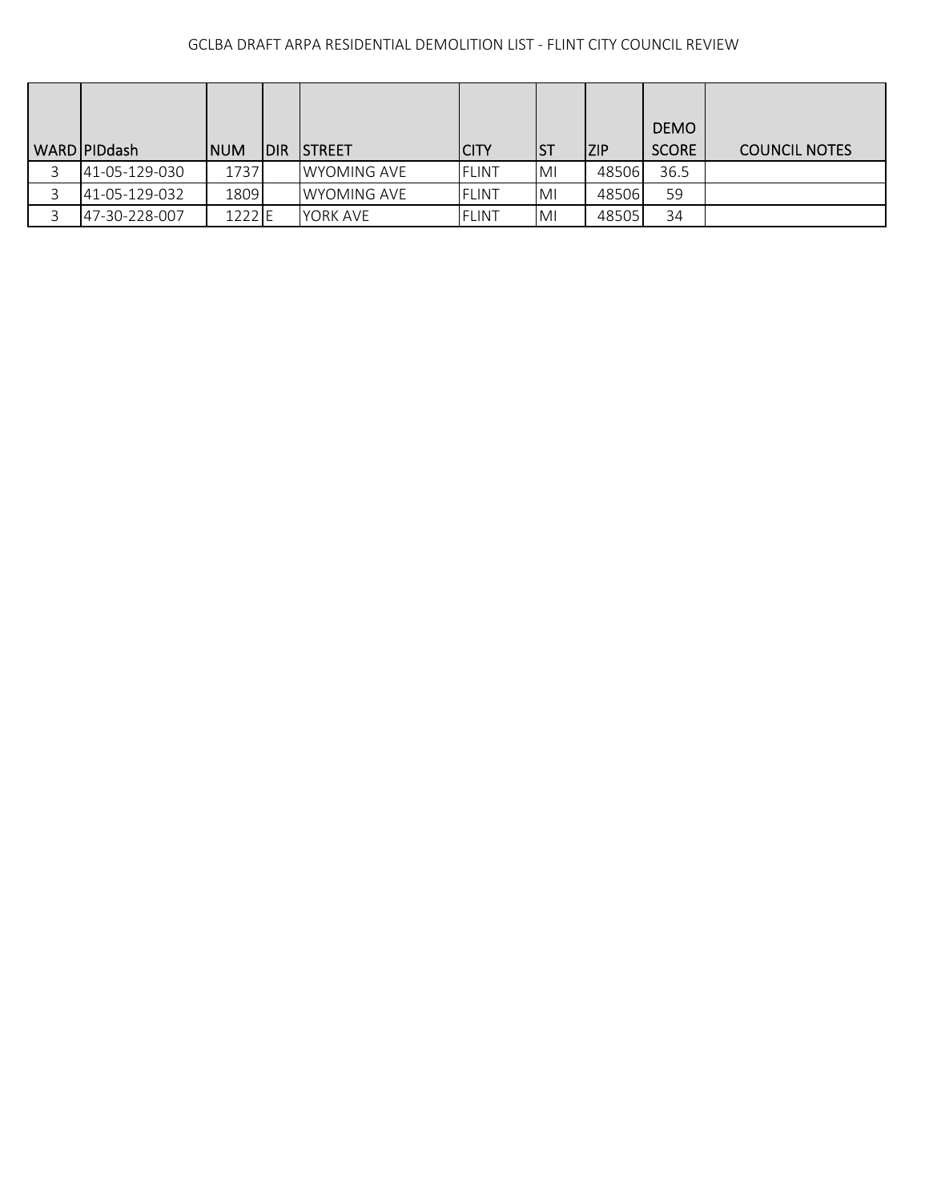GCLBA DRAFT ARPA RESIDENTIAL DEMOLITION LIST - FLINT CITY COUNCIL REVIEW

| WARD | PIDdash | NUM | DIR | STREET | CITY | ST | ZIP | DEMO SCORE | COUNCIL NOTES |
|---|---|---|---|---|---|---|---|---|---|
| 3 | 41-05-129-030 | 1737 | | WYOMING AVE | FLINT | MI | 48506 | 36.5 | |
| 3 | 41-05-129-032 | 1809 | | WYOMING AVE | FLINT | MI | 48506 | 59 | |
| 3 | 47-30-228-007 | 1222 | E | YORK AVE | FLINT | MI | 48505 | 34 | |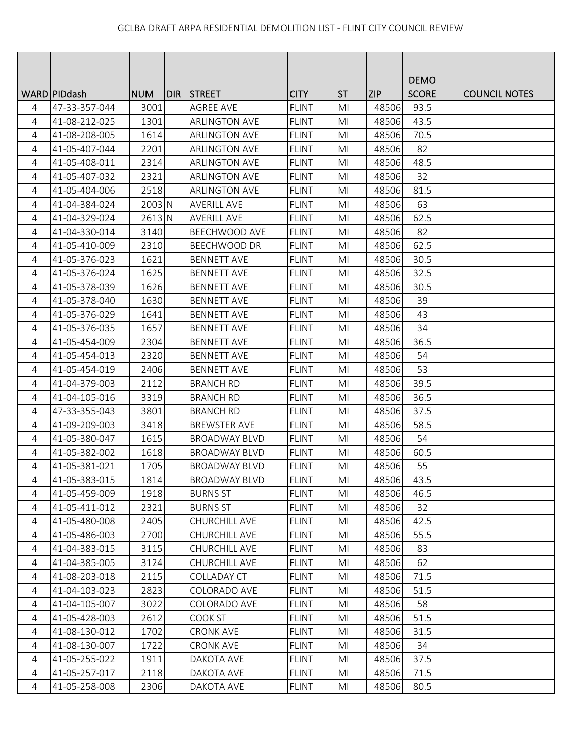GCLBA DRAFT ARPA RESIDENTIAL DEMOLITION LIST - FLINT CITY COUNCIL REVIEW

| WARD | PIDdash | NUM | DIR | STREET | CITY | ST | ZIP | DEMO SCORE | COUNCIL NOTES |
|---|---|---|---|---|---|---|---|---|---|
| 4 | 47-33-357-044 | 3001 | | AGREE AVE | FLINT | MI | 48506 | 93.5 | |
| 4 | 41-08-212-025 | 1301 | | ARLINGTON AVE | FLINT | MI | 48506 | 43.5 | |
| 4 | 41-08-208-005 | 1614 | | ARLINGTON AVE | FLINT | MI | 48506 | 70.5 | |
| 4 | 41-05-407-044 | 2201 | | ARLINGTON AVE | FLINT | MI | 48506 | 82 | |
| 4 | 41-05-408-011 | 2314 | | ARLINGTON AVE | FLINT | MI | 48506 | 48.5 | |
| 4 | 41-05-407-032 | 2321 | | ARLINGTON AVE | FLINT | MI | 48506 | 32 | |
| 4 | 41-05-404-006 | 2518 | | ARLINGTON AVE | FLINT | MI | 48506 | 81.5 | |
| 4 | 41-04-384-024 | 2003 | N | AVERILL AVE | FLINT | MI | 48506 | 63 | |
| 4 | 41-04-329-024 | 2613 | N | AVERILL AVE | FLINT | MI | 48506 | 62.5 | |
| 4 | 41-04-330-014 | 3140 | | BEECHWOOD AVE | FLINT | MI | 48506 | 82 | |
| 4 | 41-05-410-009 | 2310 | | BEECHWOOD DR | FLINT | MI | 48506 | 62.5 | |
| 4 | 41-05-376-023 | 1621 | | BENNETT AVE | FLINT | MI | 48506 | 30.5 | |
| 4 | 41-05-376-024 | 1625 | | BENNETT AVE | FLINT | MI | 48506 | 32.5 | |
| 4 | 41-05-378-039 | 1626 | | BENNETT AVE | FLINT | MI | 48506 | 30.5 | |
| 4 | 41-05-378-040 | 1630 | | BENNETT AVE | FLINT | MI | 48506 | 39 | |
| 4 | 41-05-376-029 | 1641 | | BENNETT AVE | FLINT | MI | 48506 | 43 | |
| 4 | 41-05-376-035 | 1657 | | BENNETT AVE | FLINT | MI | 48506 | 34 | |
| 4 | 41-05-454-009 | 2304 | | BENNETT AVE | FLINT | MI | 48506 | 36.5 | |
| 4 | 41-05-454-013 | 2320 | | BENNETT AVE | FLINT | MI | 48506 | 54 | |
| 4 | 41-05-454-019 | 2406 | | BENNETT AVE | FLINT | MI | 48506 | 53 | |
| 4 | 41-04-379-003 | 2112 | | BRANCH RD | FLINT | MI | 48506 | 39.5 | |
| 4 | 41-04-105-016 | 3319 | | BRANCH RD | FLINT | MI | 48506 | 36.5 | |
| 4 | 47-33-355-043 | 3801 | | BRANCH RD | FLINT | MI | 48506 | 37.5 | |
| 4 | 41-09-209-003 | 3418 | | BREWSTER AVE | FLINT | MI | 48506 | 58.5 | |
| 4 | 41-05-380-047 | 1615 | | BROADWAY BLVD | FLINT | MI | 48506 | 54 | |
| 4 | 41-05-382-002 | 1618 | | BROADWAY BLVD | FLINT | MI | 48506 | 60.5 | |
| 4 | 41-05-381-021 | 1705 | | BROADWAY BLVD | FLINT | MI | 48506 | 55 | |
| 4 | 41-05-383-015 | 1814 | | BROADWAY BLVD | FLINT | MI | 48506 | 43.5 | |
| 4 | 41-05-459-009 | 1918 | | BURNS ST | FLINT | MI | 48506 | 46.5 | |
| 4 | 41-05-411-012 | 2321 | | BURNS ST | FLINT | MI | 48506 | 32 | |
| 4 | 41-05-480-008 | 2405 | | CHURCHILL AVE | FLINT | MI | 48506 | 42.5 | |
| 4 | 41-05-486-003 | 2700 | | CHURCHILL AVE | FLINT | MI | 48506 | 55.5 | |
| 4 | 41-04-383-015 | 3115 | | CHURCHILL AVE | FLINT | MI | 48506 | 83 | |
| 4 | 41-04-385-005 | 3124 | | CHURCHILL AVE | FLINT | MI | 48506 | 62 | |
| 4 | 41-08-203-018 | 2115 | | COLLADAY CT | FLINT | MI | 48506 | 71.5 | |
| 4 | 41-04-103-023 | 2823 | | COLORADO AVE | FLINT | MI | 48506 | 51.5 | |
| 4 | 41-04-105-007 | 3022 | | COLORADO AVE | FLINT | MI | 48506 | 58 | |
| 4 | 41-05-428-003 | 2612 | | COOK ST | FLINT | MI | 48506 | 51.5 | |
| 4 | 41-08-130-012 | 1702 | | CRONK AVE | FLINT | MI | 48506 | 31.5 | |
| 4 | 41-08-130-007 | 1722 | | CRONK AVE | FLINT | MI | 48506 | 34 | |
| 4 | 41-05-255-022 | 1911 | | DAKOTA AVE | FLINT | MI | 48506 | 37.5 | |
| 4 | 41-05-257-017 | 2118 | | DAKOTA AVE | FLINT | MI | 48506 | 71.5 | |
| 4 | 41-05-258-008 | 2306 | | DAKOTA AVE | FLINT | MI | 48506 | 80.5 | |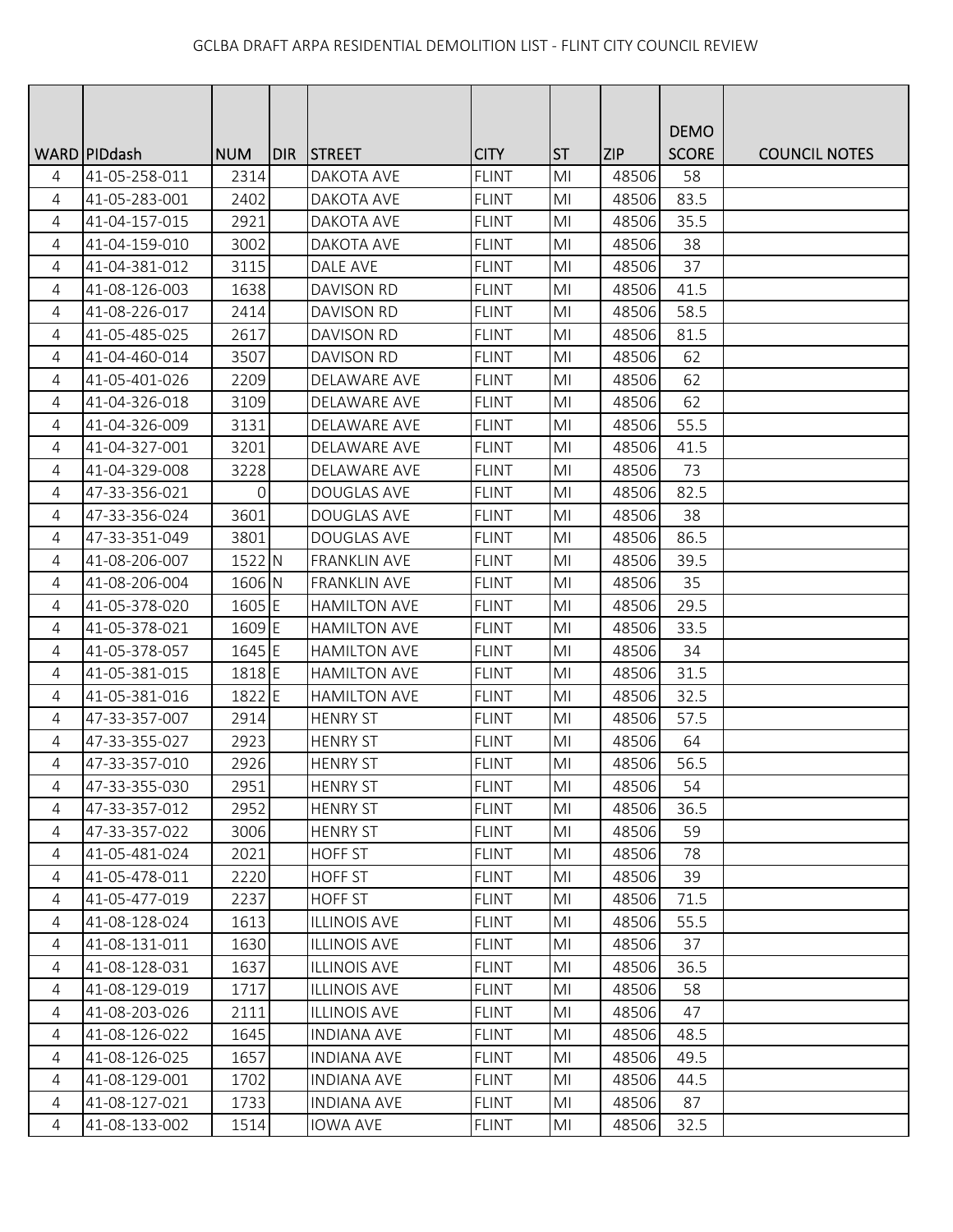GCLBA DRAFT ARPA RESIDENTIAL DEMOLITION LIST - FLINT CITY COUNCIL REVIEW

| WARD | PIDdash | NUM | DIR | STREET | CITY | ST | ZIP | DEMO SCORE | COUNCIL NOTES |
|---|---|---|---|---|---|---|---|---|---|
| 4 | 41-05-258-011 | 2314 | | DAKOTA AVE | FLINT | MI | 48506 | 58 | |
| 4 | 41-05-283-001 | 2402 | | DAKOTA AVE | FLINT | MI | 48506 | 83.5 | |
| 4 | 41-04-157-015 | 2921 | | DAKOTA AVE | FLINT | MI | 48506 | 35.5 | |
| 4 | 41-04-159-010 | 3002 | | DAKOTA AVE | FLINT | MI | 48506 | 38 | |
| 4 | 41-04-381-012 | 3115 | | DALE AVE | FLINT | MI | 48506 | 37 | |
| 4 | 41-08-126-003 | 1638 | | DAVISON RD | FLINT | MI | 48506 | 41.5 | |
| 4 | 41-08-226-017 | 2414 | | DAVISON RD | FLINT | MI | 48506 | 58.5 | |
| 4 | 41-05-485-025 | 2617 | | DAVISON RD | FLINT | MI | 48506 | 81.5 | |
| 4 | 41-04-460-014 | 3507 | | DAVISON RD | FLINT | MI | 48506 | 62 | |
| 4 | 41-05-401-026 | 2209 | | DELAWARE AVE | FLINT | MI | 48506 | 62 | |
| 4 | 41-04-326-018 | 3109 | | DELAWARE AVE | FLINT | MI | 48506 | 62 | |
| 4 | 41-04-326-009 | 3131 | | DELAWARE AVE | FLINT | MI | 48506 | 55.5 | |
| 4 | 41-04-327-001 | 3201 | | DELAWARE AVE | FLINT | MI | 48506 | 41.5 | |
| 4 | 41-04-329-008 | 3228 | | DELAWARE AVE | FLINT | MI | 48506 | 73 | |
| 4 | 47-33-356-021 | 0 | | DOUGLAS AVE | FLINT | MI | 48506 | 82.5 | |
| 4 | 47-33-356-024 | 3601 | | DOUGLAS AVE | FLINT | MI | 48506 | 38 | |
| 4 | 47-33-351-049 | 3801 | | DOUGLAS AVE | FLINT | MI | 48506 | 86.5 | |
| 4 | 41-08-206-007 | 1522 | N | FRANKLIN AVE | FLINT | MI | 48506 | 39.5 | |
| 4 | 41-08-206-004 | 1606 | N | FRANKLIN AVE | FLINT | MI | 48506 | 35 | |
| 4 | 41-05-378-020 | 1605 | E | HAMILTON AVE | FLINT | MI | 48506 | 29.5 | |
| 4 | 41-05-378-021 | 1609 | E | HAMILTON AVE | FLINT | MI | 48506 | 33.5 | |
| 4 | 41-05-378-057 | 1645 | E | HAMILTON AVE | FLINT | MI | 48506 | 34 | |
| 4 | 41-05-381-015 | 1818 | E | HAMILTON AVE | FLINT | MI | 48506 | 31.5 | |
| 4 | 41-05-381-016 | 1822 | E | HAMILTON AVE | FLINT | MI | 48506 | 32.5 | |
| 4 | 47-33-357-007 | 2914 | | HENRY ST | FLINT | MI | 48506 | 57.5 | |
| 4 | 47-33-355-027 | 2923 | | HENRY ST | FLINT | MI | 48506 | 64 | |
| 4 | 47-33-357-010 | 2926 | | HENRY ST | FLINT | MI | 48506 | 56.5 | |
| 4 | 47-33-355-030 | 2951 | | HENRY ST | FLINT | MI | 48506 | 54 | |
| 4 | 47-33-357-012 | 2952 | | HENRY ST | FLINT | MI | 48506 | 36.5 | |
| 4 | 47-33-357-022 | 3006 | | HENRY ST | FLINT | MI | 48506 | 59 | |
| 4 | 41-05-481-024 | 2021 | | HOFF ST | FLINT | MI | 48506 | 78 | |
| 4 | 41-05-478-011 | 2220 | | HOFF ST | FLINT | MI | 48506 | 39 | |
| 4 | 41-05-477-019 | 2237 | | HOFF ST | FLINT | MI | 48506 | 71.5 | |
| 4 | 41-08-128-024 | 1613 | | ILLINOIS AVE | FLINT | MI | 48506 | 55.5 | |
| 4 | 41-08-131-011 | 1630 | | ILLINOIS AVE | FLINT | MI | 48506 | 37 | |
| 4 | 41-08-128-031 | 1637 | | ILLINOIS AVE | FLINT | MI | 48506 | 36.5 | |
| 4 | 41-08-129-019 | 1717 | | ILLINOIS AVE | FLINT | MI | 48506 | 58 | |
| 4 | 41-08-203-026 | 2111 | | ILLINOIS AVE | FLINT | MI | 48506 | 47 | |
| 4 | 41-08-126-022 | 1645 | | INDIANA AVE | FLINT | MI | 48506 | 48.5 | |
| 4 | 41-08-126-025 | 1657 | | INDIANA AVE | FLINT | MI | 48506 | 49.5 | |
| 4 | 41-08-129-001 | 1702 | | INDIANA AVE | FLINT | MI | 48506 | 44.5 | |
| 4 | 41-08-127-021 | 1733 | | INDIANA AVE | FLINT | MI | 48506 | 87 | |
| 4 | 41-08-133-002 | 1514 | | IOWA AVE | FLINT | MI | 48506 | 32.5 | |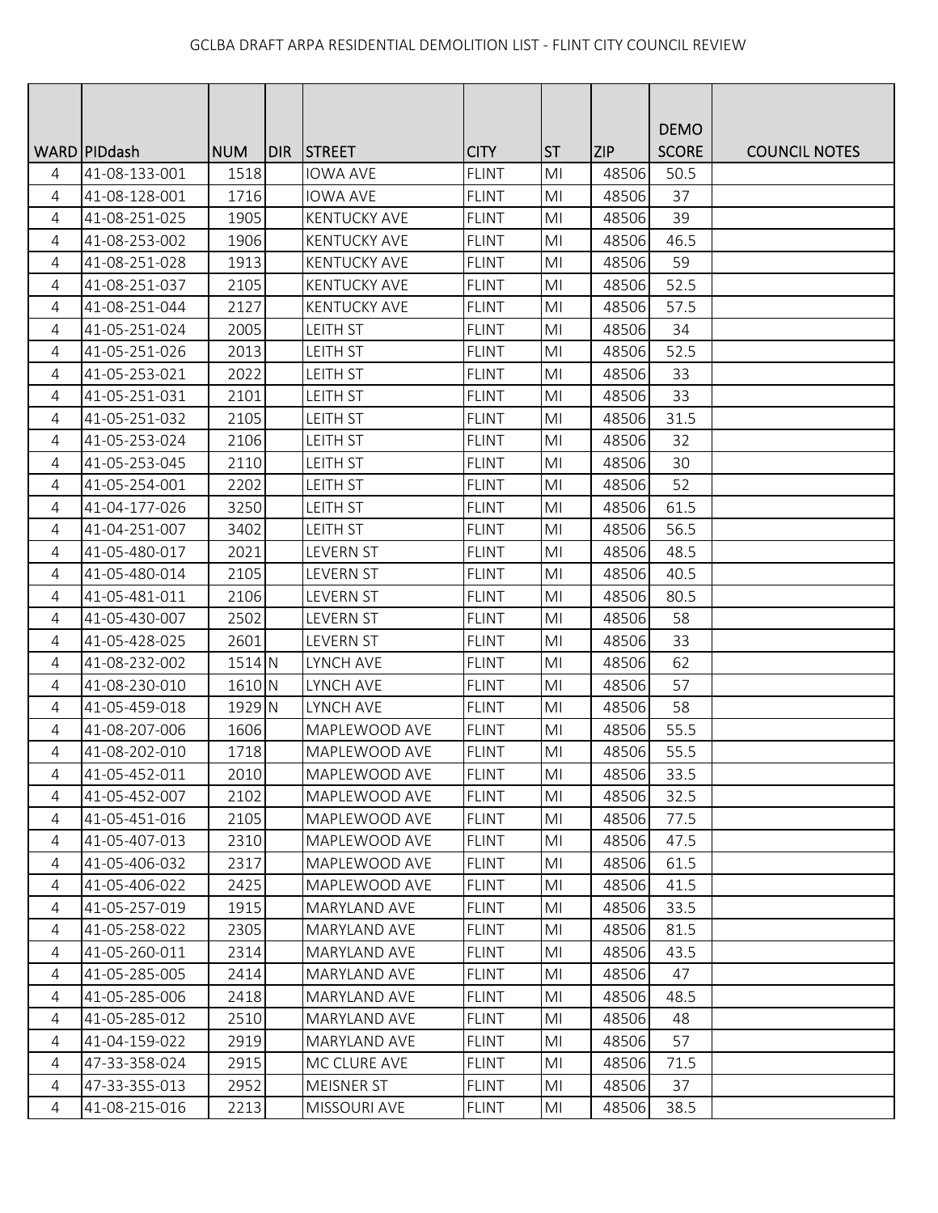GCLBA DRAFT ARPA RESIDENTIAL DEMOLITION LIST - FLINT CITY COUNCIL REVIEW

| WARD | PIDdash | NUM | DIR | STREET | CITY | ST | ZIP | DEMO SCORE | COUNCIL NOTES |
|---|---|---|---|---|---|---|---|---|---|
| 4 | 41-08-133-001 | 1518 | | IOWA AVE | FLINT | MI | 48506 | 50.5 | |
| 4 | 41-08-128-001 | 1716 | | IOWA AVE | FLINT | MI | 48506 | 37 | |
| 4 | 41-08-251-025 | 1905 | | KENTUCKY AVE | FLINT | MI | 48506 | 39 | |
| 4 | 41-08-253-002 | 1906 | | KENTUCKY AVE | FLINT | MI | 48506 | 46.5 | |
| 4 | 41-08-251-028 | 1913 | | KENTUCKY AVE | FLINT | MI | 48506 | 59 | |
| 4 | 41-08-251-037 | 2105 | | KENTUCKY AVE | FLINT | MI | 48506 | 52.5 | |
| 4 | 41-08-251-044 | 2127 | | KENTUCKY AVE | FLINT | MI | 48506 | 57.5 | |
| 4 | 41-05-251-024 | 2005 | | LEITH ST | FLINT | MI | 48506 | 34 | |
| 4 | 41-05-251-026 | 2013 | | LEITH ST | FLINT | MI | 48506 | 52.5 | |
| 4 | 41-05-253-021 | 2022 | | LEITH ST | FLINT | MI | 48506 | 33 | |
| 4 | 41-05-251-031 | 2101 | | LEITH ST | FLINT | MI | 48506 | 33 | |
| 4 | 41-05-251-032 | 2105 | | LEITH ST | FLINT | MI | 48506 | 31.5 | |
| 4 | 41-05-253-024 | 2106 | | LEITH ST | FLINT | MI | 48506 | 32 | |
| 4 | 41-05-253-045 | 2110 | | LEITH ST | FLINT | MI | 48506 | 30 | |
| 4 | 41-05-254-001 | 2202 | | LEITH ST | FLINT | MI | 48506 | 52 | |
| 4 | 41-04-177-026 | 3250 | | LEITH ST | FLINT | MI | 48506 | 61.5 | |
| 4 | 41-04-251-007 | 3402 | | LEITH ST | FLINT | MI | 48506 | 56.5 | |
| 4 | 41-05-480-017 | 2021 | | LEVERN ST | FLINT | MI | 48506 | 48.5 | |
| 4 | 41-05-480-014 | 2105 | | LEVERN ST | FLINT | MI | 48506 | 40.5 | |
| 4 | 41-05-481-011 | 2106 | | LEVERN ST | FLINT | MI | 48506 | 80.5 | |
| 4 | 41-05-430-007 | 2502 | | LEVERN ST | FLINT | MI | 48506 | 58 | |
| 4 | 41-05-428-025 | 2601 | | LEVERN ST | FLINT | MI | 48506 | 33 | |
| 4 | 41-08-232-002 | 1514 | N | LYNCH AVE | FLINT | MI | 48506 | 62 | |
| 4 | 41-08-230-010 | 1610 | N | LYNCH AVE | FLINT | MI | 48506 | 57 | |
| 4 | 41-05-459-018 | 1929 | N | LYNCH AVE | FLINT | MI | 48506 | 58 | |
| 4 | 41-08-207-006 | 1606 | | MAPLEWOOD AVE | FLINT | MI | 48506 | 55.5 | |
| 4 | 41-08-202-010 | 1718 | | MAPLEWOOD AVE | FLINT | MI | 48506 | 55.5 | |
| 4 | 41-05-452-011 | 2010 | | MAPLEWOOD AVE | FLINT | MI | 48506 | 33.5 | |
| 4 | 41-05-452-007 | 2102 | | MAPLEWOOD AVE | FLINT | MI | 48506 | 32.5 | |
| 4 | 41-05-451-016 | 2105 | | MAPLEWOOD AVE | FLINT | MI | 48506 | 77.5 | |
| 4 | 41-05-407-013 | 2310 | | MAPLEWOOD AVE | FLINT | MI | 48506 | 47.5 | |
| 4 | 41-05-406-032 | 2317 | | MAPLEWOOD AVE | FLINT | MI | 48506 | 61.5 | |
| 4 | 41-05-406-022 | 2425 | | MAPLEWOOD AVE | FLINT | MI | 48506 | 41.5 | |
| 4 | 41-05-257-019 | 1915 | | MARYLAND AVE | FLINT | MI | 48506 | 33.5 | |
| 4 | 41-05-258-022 | 2305 | | MARYLAND AVE | FLINT | MI | 48506 | 81.5 | |
| 4 | 41-05-260-011 | 2314 | | MARYLAND AVE | FLINT | MI | 48506 | 43.5 | |
| 4 | 41-05-285-005 | 2414 | | MARYLAND AVE | FLINT | MI | 48506 | 47 | |
| 4 | 41-05-285-006 | 2418 | | MARYLAND AVE | FLINT | MI | 48506 | 48.5 | |
| 4 | 41-05-285-012 | 2510 | | MARYLAND AVE | FLINT | MI | 48506 | 48 | |
| 4 | 41-04-159-022 | 2919 | | MARYLAND AVE | FLINT | MI | 48506 | 57 | |
| 4 | 47-33-358-024 | 2915 | | MC CLURE AVE | FLINT | MI | 48506 | 71.5 | |
| 4 | 47-33-355-013 | 2952 | | MEISNER ST | FLINT | MI | 48506 | 37 | |
| 4 | 41-08-215-016 | 2213 | | MISSOURI AVE | FLINT | MI | 48506 | 38.5 | |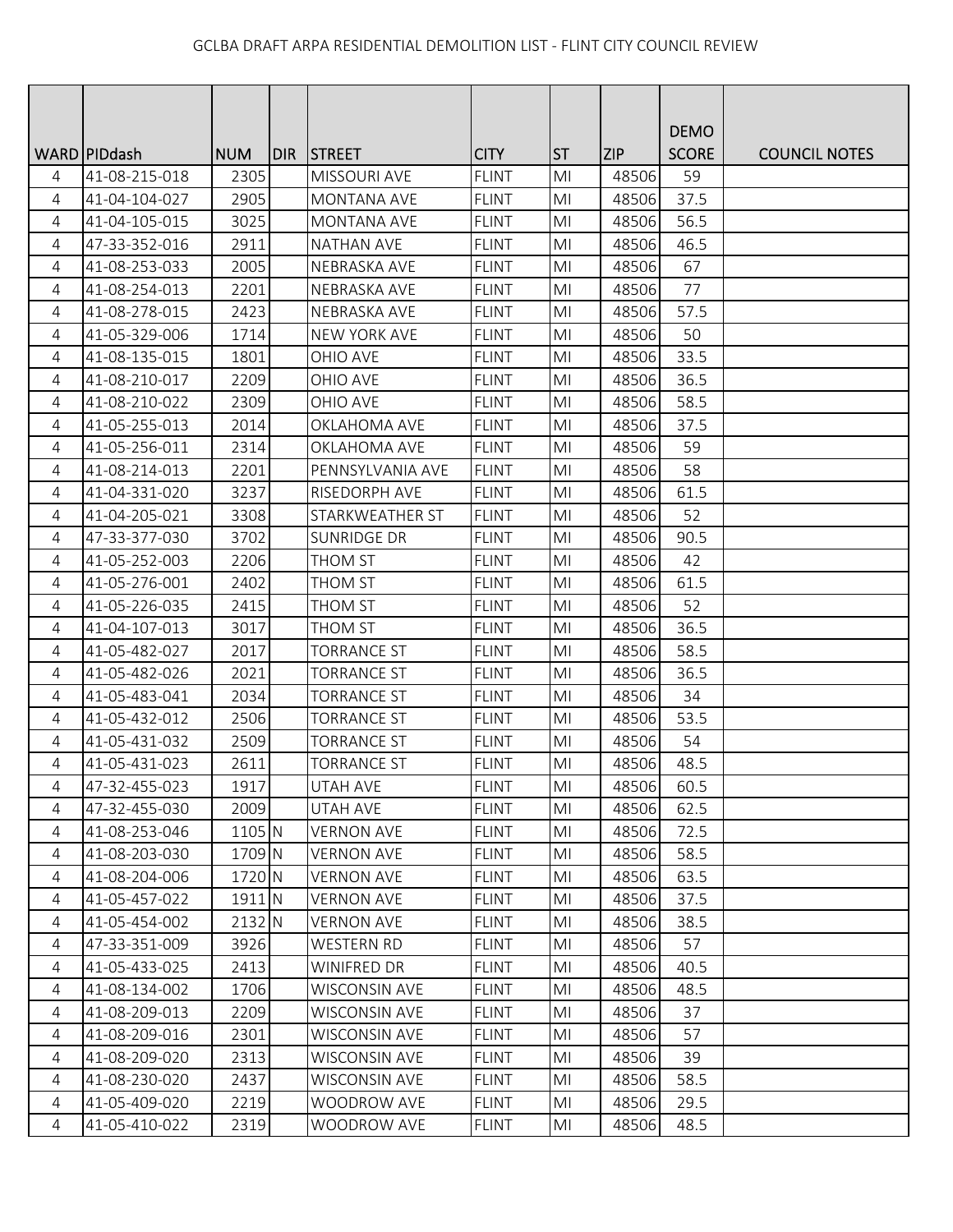GCLBA DRAFT ARPA RESIDENTIAL DEMOLITION LIST - FLINT CITY COUNCIL REVIEW

| WARD | PIDdash | NUM | DIR | STREET | CITY | ST | ZIP | DEMO SCORE | COUNCIL NOTES |
|---|---|---|---|---|---|---|---|---|---|
| 4 | 41-08-215-018 | 2305 | | MISSOURI AVE | FLINT | MI | 48506 | 59 | |
| 4 | 41-04-104-027 | 2905 | | MONTANA AVE | FLINT | MI | 48506 | 37.5 | |
| 4 | 41-04-105-015 | 3025 | | MONTANA AVE | FLINT | MI | 48506 | 56.5 | |
| 4 | 47-33-352-016 | 2911 | | NATHAN AVE | FLINT | MI | 48506 | 46.5 | |
| 4 | 41-08-253-033 | 2005 | | NEBRASKA AVE | FLINT | MI | 48506 | 67 | |
| 4 | 41-08-254-013 | 2201 | | NEBRASKA AVE | FLINT | MI | 48506 | 77 | |
| 4 | 41-08-278-015 | 2423 | | NEBRASKA AVE | FLINT | MI | 48506 | 57.5 | |
| 4 | 41-05-329-006 | 1714 | | NEW YORK AVE | FLINT | MI | 48506 | 50 | |
| 4 | 41-08-135-015 | 1801 | | OHIO AVE | FLINT | MI | 48506 | 33.5 | |
| 4 | 41-08-210-017 | 2209 | | OHIO AVE | FLINT | MI | 48506 | 36.5 | |
| 4 | 41-08-210-022 | 2309 | | OHIO AVE | FLINT | MI | 48506 | 58.5 | |
| 4 | 41-05-255-013 | 2014 | | OKLAHOMA AVE | FLINT | MI | 48506 | 37.5 | |
| 4 | 41-05-256-011 | 2314 | | OKLAHOMA AVE | FLINT | MI | 48506 | 59 | |
| 4 | 41-08-214-013 | 2201 | | PENNSYLVANIA AVE | FLINT | MI | 48506 | 58 | |
| 4 | 41-04-331-020 | 3237 | | RISEDORPH AVE | FLINT | MI | 48506 | 61.5 | |
| 4 | 41-04-205-021 | 3308 | | STARKWEATHER ST | FLINT | MI | 48506 | 52 | |
| 4 | 47-33-377-030 | 3702 | | SUNRIDGE DR | FLINT | MI | 48506 | 90.5 | |
| 4 | 41-05-252-003 | 2206 | | THOM ST | FLINT | MI | 48506 | 42 | |
| 4 | 41-05-276-001 | 2402 | | THOM ST | FLINT | MI | 48506 | 61.5 | |
| 4 | 41-05-226-035 | 2415 | | THOM ST | FLINT | MI | 48506 | 52 | |
| 4 | 41-04-107-013 | 3017 | | THOM ST | FLINT | MI | 48506 | 36.5 | |
| 4 | 41-05-482-027 | 2017 | | TORRANCE ST | FLINT | MI | 48506 | 58.5 | |
| 4 | 41-05-482-026 | 2021 | | TORRANCE ST | FLINT | MI | 48506 | 36.5 | |
| 4 | 41-05-483-041 | 2034 | | TORRANCE ST | FLINT | MI | 48506 | 34 | |
| 4 | 41-05-432-012 | 2506 | | TORRANCE ST | FLINT | MI | 48506 | 53.5 | |
| 4 | 41-05-431-032 | 2509 | | TORRANCE ST | FLINT | MI | 48506 | 54 | |
| 4 | 41-05-431-023 | 2611 | | TORRANCE ST | FLINT | MI | 48506 | 48.5 | |
| 4 | 47-32-455-023 | 1917 | | UTAH AVE | FLINT | MI | 48506 | 60.5 | |
| 4 | 47-32-455-030 | 2009 | | UTAH AVE | FLINT | MI | 48506 | 62.5 | |
| 4 | 41-08-253-046 | 1105 | N | VERNON AVE | FLINT | MI | 48506 | 72.5 | |
| 4 | 41-08-203-030 | 1709 | N | VERNON AVE | FLINT | MI | 48506 | 58.5 | |
| 4 | 41-08-204-006 | 1720 | N | VERNON AVE | FLINT | MI | 48506 | 63.5 | |
| 4 | 41-05-457-022 | 1911 | N | VERNON AVE | FLINT | MI | 48506 | 37.5 | |
| 4 | 41-05-454-002 | 2132 | N | VERNON AVE | FLINT | MI | 48506 | 38.5 | |
| 4 | 47-33-351-009 | 3926 | | WESTERN RD | FLINT | MI | 48506 | 57 | |
| 4 | 41-05-433-025 | 2413 | | WINIFRED DR | FLINT | MI | 48506 | 40.5 | |
| 4 | 41-08-134-002 | 1706 | | WISCONSIN AVE | FLINT | MI | 48506 | 48.5 | |
| 4 | 41-08-209-013 | 2209 | | WISCONSIN AVE | FLINT | MI | 48506 | 37 | |
| 4 | 41-08-209-016 | 2301 | | WISCONSIN AVE | FLINT | MI | 48506 | 57 | |
| 4 | 41-08-209-020 | 2313 | | WISCONSIN AVE | FLINT | MI | 48506 | 39 | |
| 4 | 41-08-230-020 | 2437 | | WISCONSIN AVE | FLINT | MI | 48506 | 58.5 | |
| 4 | 41-05-409-020 | 2219 | | WOODROW AVE | FLINT | MI | 48506 | 29.5 | |
| 4 | 41-05-410-022 | 2319 | | WOODROW AVE | FLINT | MI | 48506 | 48.5 | |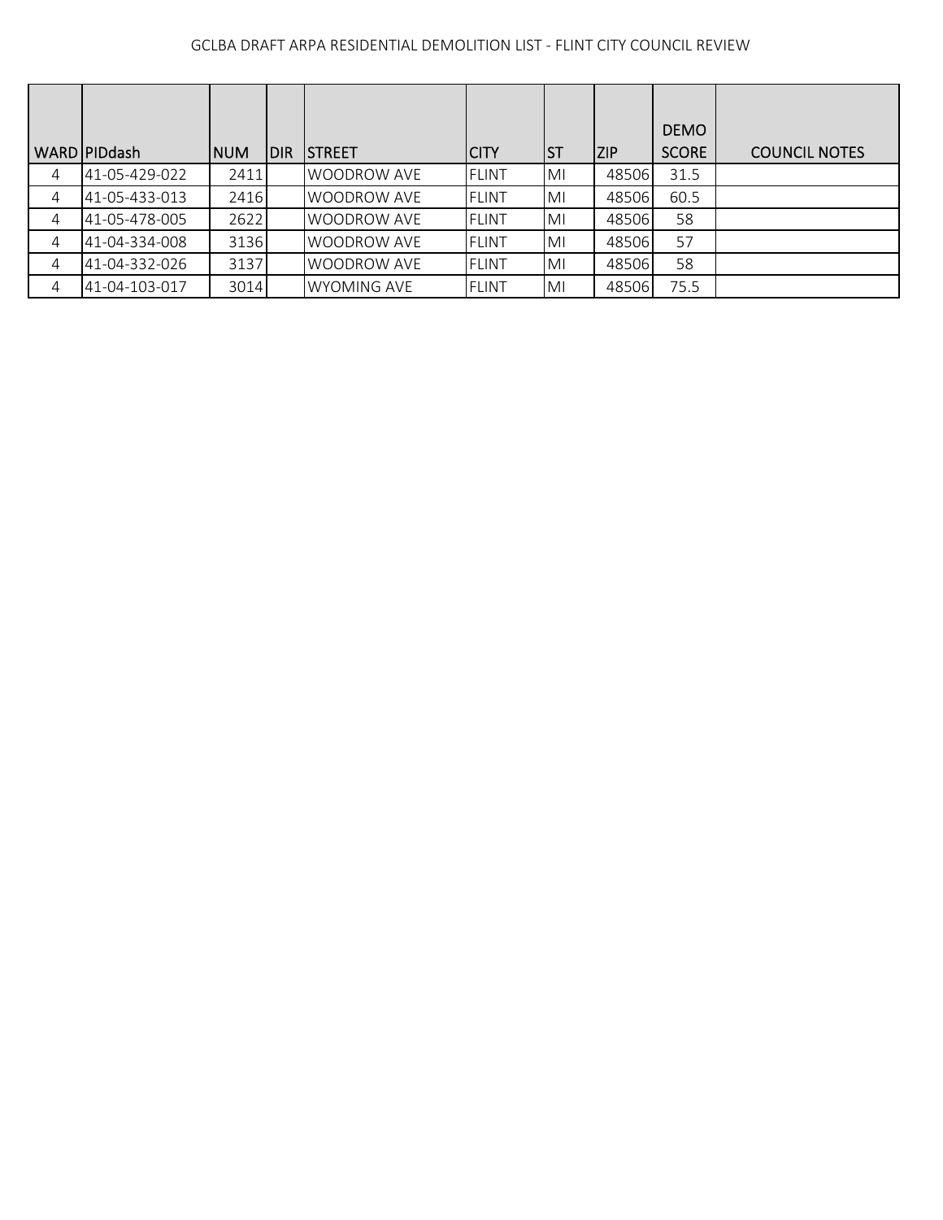GCLBA DRAFT ARPA RESIDENTIAL DEMOLITION LIST - FLINT CITY COUNCIL REVIEW

| WARD | PIDdash | NUM | DIR | STREET | CITY | ST | ZIP | DEMO SCORE | COUNCIL NOTES |
|---|---|---|---|---|---|---|---|---|---|
| 4 | 41-05-429-022 | 2411 | | WOODROW AVE | FLINT | MI | 48506 | 31.5 | |
| 4 | 41-05-433-013 | 2416 | | WOODROW AVE | FLINT | MI | 48506 | 60.5 | |
| 4 | 41-05-478-005 | 2622 | | WOODROW AVE | FLINT | MI | 48506 | 58 | |
| 4 | 41-04-334-008 | 3136 | | WOODROW AVE | FLINT | MI | 48506 | 57 | |
| 4 | 41-04-332-026 | 3137 | | WOODROW AVE | FLINT | MI | 48506 | 58 | |
| 4 | 41-04-103-017 | 3014 | | WYOMING AVE | FLINT | MI | 48506 | 75.5 | |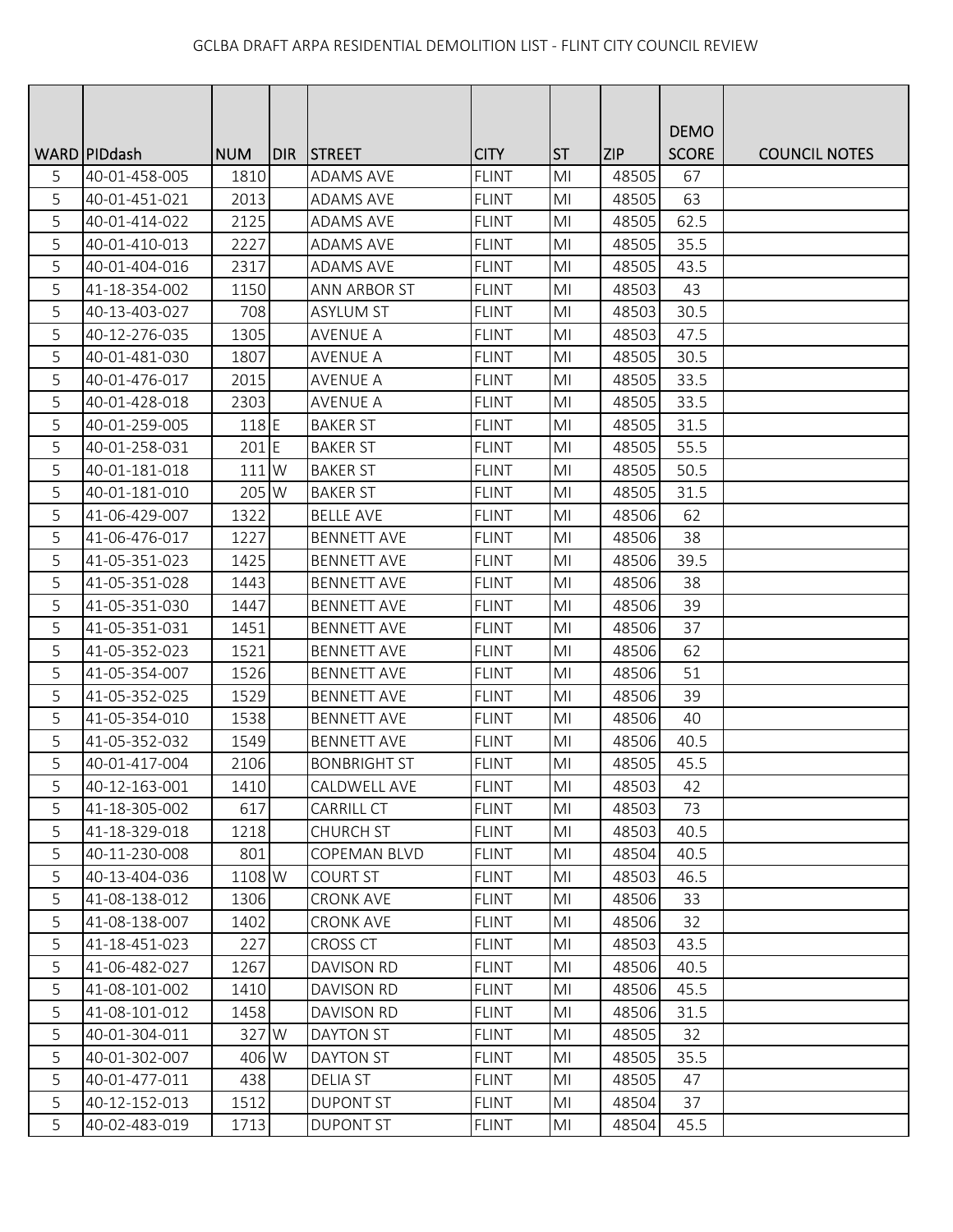GCLBA DRAFT ARPA RESIDENTIAL DEMOLITION LIST - FLINT CITY COUNCIL REVIEW

| WARD | PIDdash | NUM | DIR | STREET | CITY | ST | ZIP | DEMO SCORE | COUNCIL NOTES |
|---|---|---|---|---|---|---|---|---|---|
| 5 | 40-01-458-005 | 1810 | | ADAMS AVE | FLINT | MI | 48505 | 67 | |
| 5 | 40-01-451-021 | 2013 | | ADAMS AVE | FLINT | MI | 48505 | 63 | |
| 5 | 40-01-414-022 | 2125 | | ADAMS AVE | FLINT | MI | 48505 | 62.5 | |
| 5 | 40-01-410-013 | 2227 | | ADAMS AVE | FLINT | MI | 48505 | 35.5 | |
| 5 | 40-01-404-016 | 2317 | | ADAMS AVE | FLINT | MI | 48505 | 43.5 | |
| 5 | 41-18-354-002 | 1150 | | ANN ARBOR ST | FLINT | MI | 48503 | 43 | |
| 5 | 40-13-403-027 | 708 | | ASYLUM ST | FLINT | MI | 48503 | 30.5 | |
| 5 | 40-12-276-035 | 1305 | | AVENUE A | FLINT | MI | 48503 | 47.5 | |
| 5 | 40-01-481-030 | 1807 | | AVENUE A | FLINT | MI | 48505 | 30.5 | |
| 5 | 40-01-476-017 | 2015 | | AVENUE A | FLINT | MI | 48505 | 33.5 | |
| 5 | 40-01-428-018 | 2303 | | AVENUE A | FLINT | MI | 48505 | 33.5 | |
| 5 | 40-01-259-005 | 118 | E | BAKER ST | FLINT | MI | 48505 | 31.5 | |
| 5 | 40-01-258-031 | 201 | E | BAKER ST | FLINT | MI | 48505 | 55.5 | |
| 5 | 40-01-181-018 | 111 | W | BAKER ST | FLINT | MI | 48505 | 50.5 | |
| 5 | 40-01-181-010 | 205 | W | BAKER ST | FLINT | MI | 48505 | 31.5 | |
| 5 | 41-06-429-007 | 1322 | | BELLE AVE | FLINT | MI | 48506 | 62 | |
| 5 | 41-06-476-017 | 1227 | | BENNETT AVE | FLINT | MI | 48506 | 38 | |
| 5 | 41-05-351-023 | 1425 | | BENNETT AVE | FLINT | MI | 48506 | 39.5 | |
| 5 | 41-05-351-028 | 1443 | | BENNETT AVE | FLINT | MI | 48506 | 38 | |
| 5 | 41-05-351-030 | 1447 | | BENNETT AVE | FLINT | MI | 48506 | 39 | |
| 5 | 41-05-351-031 | 1451 | | BENNETT AVE | FLINT | MI | 48506 | 37 | |
| 5 | 41-05-352-023 | 1521 | | BENNETT AVE | FLINT | MI | 48506 | 62 | |
| 5 | 41-05-354-007 | 1526 | | BENNETT AVE | FLINT | MI | 48506 | 51 | |
| 5 | 41-05-352-025 | 1529 | | BENNETT AVE | FLINT | MI | 48506 | 39 | |
| 5 | 41-05-354-010 | 1538 | | BENNETT AVE | FLINT | MI | 48506 | 40 | |
| 5 | 41-05-352-032 | 1549 | | BENNETT AVE | FLINT | MI | 48506 | 40.5 | |
| 5 | 40-01-417-004 | 2106 | | BONBRIGHT ST | FLINT | MI | 48505 | 45.5 | |
| 5 | 40-12-163-001 | 1410 | | CALDWELL AVE | FLINT | MI | 48503 | 42 | |
| 5 | 41-18-305-002 | 617 | | CARRILL CT | FLINT | MI | 48503 | 73 | |
| 5 | 41-18-329-018 | 1218 | | CHURCH ST | FLINT | MI | 48503 | 40.5 | |
| 5 | 40-11-230-008 | 801 | | COPEMAN BLVD | FLINT | MI | 48504 | 40.5 | |
| 5 | 40-13-404-036 | 1108 | W | COURT ST | FLINT | MI | 48503 | 46.5 | |
| 5 | 41-08-138-012 | 1306 | | CRONK AVE | FLINT | MI | 48506 | 33 | |
| 5 | 41-08-138-007 | 1402 | | CRONK AVE | FLINT | MI | 48506 | 32 | |
| 5 | 41-18-451-023 | 227 | | CROSS CT | FLINT | MI | 48503 | 43.5 | |
| 5 | 41-06-482-027 | 1267 | | DAVISON RD | FLINT | MI | 48506 | 40.5 | |
| 5 | 41-08-101-002 | 1410 | | DAVISON RD | FLINT | MI | 48506 | 45.5 | |
| 5 | 41-08-101-012 | 1458 | | DAVISON RD | FLINT | MI | 48506 | 31.5 | |
| 5 | 40-01-304-011 | 327 | W | DAYTON ST | FLINT | MI | 48505 | 32 | |
| 5 | 40-01-302-007 | 406 | W | DAYTON ST | FLINT | MI | 48505 | 35.5 | |
| 5 | 40-01-477-011 | 438 | | DELIA ST | FLINT | MI | 48505 | 47 | |
| 5 | 40-12-152-013 | 1512 | | DUPONT ST | FLINT | MI | 48504 | 37 | |
| 5 | 40-02-483-019 | 1713 | | DUPONT ST | FLINT | MI | 48504 | 45.5 | |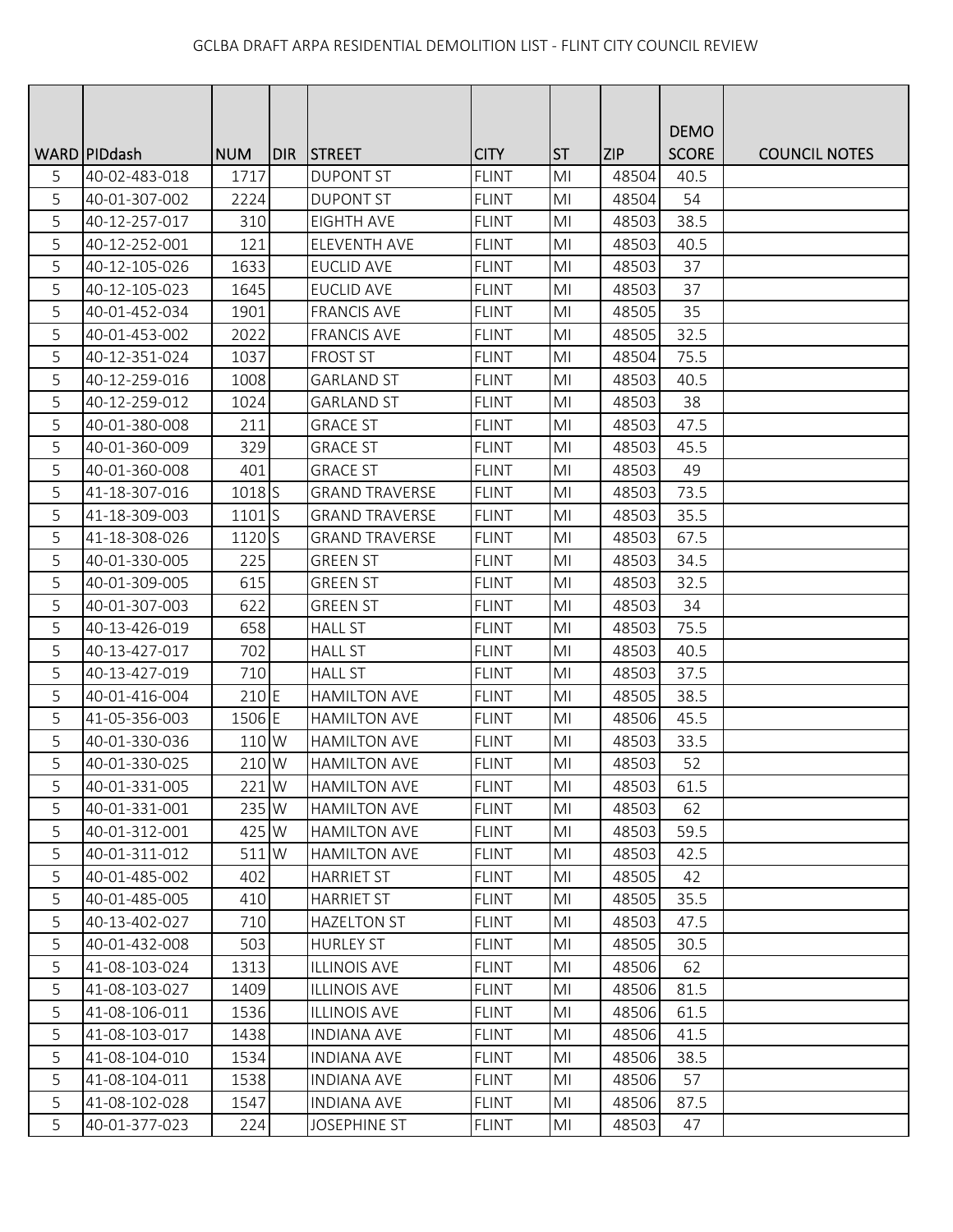GCLBA DRAFT ARPA RESIDENTIAL DEMOLITION LIST - FLINT CITY COUNCIL REVIEW

| WARD | PIDdash | NUM | DIR | STREET | CITY | ST | ZIP | DEMO SCORE | COUNCIL NOTES |
|---|---|---|---|---|---|---|---|---|---|
| 5 | 40-02-483-018 | 1717 | | DUPONT ST | FLINT | MI | 48504 | 40.5 | |
| 5 | 40-01-307-002 | 2224 | | DUPONT ST | FLINT | MI | 48504 | 54 | |
| 5 | 40-12-257-017 | 310 | | EIGHTH AVE | FLINT | MI | 48503 | 38.5 | |
| 5 | 40-12-252-001 | 121 | | ELEVENTH AVE | FLINT | MI | 48503 | 40.5 | |
| 5 | 40-12-105-026 | 1633 | | EUCLID AVE | FLINT | MI | 48503 | 37 | |
| 5 | 40-12-105-023 | 1645 | | EUCLID AVE | FLINT | MI | 48503 | 37 | |
| 5 | 40-01-452-034 | 1901 | | FRANCIS AVE | FLINT | MI | 48505 | 35 | |
| 5 | 40-01-453-002 | 2022 | | FRANCIS AVE | FLINT | MI | 48505 | 32.5 | |
| 5 | 40-12-351-024 | 1037 | | FROST ST | FLINT | MI | 48504 | 75.5 | |
| 5 | 40-12-259-016 | 1008 | | GARLAND ST | FLINT | MI | 48503 | 40.5 | |
| 5 | 40-12-259-012 | 1024 | | GARLAND ST | FLINT | MI | 48503 | 38 | |
| 5 | 40-01-380-008 | 211 | | GRACE ST | FLINT | MI | 48503 | 47.5 | |
| 5 | 40-01-360-009 | 329 | | GRACE ST | FLINT | MI | 48503 | 45.5 | |
| 5 | 40-01-360-008 | 401 | | GRACE ST | FLINT | MI | 48503 | 49 | |
| 5 | 41-18-307-016 | 1018 | S | GRAND TRAVERSE | FLINT | MI | 48503 | 73.5 | |
| 5 | 41-18-309-003 | 1101 | S | GRAND TRAVERSE | FLINT | MI | 48503 | 35.5 | |
| 5 | 41-18-308-026 | 1120 | S | GRAND TRAVERSE | FLINT | MI | 48503 | 67.5 | |
| 5 | 40-01-330-005 | 225 | | GREEN ST | FLINT | MI | 48503 | 34.5 | |
| 5 | 40-01-309-005 | 615 | | GREEN ST | FLINT | MI | 48503 | 32.5 | |
| 5 | 40-01-307-003 | 622 | | GREEN ST | FLINT | MI | 48503 | 34 | |
| 5 | 40-13-426-019 | 658 | | HALL ST | FLINT | MI | 48503 | 75.5 | |
| 5 | 40-13-427-017 | 702 | | HALL ST | FLINT | MI | 48503 | 40.5 | |
| 5 | 40-13-427-019 | 710 | | HALL ST | FLINT | MI | 48503 | 37.5 | |
| 5 | 40-01-416-004 | 210 | E | HAMILTON AVE | FLINT | MI | 48505 | 38.5 | |
| 5 | 41-05-356-003 | 1506 | E | HAMILTON AVE | FLINT | MI | 48506 | 45.5 | |
| 5 | 40-01-330-036 | 110 | W | HAMILTON AVE | FLINT | MI | 48503 | 33.5 | |
| 5 | 40-01-330-025 | 210 | W | HAMILTON AVE | FLINT | MI | 48503 | 52 | |
| 5 | 40-01-331-005 | 221 | W | HAMILTON AVE | FLINT | MI | 48503 | 61.5 | |
| 5 | 40-01-331-001 | 235 | W | HAMILTON AVE | FLINT | MI | 48503 | 62 | |
| 5 | 40-01-312-001 | 425 | W | HAMILTON AVE | FLINT | MI | 48503 | 59.5 | |
| 5 | 40-01-311-012 | 511 | W | HAMILTON AVE | FLINT | MI | 48503 | 42.5 | |
| 5 | 40-01-485-002 | 402 | | HARRIET ST | FLINT | MI | 48505 | 42 | |
| 5 | 40-01-485-005 | 410 | | HARRIET ST | FLINT | MI | 48505 | 35.5 | |
| 5 | 40-13-402-027 | 710 | | HAZELTON ST | FLINT | MI | 48503 | 47.5 | |
| 5 | 40-01-432-008 | 503 | | HURLEY ST | FLINT | MI | 48505 | 30.5 | |
| 5 | 41-08-103-024 | 1313 | | ILLINOIS AVE | FLINT | MI | 48506 | 62 | |
| 5 | 41-08-103-027 | 1409 | | ILLINOIS AVE | FLINT | MI | 48506 | 81.5 | |
| 5 | 41-08-106-011 | 1536 | | ILLINOIS AVE | FLINT | MI | 48506 | 61.5 | |
| 5 | 41-08-103-017 | 1438 | | INDIANA AVE | FLINT | MI | 48506 | 41.5 | |
| 5 | 41-08-104-010 | 1534 | | INDIANA AVE | FLINT | MI | 48506 | 38.5 | |
| 5 | 41-08-104-011 | 1538 | | INDIANA AVE | FLINT | MI | 48506 | 57 | |
| 5 | 41-08-102-028 | 1547 | | INDIANA AVE | FLINT | MI | 48506 | 87.5 | |
| 5 | 40-01-377-023 | 224 | | JOSEPHINE ST | FLINT | MI | 48503 | 47 | |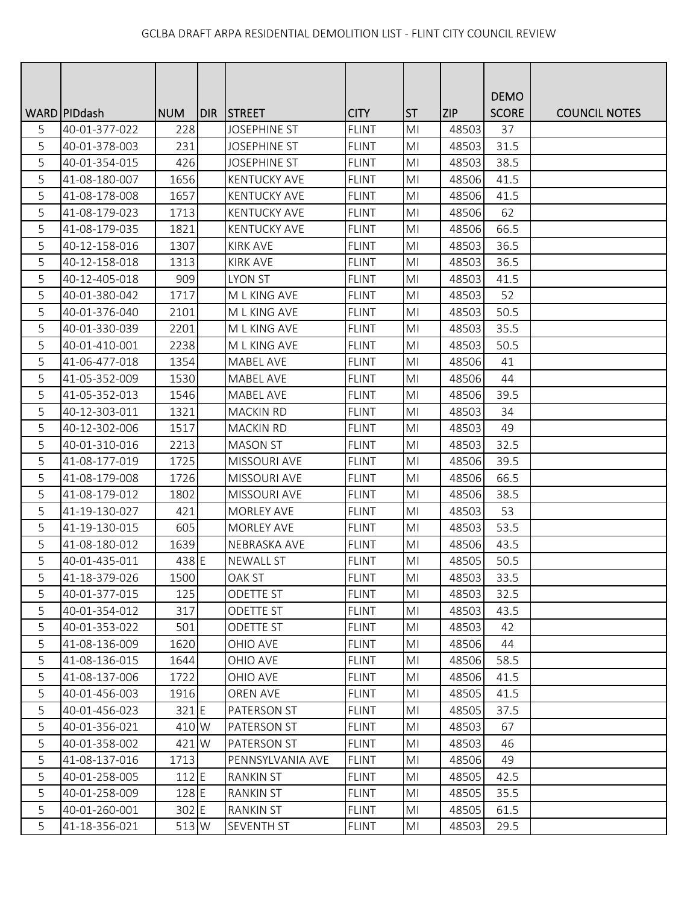GCLBA DRAFT ARPA RESIDENTIAL DEMOLITION LIST - FLINT CITY COUNCIL REVIEW

| WARD | PIDdash | NUM | DIR | STREET | CITY | ST | ZIP | DEMO SCORE | COUNCIL NOTES |
|---|---|---|---|---|---|---|---|---|---|
| 5 | 40-01-377-022 | 228 | | JOSEPHINE ST | FLINT | MI | 48503 | 37 | |
| 5 | 40-01-378-003 | 231 | | JOSEPHINE ST | FLINT | MI | 48503 | 31.5 | |
| 5 | 40-01-354-015 | 426 | | JOSEPHINE ST | FLINT | MI | 48503 | 38.5 | |
| 5 | 41-08-180-007 | 1656 | | KENTUCKY AVE | FLINT | MI | 48506 | 41.5 | |
| 5 | 41-08-178-008 | 1657 | | KENTUCKY AVE | FLINT | MI | 48506 | 41.5 | |
| 5 | 41-08-179-023 | 1713 | | KENTUCKY AVE | FLINT | MI | 48506 | 62 | |
| 5 | 41-08-179-035 | 1821 | | KENTUCKY AVE | FLINT | MI | 48506 | 66.5 | |
| 5 | 40-12-158-016 | 1307 | | KIRK AVE | FLINT | MI | 48503 | 36.5 | |
| 5 | 40-12-158-018 | 1313 | | KIRK AVE | FLINT | MI | 48503 | 36.5 | |
| 5 | 40-12-405-018 | 909 | | LYON ST | FLINT | MI | 48503 | 41.5 | |
| 5 | 40-01-380-042 | 1717 | | M L KING AVE | FLINT | MI | 48503 | 52 | |
| 5 | 40-01-376-040 | 2101 | | M L KING AVE | FLINT | MI | 48503 | 50.5 | |
| 5 | 40-01-330-039 | 2201 | | M L KING AVE | FLINT | MI | 48503 | 35.5 | |
| 5 | 40-01-410-001 | 2238 | | M L KING AVE | FLINT | MI | 48503 | 50.5 | |
| 5 | 41-06-477-018 | 1354 | | MABEL AVE | FLINT | MI | 48506 | 41 | |
| 5 | 41-05-352-009 | 1530 | | MABEL AVE | FLINT | MI | 48506 | 44 | |
| 5 | 41-05-352-013 | 1546 | | MABEL AVE | FLINT | MI | 48506 | 39.5 | |
| 5 | 40-12-303-011 | 1321 | | MACKIN RD | FLINT | MI | 48503 | 34 | |
| 5 | 40-12-302-006 | 1517 | | MACKIN RD | FLINT | MI | 48503 | 49 | |
| 5 | 40-01-310-016 | 2213 | | MASON ST | FLINT | MI | 48503 | 32.5 | |
| 5 | 41-08-177-019 | 1725 | | MISSOURI AVE | FLINT | MI | 48506 | 39.5 | |
| 5 | 41-08-179-008 | 1726 | | MISSOURI AVE | FLINT | MI | 48506 | 66.5 | |
| 5 | 41-08-179-012 | 1802 | | MISSOURI AVE | FLINT | MI | 48506 | 38.5 | |
| 5 | 41-19-130-027 | 421 | | MORLEY AVE | FLINT | MI | 48503 | 53 | |
| 5 | 41-19-130-015 | 605 | | MORLEY AVE | FLINT | MI | 48503 | 53.5 | |
| 5 | 41-08-180-012 | 1639 | | NEBRASKA AVE | FLINT | MI | 48506 | 43.5 | |
| 5 | 40-01-435-011 | 438 | E | NEWALL ST | FLINT | MI | 48505 | 50.5 | |
| 5 | 41-18-379-026 | 1500 | | OAK ST | FLINT | MI | 48503 | 33.5 | |
| 5 | 40-01-377-015 | 125 | | ODETTE ST | FLINT | MI | 48503 | 32.5 | |
| 5 | 40-01-354-012 | 317 | | ODETTE ST | FLINT | MI | 48503 | 43.5 | |
| 5 | 40-01-353-022 | 501 | | ODETTE ST | FLINT | MI | 48503 | 42 | |
| 5 | 41-08-136-009 | 1620 | | OHIO AVE | FLINT | MI | 48506 | 44 | |
| 5 | 41-08-136-015 | 1644 | | OHIO AVE | FLINT | MI | 48506 | 58.5 | |
| 5 | 41-08-137-006 | 1722 | | OHIO AVE | FLINT | MI | 48506 | 41.5 | |
| 5 | 40-01-456-003 | 1916 | | OREN AVE | FLINT | MI | 48505 | 41.5 | |
| 5 | 40-01-456-023 | 321 | E | PATERSON ST | FLINT | MI | 48505 | 37.5 | |
| 5 | 40-01-356-021 | 410 | W | PATERSON ST | FLINT | MI | 48503 | 67 | |
| 5 | 40-01-358-002 | 421 | W | PATERSON ST | FLINT | MI | 48503 | 46 | |
| 5 | 41-08-137-016 | 1713 | | PENNSYLVANIA AVE | FLINT | MI | 48506 | 49 | |
| 5 | 40-01-258-005 | 112 | E | RANKIN ST | FLINT | MI | 48505 | 42.5 | |
| 5 | 40-01-258-009 | 128 | E | RANKIN ST | FLINT | MI | 48505 | 35.5 | |
| 5 | 40-01-260-001 | 302 | E | RANKIN ST | FLINT | MI | 48505 | 61.5 | |
| 5 | 41-18-356-021 | 513 | W | SEVENTH ST | FLINT | MI | 48503 | 29.5 | |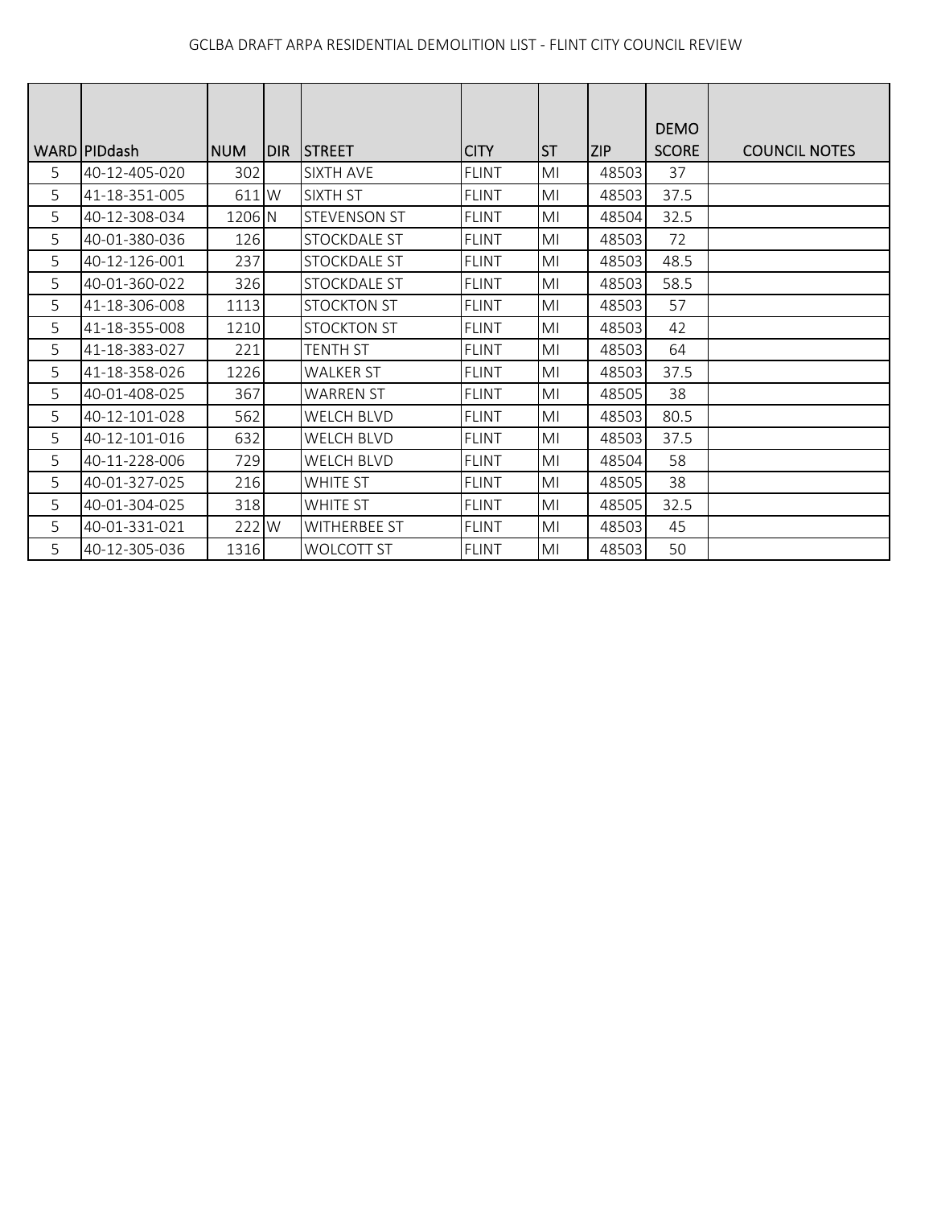| WARD | PIDdash | NUM | DIR | STREET | CITY | ST | ZIP | DEMO SCORE | COUNCIL NOTES |
|---|---|---|---|---|---|---|---|---|---|
| 5 | 40-12-405-020 | 302 | | SIXTH AVE | FLINT | MI | 48503 | 37 | |
| 5 | 41-18-351-005 | 611 | W | SIXTH ST | FLINT | MI | 48503 | 37.5 | |
| 5 | 40-12-308-034 | 1206 | N | STEVENSON ST | FLINT | MI | 48504 | 32.5 | |
| 5 | 40-01-380-036 | 126 | | STOCKDALE ST | FLINT | MI | 48503 | 72 | |
| 5 | 40-12-126-001 | 237 | | STOCKDALE ST | FLINT | MI | 48503 | 48.5 | |
| 5 | 40-01-360-022 | 326 | | STOCKDALE ST | FLINT | MI | 48503 | 58.5 | |
| 5 | 41-18-306-008 | 1113 | | STOCKTON ST | FLINT | MI | 48503 | 57 | |
| 5 | 41-18-355-008 | 1210 | | STOCKTON ST | FLINT | MI | 48503 | 42 | |
| 5 | 41-18-383-027 | 221 | | TENTH ST | FLINT | MI | 48503 | 64 | |
| 5 | 41-18-358-026 | 1226 | | WALKER ST | FLINT | MI | 48503 | 37.5 | |
| 5 | 40-01-408-025 | 367 | | WARREN ST | FLINT | MI | 48505 | 38 | |
| 5 | 40-12-101-028 | 562 | | WELCH BLVD | FLINT | MI | 48503 | 80.5 | |
| 5 | 40-12-101-016 | 632 | | WELCH BLVD | FLINT | MI | 48503 | 37.5 | |
| 5 | 40-11-228-006 | 729 | | WELCH BLVD | FLINT | MI | 48504 | 58 | |
| 5 | 40-01-327-025 | 216 | | WHITE ST | FLINT | MI | 48505 | 38 | |
| 5 | 40-01-304-025 | 318 | | WHITE ST | FLINT | MI | 48505 | 32.5 | |
| 5 | 40-01-331-021 | 222 | W | WITHERBEE ST | FLINT | MI | 48503 | 45 | |
| 5 | 40-12-305-036 | 1316 | | WOLCOTT ST | FLINT | MI | 48503 | 50 | |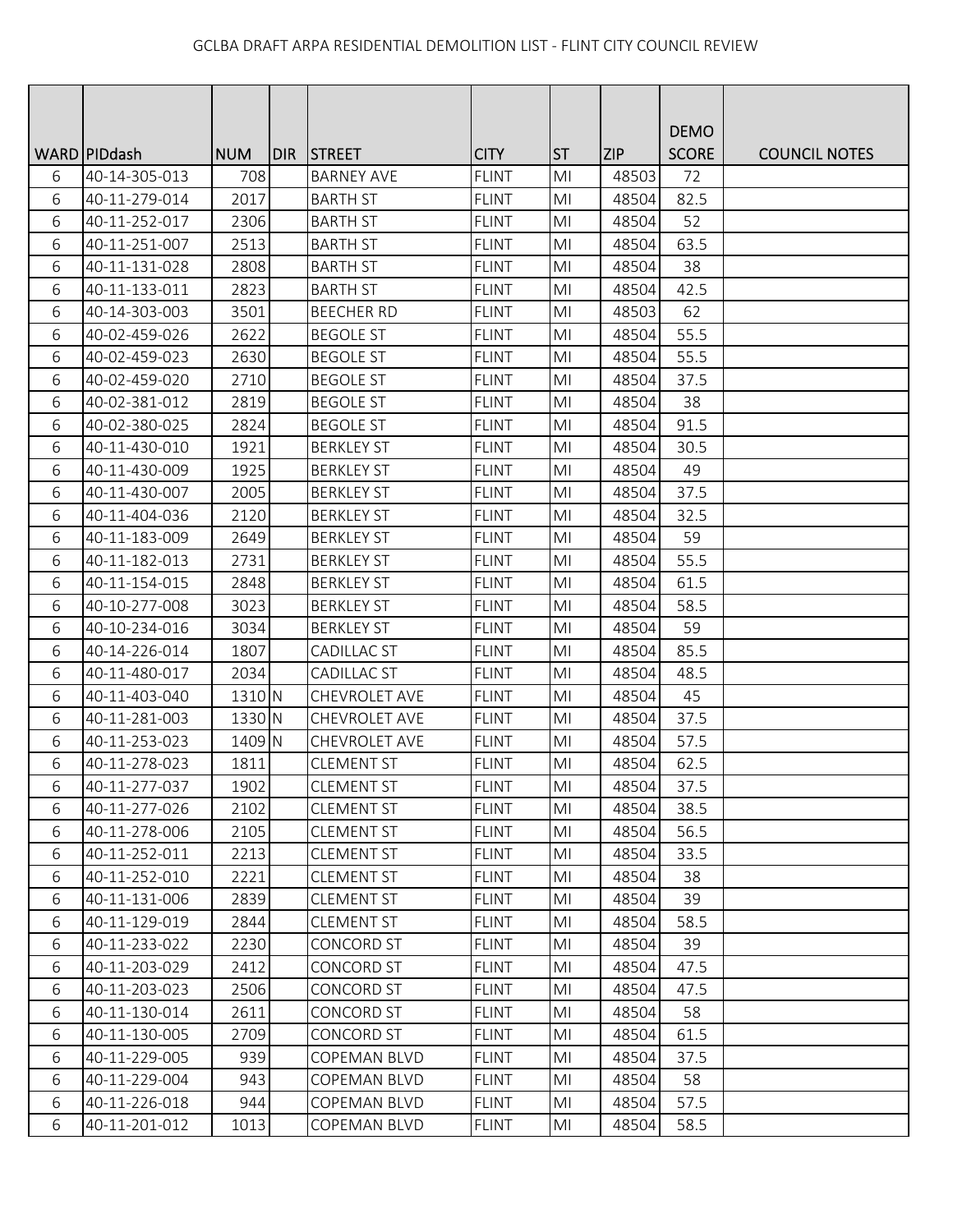GCLBA DRAFT ARPA RESIDENTIAL DEMOLITION LIST - FLINT CITY COUNCIL REVIEW

| WARD | PIDdash | NUM | DIR | STREET | CITY | ST | ZIP | DEMO SCORE | COUNCIL NOTES |
|---|---|---|---|---|---|---|---|---|---|
| 6 | 40-14-305-013 | 708 | | BARNEY AVE | FLINT | MI | 48503 | 72 | |
| 6 | 40-11-279-014 | 2017 | | BARTH ST | FLINT | MI | 48504 | 82.5 | |
| 6 | 40-11-252-017 | 2306 | | BARTH ST | FLINT | MI | 48504 | 52 | |
| 6 | 40-11-251-007 | 2513 | | BARTH ST | FLINT | MI | 48504 | 63.5 | |
| 6 | 40-11-131-028 | 2808 | | BARTH ST | FLINT | MI | 48504 | 38 | |
| 6 | 40-11-133-011 | 2823 | | BARTH ST | FLINT | MI | 48504 | 42.5 | |
| 6 | 40-14-303-003 | 3501 | | BEECHER RD | FLINT | MI | 48503 | 62 | |
| 6 | 40-02-459-026 | 2622 | | BEGOLE ST | FLINT | MI | 48504 | 55.5 | |
| 6 | 40-02-459-023 | 2630 | | BEGOLE ST | FLINT | MI | 48504 | 55.5 | |
| 6 | 40-02-459-020 | 2710 | | BEGOLE ST | FLINT | MI | 48504 | 37.5 | |
| 6 | 40-02-381-012 | 2819 | | BEGOLE ST | FLINT | MI | 48504 | 38 | |
| 6 | 40-02-380-025 | 2824 | | BEGOLE ST | FLINT | MI | 48504 | 91.5 | |
| 6 | 40-11-430-010 | 1921 | | BERKLEY ST | FLINT | MI | 48504 | 30.5 | |
| 6 | 40-11-430-009 | 1925 | | BERKLEY ST | FLINT | MI | 48504 | 49 | |
| 6 | 40-11-430-007 | 2005 | | BERKLEY ST | FLINT | MI | 48504 | 37.5 | |
| 6 | 40-11-404-036 | 2120 | | BERKLEY ST | FLINT | MI | 48504 | 32.5 | |
| 6 | 40-11-183-009 | 2649 | | BERKLEY ST | FLINT | MI | 48504 | 59 | |
| 6 | 40-11-182-013 | 2731 | | BERKLEY ST | FLINT | MI | 48504 | 55.5 | |
| 6 | 40-11-154-015 | 2848 | | BERKLEY ST | FLINT | MI | 48504 | 61.5 | |
| 6 | 40-10-277-008 | 3023 | | BERKLEY ST | FLINT | MI | 48504 | 58.5 | |
| 6 | 40-10-234-016 | 3034 | | BERKLEY ST | FLINT | MI | 48504 | 59 | |
| 6 | 40-14-226-014 | 1807 | | CADILLAC ST | FLINT | MI | 48504 | 85.5 | |
| 6 | 40-11-480-017 | 2034 | | CADILLAC ST | FLINT | MI | 48504 | 48.5 | |
| 6 | 40-11-403-040 | 1310 | N | CHEVROLET AVE | FLINT | MI | 48504 | 45 | |
| 6 | 40-11-281-003 | 1330 | N | CHEVROLET AVE | FLINT | MI | 48504 | 37.5 | |
| 6 | 40-11-253-023 | 1409 | N | CHEVROLET AVE | FLINT | MI | 48504 | 57.5 | |
| 6 | 40-11-278-023 | 1811 | | CLEMENT ST | FLINT | MI | 48504 | 62.5 | |
| 6 | 40-11-277-037 | 1902 | | CLEMENT ST | FLINT | MI | 48504 | 37.5 | |
| 6 | 40-11-277-026 | 2102 | | CLEMENT ST | FLINT | MI | 48504 | 38.5 | |
| 6 | 40-11-278-006 | 2105 | | CLEMENT ST | FLINT | MI | 48504 | 56.5 | |
| 6 | 40-11-252-011 | 2213 | | CLEMENT ST | FLINT | MI | 48504 | 33.5 | |
| 6 | 40-11-252-010 | 2221 | | CLEMENT ST | FLINT | MI | 48504 | 38 | |
| 6 | 40-11-131-006 | 2839 | | CLEMENT ST | FLINT | MI | 48504 | 39 | |
| 6 | 40-11-129-019 | 2844 | | CLEMENT ST | FLINT | MI | 48504 | 58.5 | |
| 6 | 40-11-233-022 | 2230 | | CONCORD ST | FLINT | MI | 48504 | 39 | |
| 6 | 40-11-203-029 | 2412 | | CONCORD ST | FLINT | MI | 48504 | 47.5 | |
| 6 | 40-11-203-023 | 2506 | | CONCORD ST | FLINT | MI | 48504 | 47.5 | |
| 6 | 40-11-130-014 | 2611 | | CONCORD ST | FLINT | MI | 48504 | 58 | |
| 6 | 40-11-130-005 | 2709 | | CONCORD ST | FLINT | MI | 48504 | 61.5 | |
| 6 | 40-11-229-005 | 939 | | COPEMAN BLVD | FLINT | MI | 48504 | 37.5 | |
| 6 | 40-11-229-004 | 943 | | COPEMAN BLVD | FLINT | MI | 48504 | 58 | |
| 6 | 40-11-226-018 | 944 | | COPEMAN BLVD | FLINT | MI | 48504 | 57.5 | |
| 6 | 40-11-201-012 | 1013 | | COPEMAN BLVD | FLINT | MI | 48504 | 58.5 | |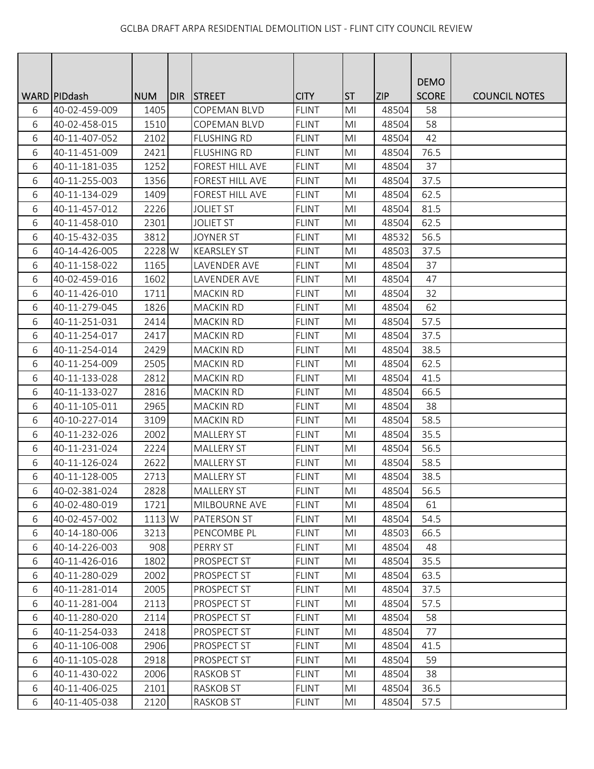GCLBA DRAFT ARPA RESIDENTIAL DEMOLITION LIST - FLINT CITY COUNCIL REVIEW

| WARD | PIDdash | NUM | DIR | STREET | CITY | ST | ZIP | DEMO SCORE | COUNCIL NOTES |
|---|---|---|---|---|---|---|---|---|---|
| 6 | 40-02-459-009 | 1405 | | COPEMAN BLVD | FLINT | MI | 48504 | 58 | |
| 6 | 40-02-458-015 | 1510 | | COPEMAN BLVD | FLINT | MI | 48504 | 58 | |
| 6 | 40-11-407-052 | 2102 | | FLUSHING RD | FLINT | MI | 48504 | 42 | |
| 6 | 40-11-451-009 | 2421 | | FLUSHING RD | FLINT | MI | 48504 | 76.5 | |
| 6 | 40-11-181-035 | 1252 | | FOREST HILL AVE | FLINT | MI | 48504 | 37 | |
| 6 | 40-11-255-003 | 1356 | | FOREST HILL AVE | FLINT | MI | 48504 | 37.5 | |
| 6 | 40-11-134-029 | 1409 | | FOREST HILL AVE | FLINT | MI | 48504 | 62.5 | |
| 6 | 40-11-457-012 | 2226 | | JOLIET ST | FLINT | MI | 48504 | 81.5 | |
| 6 | 40-11-458-010 | 2301 | | JOLIET ST | FLINT | MI | 48504 | 62.5 | |
| 6 | 40-15-432-035 | 3812 | | JOYNER ST | FLINT | MI | 48532 | 56.5 | |
| 6 | 40-14-426-005 | 2228 | W | KEARSLEY ST | FLINT | MI | 48503 | 37.5 | |
| 6 | 40-11-158-022 | 1165 | | LAVENDER AVE | FLINT | MI | 48504 | 37 | |
| 6 | 40-02-459-016 | 1602 | | LAVENDER AVE | FLINT | MI | 48504 | 47 | |
| 6 | 40-11-426-010 | 1711 | | MACKIN RD | FLINT | MI | 48504 | 32 | |
| 6 | 40-11-279-045 | 1826 | | MACKIN RD | FLINT | MI | 48504 | 62 | |
| 6 | 40-11-251-031 | 2414 | | MACKIN RD | FLINT | MI | 48504 | 57.5 | |
| 6 | 40-11-254-017 | 2417 | | MACKIN RD | FLINT | MI | 48504 | 37.5 | |
| 6 | 40-11-254-014 | 2429 | | MACKIN RD | FLINT | MI | 48504 | 38.5 | |
| 6 | 40-11-254-009 | 2505 | | MACKIN RD | FLINT | MI | 48504 | 62.5 | |
| 6 | 40-11-133-028 | 2812 | | MACKIN RD | FLINT | MI | 48504 | 41.5 | |
| 6 | 40-11-133-027 | 2816 | | MACKIN RD | FLINT | MI | 48504 | 66.5 | |
| 6 | 40-11-105-011 | 2965 | | MACKIN RD | FLINT | MI | 48504 | 38 | |
| 6 | 40-10-227-014 | 3109 | | MACKIN RD | FLINT | MI | 48504 | 58.5 | |
| 6 | 40-11-232-026 | 2002 | | MALLERY ST | FLINT | MI | 48504 | 35.5 | |
| 6 | 40-11-231-024 | 2224 | | MALLERY ST | FLINT | MI | 48504 | 56.5 | |
| 6 | 40-11-126-024 | 2622 | | MALLERY ST | FLINT | MI | 48504 | 58.5 | |
| 6 | 40-11-128-005 | 2713 | | MALLERY ST | FLINT | MI | 48504 | 38.5 | |
| 6 | 40-02-381-024 | 2828 | | MALLERY ST | FLINT | MI | 48504 | 56.5 | |
| 6 | 40-02-480-019 | 1721 | | MILBOURNE AVE | FLINT | MI | 48504 | 61 | |
| 6 | 40-02-457-002 | 1113 | W | PATERSON ST | FLINT | MI | 48504 | 54.5 | |
| 6 | 40-14-180-006 | 3213 | | PENCOMBE PL | FLINT | MI | 48503 | 66.5 | |
| 6 | 40-14-226-003 | 908 | | PERRY ST | FLINT | MI | 48504 | 48 | |
| 6 | 40-11-426-016 | 1802 | | PROSPECT ST | FLINT | MI | 48504 | 35.5 | |
| 6 | 40-11-280-029 | 2002 | | PROSPECT ST | FLINT | MI | 48504 | 63.5 | |
| 6 | 40-11-281-014 | 2005 | | PROSPECT ST | FLINT | MI | 48504 | 37.5 | |
| 6 | 40-11-281-004 | 2113 | | PROSPECT ST | FLINT | MI | 48504 | 57.5 | |
| 6 | 40-11-280-020 | 2114 | | PROSPECT ST | FLINT | MI | 48504 | 58 | |
| 6 | 40-11-254-033 | 2418 | | PROSPECT ST | FLINT | MI | 48504 | 77 | |
| 6 | 40-11-106-008 | 2906 | | PROSPECT ST | FLINT | MI | 48504 | 41.5 | |
| 6 | 40-11-105-028 | 2918 | | PROSPECT ST | FLINT | MI | 48504 | 59 | |
| 6 | 40-11-430-022 | 2006 | | RASKOB ST | FLINT | MI | 48504 | 38 | |
| 6 | 40-11-406-025 | 2101 | | RASKOB ST | FLINT | MI | 48504 | 36.5 | |
| 6 | 40-11-405-038 | 2120 | | RASKOB ST | FLINT | MI | 48504 | 57.5 | |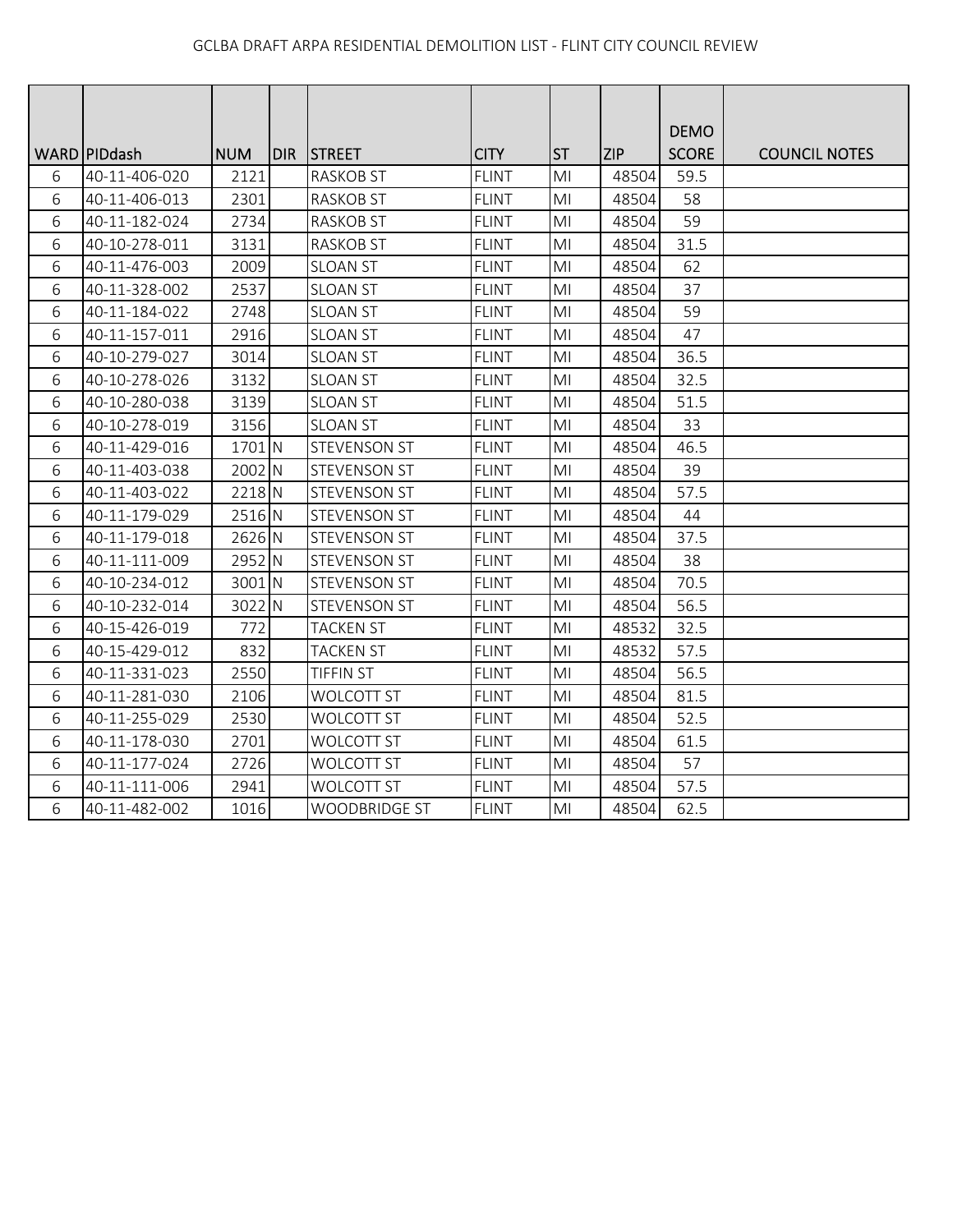| WARD | PIDdash | NUM | DIR | STREET | CITY | ST | ZIP | DEMO SCORE | COUNCIL NOTES |
|---|---|---|---|---|---|---|---|---|---|
| 6 | 40-11-406-020 | 2121 | | RASKOB ST | FLINT | MI | 48504 | 59.5 | |
| 6 | 40-11-406-013 | 2301 | | RASKOB ST | FLINT | MI | 48504 | 58 | |
| 6 | 40-11-182-024 | 2734 | | RASKOB ST | FLINT | MI | 48504 | 59 | |
| 6 | 40-10-278-011 | 3131 | | RASKOB ST | FLINT | MI | 48504 | 31.5 | |
| 6 | 40-11-476-003 | 2009 | | SLOAN ST | FLINT | MI | 48504 | 62 | |
| 6 | 40-11-328-002 | 2537 | | SLOAN ST | FLINT | MI | 48504 | 37 | |
| 6 | 40-11-184-022 | 2748 | | SLOAN ST | FLINT | MI | 48504 | 59 | |
| 6 | 40-11-157-011 | 2916 | | SLOAN ST | FLINT | MI | 48504 | 47 | |
| 6 | 40-10-279-027 | 3014 | | SLOAN ST | FLINT | MI | 48504 | 36.5 | |
| 6 | 40-10-278-026 | 3132 | | SLOAN ST | FLINT | MI | 48504 | 32.5 | |
| 6 | 40-10-280-038 | 3139 | | SLOAN ST | FLINT | MI | 48504 | 51.5 | |
| 6 | 40-10-278-019 | 3156 | | SLOAN ST | FLINT | MI | 48504 | 33 | |
| 6 | 40-11-429-016 | 1701 | N | STEVENSON ST | FLINT | MI | 48504 | 46.5 | |
| 6 | 40-11-403-038 | 2002 | N | STEVENSON ST | FLINT | MI | 48504 | 39 | |
| 6 | 40-11-403-022 | 2218 | N | STEVENSON ST | FLINT | MI | 48504 | 57.5 | |
| 6 | 40-11-179-029 | 2516 | N | STEVENSON ST | FLINT | MI | 48504 | 44 | |
| 6 | 40-11-179-018 | 2626 | N | STEVENSON ST | FLINT | MI | 48504 | 37.5 | |
| 6 | 40-11-111-009 | 2952 | N | STEVENSON ST | FLINT | MI | 48504 | 38 | |
| 6 | 40-10-234-012 | 3001 | N | STEVENSON ST | FLINT | MI | 48504 | 70.5 | |
| 6 | 40-10-232-014 | 3022 | N | STEVENSON ST | FLINT | MI | 48504 | 56.5 | |
| 6 | 40-15-426-019 | 772 | | TACKEN ST | FLINT | MI | 48532 | 32.5 | |
| 6 | 40-15-429-012 | 832 | | TACKEN ST | FLINT | MI | 48532 | 57.5 | |
| 6 | 40-11-331-023 | 2550 | | TIFFIN ST | FLINT | MI | 48504 | 56.5 | |
| 6 | 40-11-281-030 | 2106 | | WOLCOTT ST | FLINT | MI | 48504 | 81.5 | |
| 6 | 40-11-255-029 | 2530 | | WOLCOTT ST | FLINT | MI | 48504 | 52.5 | |
| 6 | 40-11-178-030 | 2701 | | WOLCOTT ST | FLINT | MI | 48504 | 61.5 | |
| 6 | 40-11-177-024 | 2726 | | WOLCOTT ST | FLINT | MI | 48504 | 57 | |
| 6 | 40-11-111-006 | 2941 | | WOLCOTT ST | FLINT | MI | 48504 | 57.5 | |
| 6 | 40-11-482-002 | 1016 | | WOODBRIDGE ST | FLINT | MI | 48504 | 62.5 | |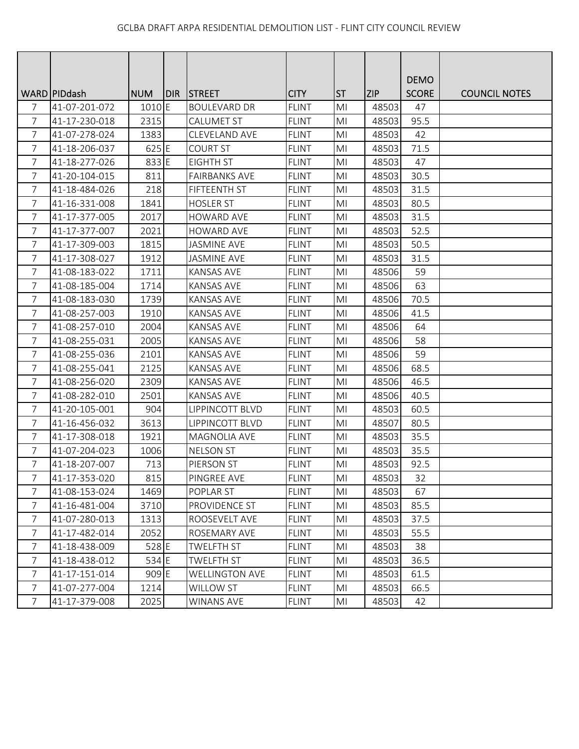GCLBA DRAFT ARPA RESIDENTIAL DEMOLITION LIST - FLINT CITY COUNCIL REVIEW

| WARD | PIDdash | NUM | DIR | STREET | CITY | ST | ZIP | DEMO SCORE | COUNCIL NOTES |
|---|---|---|---|---|---|---|---|---|---|
| 7 | 41-07-201-072 | 1010 | E | BOULEVARD DR | FLINT | MI | 48503 | 47 | |
| 7 | 41-17-230-018 | 2315 | | CALUMET ST | FLINT | MI | 48503 | 95.5 | |
| 7 | 41-07-278-024 | 1383 | | CLEVELAND AVE | FLINT | MI | 48503 | 42 | |
| 7 | 41-18-206-037 | 625 | E | COURT ST | FLINT | MI | 48503 | 71.5 | |
| 7 | 41-18-277-026 | 833 | E | EIGHTH ST | FLINT | MI | 48503 | 47 | |
| 7 | 41-20-104-015 | 811 | | FAIRBANKS AVE | FLINT | MI | 48503 | 30.5 | |
| 7 | 41-18-484-026 | 218 | | FIFTEENTH ST | FLINT | MI | 48503 | 31.5 | |
| 7 | 41-16-331-008 | 1841 | | HOSLER ST | FLINT | MI | 48503 | 80.5 | |
| 7 | 41-17-377-005 | 2017 | | HOWARD AVE | FLINT | MI | 48503 | 31.5 | |
| 7 | 41-17-377-007 | 2021 | | HOWARD AVE | FLINT | MI | 48503 | 52.5 | |
| 7 | 41-17-309-003 | 1815 | | JASMINE AVE | FLINT | MI | 48503 | 50.5 | |
| 7 | 41-17-308-027 | 1912 | | JASMINE AVE | FLINT | MI | 48503 | 31.5 | |
| 7 | 41-08-183-022 | 1711 | | KANSAS AVE | FLINT | MI | 48506 | 59 | |
| 7 | 41-08-185-004 | 1714 | | KANSAS AVE | FLINT | MI | 48506 | 63 | |
| 7 | 41-08-183-030 | 1739 | | KANSAS AVE | FLINT | MI | 48506 | 70.5 | |
| 7 | 41-08-257-003 | 1910 | | KANSAS AVE | FLINT | MI | 48506 | 41.5 | |
| 7 | 41-08-257-010 | 2004 | | KANSAS AVE | FLINT | MI | 48506 | 64 | |
| 7 | 41-08-255-031 | 2005 | | KANSAS AVE | FLINT | MI | 48506 | 58 | |
| 7 | 41-08-255-036 | 2101 | | KANSAS AVE | FLINT | MI | 48506 | 59 | |
| 7 | 41-08-255-041 | 2125 | | KANSAS AVE | FLINT | MI | 48506 | 68.5 | |
| 7 | 41-08-256-020 | 2309 | | KANSAS AVE | FLINT | MI | 48506 | 46.5 | |
| 7 | 41-08-282-010 | 2501 | | KANSAS AVE | FLINT | MI | 48506 | 40.5 | |
| 7 | 41-20-105-001 | 904 | | LIPPINCOTT BLVD | FLINT | MI | 48503 | 60.5 | |
| 7 | 41-16-456-032 | 3613 | | LIPPINCOTT BLVD | FLINT | MI | 48507 | 80.5 | |
| 7 | 41-17-308-018 | 1921 | | MAGNOLIA AVE | FLINT | MI | 48503 | 35.5 | |
| 7 | 41-07-204-023 | 1006 | | NELSON ST | FLINT | MI | 48503 | 35.5 | |
| 7 | 41-18-207-007 | 713 | | PIERSON ST | FLINT | MI | 48503 | 92.5 | |
| 7 | 41-17-353-020 | 815 | | PINGREE AVE | FLINT | MI | 48503 | 32 | |
| 7 | 41-08-153-024 | 1469 | | POPLAR ST | FLINT | MI | 48503 | 67 | |
| 7 | 41-16-481-004 | 3710 | | PROVIDENCE ST | FLINT | MI | 48503 | 85.5 | |
| 7 | 41-07-280-013 | 1313 | | ROOSEVELT AVE | FLINT | MI | 48503 | 37.5 | |
| 7 | 41-17-482-014 | 2052 | | ROSEMARY AVE | FLINT | MI | 48503 | 55.5 | |
| 7 | 41-18-438-009 | 528 | E | TWELFTH ST | FLINT | MI | 48503 | 38 | |
| 7 | 41-18-438-012 | 534 | E | TWELFTH ST | FLINT | MI | 48503 | 36.5 | |
| 7 | 41-17-151-014 | 909 | E | WELLINGTON AVE | FLINT | MI | 48503 | 61.5 | |
| 7 | 41-07-277-004 | 1214 | | WILLOW ST | FLINT | MI | 48503 | 66.5 | |
| 7 | 41-17-379-008 | 2025 | | WINANS AVE | FLINT | MI | 48503 | 42 | |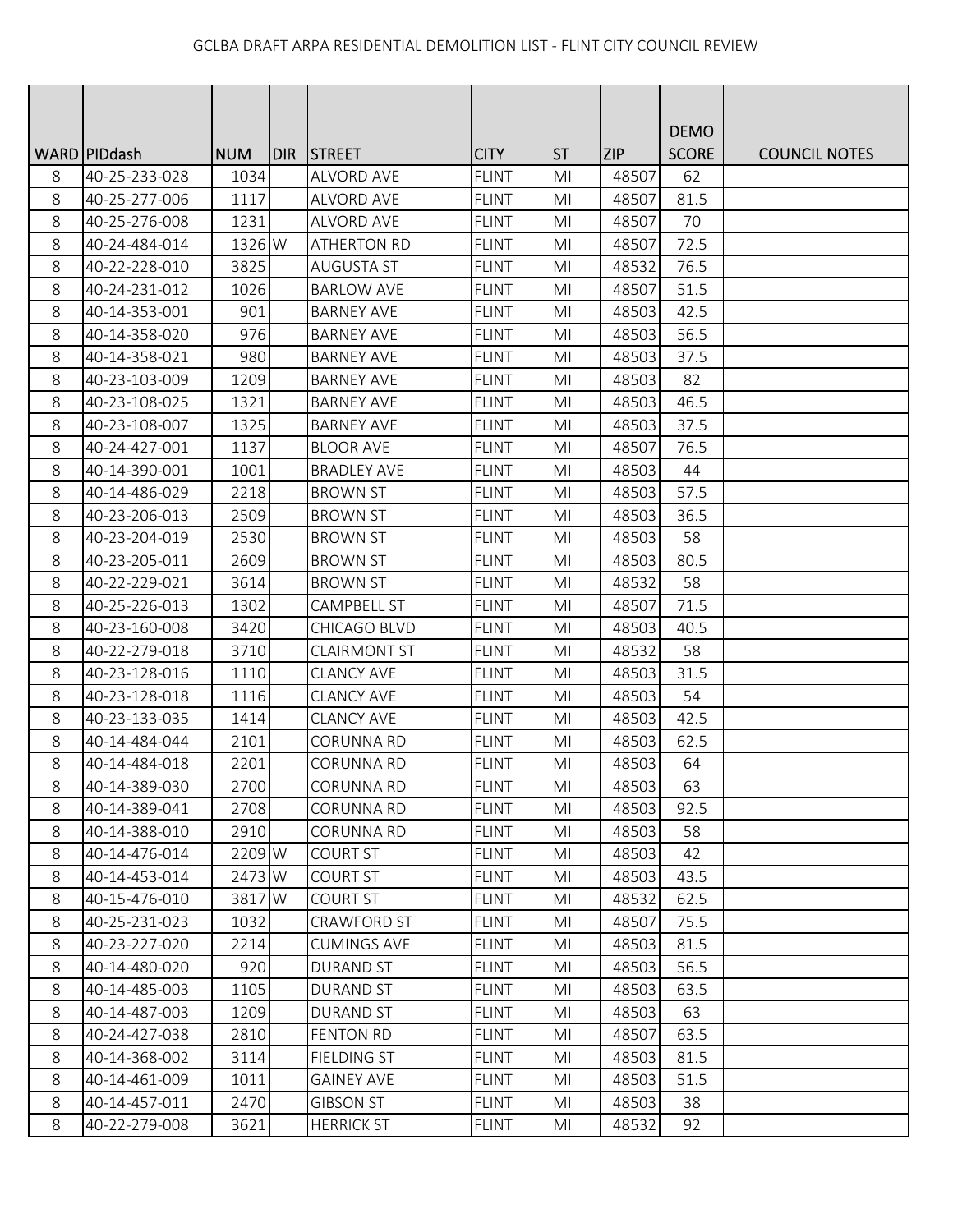GCLBA DRAFT ARPA RESIDENTIAL DEMOLITION LIST - FLINT CITY COUNCIL REVIEW

| WARD | PIDdash | NUM | DIR | STREET | CITY | ST | ZIP | DEMO SCORE | COUNCIL NOTES |
|---|---|---|---|---|---|---|---|---|---|
| 8 | 40-25-233-028 | 1034 | | ALVORD AVE | FLINT | MI | 48507 | 62 | |
| 8 | 40-25-277-006 | 1117 | | ALVORD AVE | FLINT | MI | 48507 | 81.5 | |
| 8 | 40-25-276-008 | 1231 | | ALVORD AVE | FLINT | MI | 48507 | 70 | |
| 8 | 40-24-484-014 | 1326 | W | ATHERTON RD | FLINT | MI | 48507 | 72.5 | |
| 8 | 40-22-228-010 | 3825 | | AUGUSTA ST | FLINT | MI | 48532 | 76.5 | |
| 8 | 40-24-231-012 | 1026 | | BARLOW AVE | FLINT | MI | 48507 | 51.5 | |
| 8 | 40-14-353-001 | 901 | | BARNEY AVE | FLINT | MI | 48503 | 42.5 | |
| 8 | 40-14-358-020 | 976 | | BARNEY AVE | FLINT | MI | 48503 | 56.5 | |
| 8 | 40-14-358-021 | 980 | | BARNEY AVE | FLINT | MI | 48503 | 37.5 | |
| 8 | 40-23-103-009 | 1209 | | BARNEY AVE | FLINT | MI | 48503 | 82 | |
| 8 | 40-23-108-025 | 1321 | | BARNEY AVE | FLINT | MI | 48503 | 46.5 | |
| 8 | 40-23-108-007 | 1325 | | BARNEY AVE | FLINT | MI | 48503 | 37.5 | |
| 8 | 40-24-427-001 | 1137 | | BLOOR AVE | FLINT | MI | 48507 | 76.5 | |
| 8 | 40-14-390-001 | 1001 | | BRADLEY AVE | FLINT | MI | 48503 | 44 | |
| 8 | 40-14-486-029 | 2218 | | BROWN ST | FLINT | MI | 48503 | 57.5 | |
| 8 | 40-23-206-013 | 2509 | | BROWN ST | FLINT | MI | 48503 | 36.5 | |
| 8 | 40-23-204-019 | 2530 | | BROWN ST | FLINT | MI | 48503 | 58 | |
| 8 | 40-23-205-011 | 2609 | | BROWN ST | FLINT | MI | 48503 | 80.5 | |
| 8 | 40-22-229-021 | 3614 | | BROWN ST | FLINT | MI | 48532 | 58 | |
| 8 | 40-25-226-013 | 1302 | | CAMPBELL ST | FLINT | MI | 48507 | 71.5 | |
| 8 | 40-23-160-008 | 3420 | | CHICAGO BLVD | FLINT | MI | 48503 | 40.5 | |
| 8 | 40-22-279-018 | 3710 | | CLAIRMONT ST | FLINT | MI | 48532 | 58 | |
| 8 | 40-23-128-016 | 1110 | | CLANCY AVE | FLINT | MI | 48503 | 31.5 | |
| 8 | 40-23-128-018 | 1116 | | CLANCY AVE | FLINT | MI | 48503 | 54 | |
| 8 | 40-23-133-035 | 1414 | | CLANCY AVE | FLINT | MI | 48503 | 42.5 | |
| 8 | 40-14-484-044 | 2101 | | CORUNNA RD | FLINT | MI | 48503 | 62.5 | |
| 8 | 40-14-484-018 | 2201 | | CORUNNA RD | FLINT | MI | 48503 | 64 | |
| 8 | 40-14-389-030 | 2700 | | CORUNNA RD | FLINT | MI | 48503 | 63 | |
| 8 | 40-14-389-041 | 2708 | | CORUNNA RD | FLINT | MI | 48503 | 92.5 | |
| 8 | 40-14-388-010 | 2910 | | CORUNNA RD | FLINT | MI | 48503 | 58 | |
| 8 | 40-14-476-014 | 2209 | W | COURT ST | FLINT | MI | 48503 | 42 | |
| 8 | 40-14-453-014 | 2473 | W | COURT ST | FLINT | MI | 48503 | 43.5 | |
| 8 | 40-15-476-010 | 3817 | W | COURT ST | FLINT | MI | 48532 | 62.5 | |
| 8 | 40-25-231-023 | 1032 | | CRAWFORD ST | FLINT | MI | 48507 | 75.5 | |
| 8 | 40-23-227-020 | 2214 | | CUMINGS AVE | FLINT | MI | 48503 | 81.5 | |
| 8 | 40-14-480-020 | 920 | | DURAND ST | FLINT | MI | 48503 | 56.5 | |
| 8 | 40-14-485-003 | 1105 | | DURAND ST | FLINT | MI | 48503 | 63.5 | |
| 8 | 40-14-487-003 | 1209 | | DURAND ST | FLINT | MI | 48503 | 63 | |
| 8 | 40-24-427-038 | 2810 | | FENTON RD | FLINT | MI | 48507 | 63.5 | |
| 8 | 40-14-368-002 | 3114 | | FIELDING ST | FLINT | MI | 48503 | 81.5 | |
| 8 | 40-14-461-009 | 1011 | | GAINEY AVE | FLINT | MI | 48503 | 51.5 | |
| 8 | 40-14-457-011 | 2470 | | GIBSON ST | FLINT | MI | 48503 | 38 | |
| 8 | 40-22-279-008 | 3621 | | HERRICK ST | FLINT | MI | 48532 | 92 | |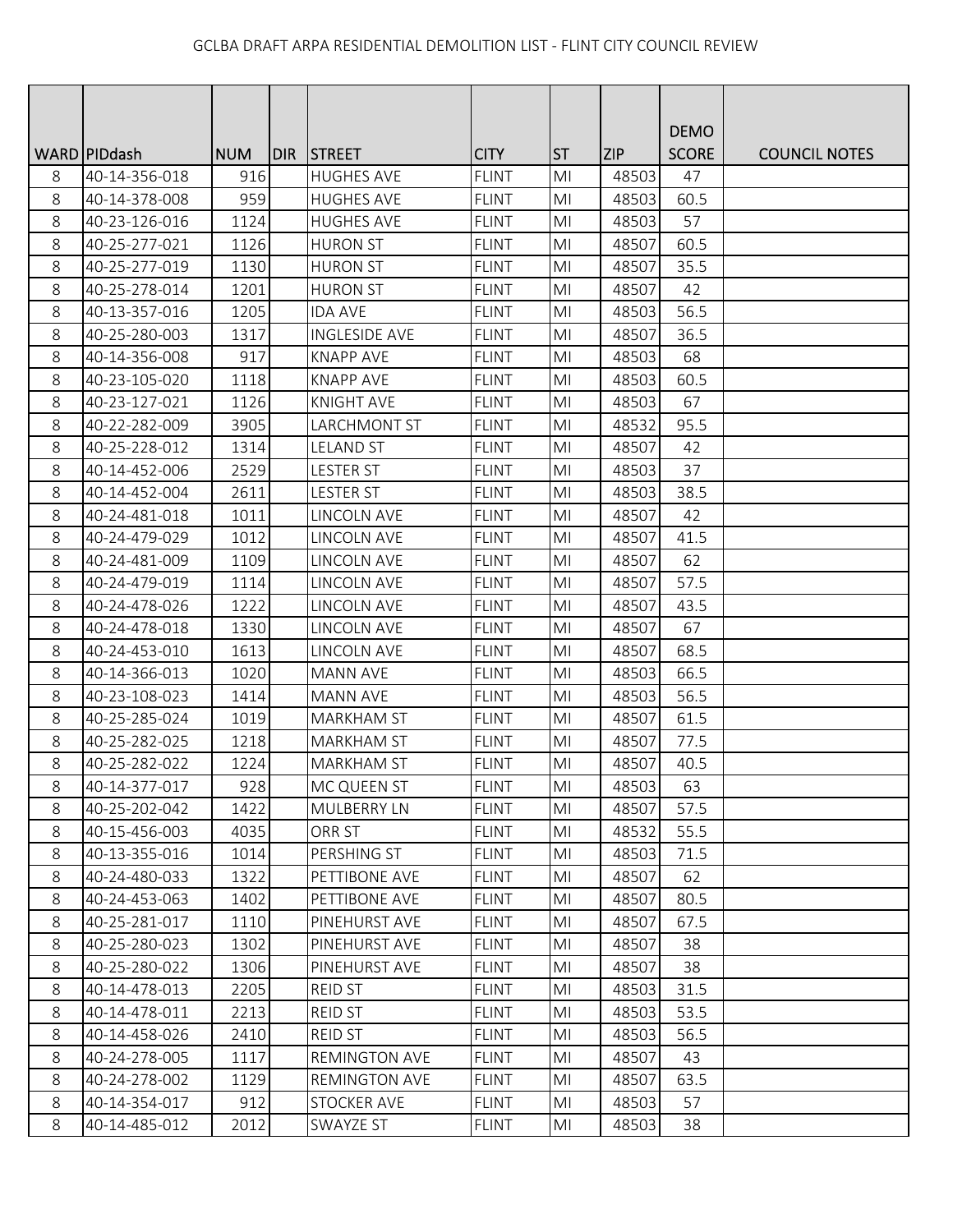GCLBA DRAFT ARPA RESIDENTIAL DEMOLITION LIST - FLINT CITY COUNCIL REVIEW

| WARD | PIDdash | NUM | DIR | STREET | CITY | ST | ZIP | DEMO SCORE | COUNCIL NOTES |
|---|---|---|---|---|---|---|---|---|---|
| 8 | 40-14-356-018 | 916 | | HUGHES AVE | FLINT | MI | 48503 | 47 | |
| 8 | 40-14-378-008 | 959 | | HUGHES AVE | FLINT | MI | 48503 | 60.5 | |
| 8 | 40-23-126-016 | 1124 | | HUGHES AVE | FLINT | MI | 48503 | 57 | |
| 8 | 40-25-277-021 | 1126 | | HURON ST | FLINT | MI | 48507 | 60.5 | |
| 8 | 40-25-277-019 | 1130 | | HURON ST | FLINT | MI | 48507 | 35.5 | |
| 8 | 40-25-278-014 | 1201 | | HURON ST | FLINT | MI | 48507 | 42 | |
| 8 | 40-13-357-016 | 1205 | | IDA AVE | FLINT | MI | 48503 | 56.5 | |
| 8 | 40-25-280-003 | 1317 | | INGLESIDE AVE | FLINT | MI | 48507 | 36.5 | |
| 8 | 40-14-356-008 | 917 | | KNAPP AVE | FLINT | MI | 48503 | 68 | |
| 8 | 40-23-105-020 | 1118 | | KNAPP AVE | FLINT | MI | 48503 | 60.5 | |
| 8 | 40-23-127-021 | 1126 | | KNIGHT AVE | FLINT | MI | 48503 | 67 | |
| 8 | 40-22-282-009 | 3905 | | LARCHMONT ST | FLINT | MI | 48532 | 95.5 | |
| 8 | 40-25-228-012 | 1314 | | LELAND ST | FLINT | MI | 48507 | 42 | |
| 8 | 40-14-452-006 | 2529 | | LESTER ST | FLINT | MI | 48503 | 37 | |
| 8 | 40-14-452-004 | 2611 | | LESTER ST | FLINT | MI | 48503 | 38.5 | |
| 8 | 40-24-481-018 | 1011 | | LINCOLN AVE | FLINT | MI | 48507 | 42 | |
| 8 | 40-24-479-029 | 1012 | | LINCOLN AVE | FLINT | MI | 48507 | 41.5 | |
| 8 | 40-24-481-009 | 1109 | | LINCOLN AVE | FLINT | MI | 48507 | 62 | |
| 8 | 40-24-479-019 | 1114 | | LINCOLN AVE | FLINT | MI | 48507 | 57.5 | |
| 8 | 40-24-478-026 | 1222 | | LINCOLN AVE | FLINT | MI | 48507 | 43.5 | |
| 8 | 40-24-478-018 | 1330 | | LINCOLN AVE | FLINT | MI | 48507 | 67 | |
| 8 | 40-24-453-010 | 1613 | | LINCOLN AVE | FLINT | MI | 48507 | 68.5 | |
| 8 | 40-14-366-013 | 1020 | | MANN AVE | FLINT | MI | 48503 | 66.5 | |
| 8 | 40-23-108-023 | 1414 | | MANN AVE | FLINT | MI | 48503 | 56.5 | |
| 8 | 40-25-285-024 | 1019 | | MARKHAM ST | FLINT | MI | 48507 | 61.5 | |
| 8 | 40-25-282-025 | 1218 | | MARKHAM ST | FLINT | MI | 48507 | 77.5 | |
| 8 | 40-25-282-022 | 1224 | | MARKHAM ST | FLINT | MI | 48507 | 40.5 | |
| 8 | 40-14-377-017 | 928 | | MC QUEEN ST | FLINT | MI | 48503 | 63 | |
| 8 | 40-25-202-042 | 1422 | | MULBERRY LN | FLINT | MI | 48507 | 57.5 | |
| 8 | 40-15-456-003 | 4035 | | ORR ST | FLINT | MI | 48532 | 55.5 | |
| 8 | 40-13-355-016 | 1014 | | PERSHING ST | FLINT | MI | 48503 | 71.5 | |
| 8 | 40-24-480-033 | 1322 | | PETTIBONE AVE | FLINT | MI | 48507 | 62 | |
| 8 | 40-24-453-063 | 1402 | | PETTIBONE AVE | FLINT | MI | 48507 | 80.5 | |
| 8 | 40-25-281-017 | 1110 | | PINEHURST AVE | FLINT | MI | 48507 | 67.5 | |
| 8 | 40-25-280-023 | 1302 | | PINEHURST AVE | FLINT | MI | 48507 | 38 | |
| 8 | 40-25-280-022 | 1306 | | PINEHURST AVE | FLINT | MI | 48507 | 38 | |
| 8 | 40-14-478-013 | 2205 | | REID ST | FLINT | MI | 48503 | 31.5 | |
| 8 | 40-14-478-011 | 2213 | | REID ST | FLINT | MI | 48503 | 53.5 | |
| 8 | 40-14-458-026 | 2410 | | REID ST | FLINT | MI | 48503 | 56.5 | |
| 8 | 40-24-278-005 | 1117 | | REMINGTON AVE | FLINT | MI | 48507 | 43 | |
| 8 | 40-24-278-002 | 1129 | | REMINGTON AVE | FLINT | MI | 48507 | 63.5 | |
| 8 | 40-14-354-017 | 912 | | STOCKER AVE | FLINT | MI | 48503 | 57 | |
| 8 | 40-14-485-012 | 2012 | | SWAYZE ST | FLINT | MI | 48503 | 38 | |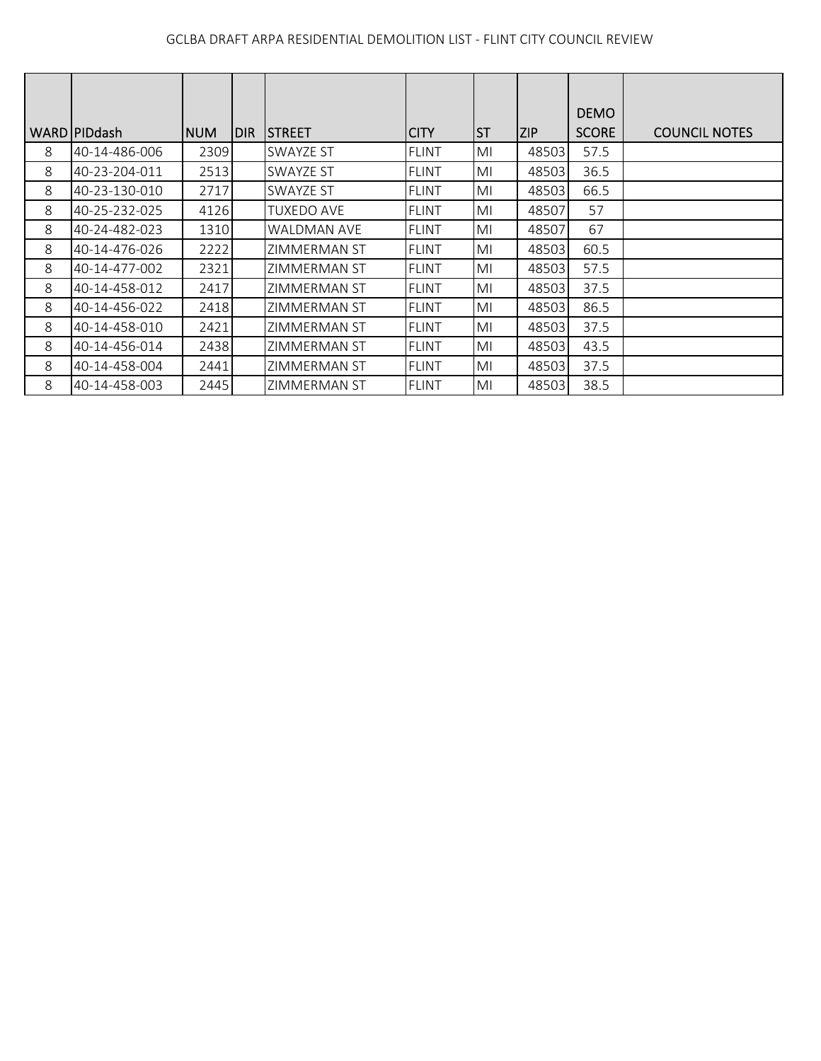GCLBA DRAFT ARPA RESIDENTIAL DEMOLITION LIST - FLINT CITY COUNCIL REVIEW

| WARD | PIDdash | NUM | DIR | STREET | CITY | ST | ZIP | DEMO SCORE | COUNCIL NOTES |
|---|---|---|---|---|---|---|---|---|---|
| 8 | 40-14-486-006 | 2309 | | SWAYZE ST | FLINT | MI | 48503 | 57.5 | |
| 8 | 40-23-204-011 | 2513 | | SWAYZE ST | FLINT | MI | 48503 | 36.5 | |
| 8 | 40-23-130-010 | 2717 | | SWAYZE ST | FLINT | MI | 48503 | 66.5 | |
| 8 | 40-25-232-025 | 4126 | | TUXEDO AVE | FLINT | MI | 48507 | 57 | |
| 8 | 40-24-482-023 | 1310 | | WALDMAN AVE | FLINT | MI | 48507 | 67 | |
| 8 | 40-14-476-026 | 2222 | | ZIMMERMAN ST | FLINT | MI | 48503 | 60.5 | |
| 8 | 40-14-477-002 | 2321 | | ZIMMERMAN ST | FLINT | MI | 48503 | 57.5 | |
| 8 | 40-14-458-012 | 2417 | | ZIMMERMAN ST | FLINT | MI | 48503 | 37.5 | |
| 8 | 40-14-456-022 | 2418 | | ZIMMERMAN ST | FLINT | MI | 48503 | 86.5 | |
| 8 | 40-14-458-010 | 2421 | | ZIMMERMAN ST | FLINT | MI | 48503 | 37.5 | |
| 8 | 40-14-456-014 | 2438 | | ZIMMERMAN ST | FLINT | MI | 48503 | 43.5 | |
| 8 | 40-14-458-004 | 2441 | | ZIMMERMAN ST | FLINT | MI | 48503 | 37.5 | |
| 8 | 40-14-458-003 | 2445 | | ZIMMERMAN ST | FLINT | MI | 48503 | 38.5 | |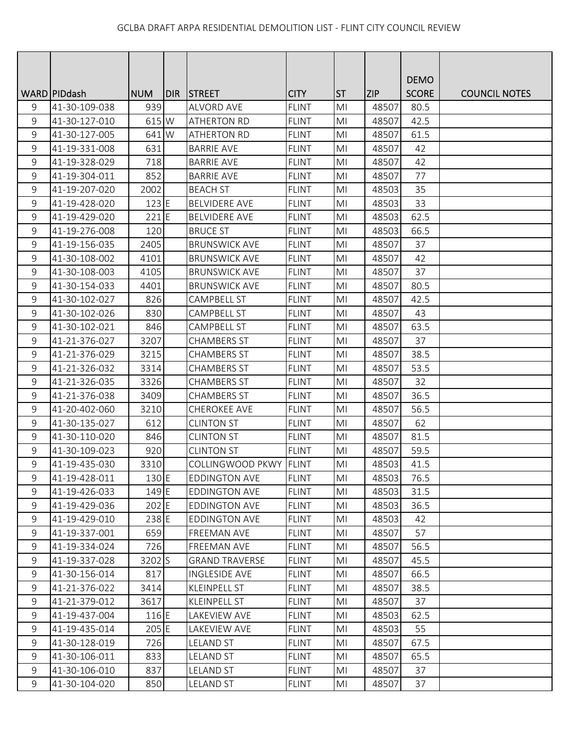GCLBA DRAFT ARPA RESIDENTIAL DEMOLITION LIST - FLINT CITY COUNCIL REVIEW

| WARD | PIDdash | NUM | DIR | STREET | CITY | ST | ZIP | DEMO SCORE | COUNCIL NOTES |
|---|---|---|---|---|---|---|---|---|---|
| 9 | 41-30-109-038 | 939 | | ALVORD AVE | FLINT | MI | 48507 | 80.5 | |
| 9 | 41-30-127-010 | 615 | W | ATHERTON RD | FLINT | MI | 48507 | 42.5 | |
| 9 | 41-30-127-005 | 641 | W | ATHERTON RD | FLINT | MI | 48507 | 61.5 | |
| 9 | 41-19-331-008 | 631 | | BARRIE AVE | FLINT | MI | 48507 | 42 | |
| 9 | 41-19-328-029 | 718 | | BARRIE AVE | FLINT | MI | 48507 | 42 | |
| 9 | 41-19-304-011 | 852 | | BARRIE AVE | FLINT | MI | 48507 | 77 | |
| 9 | 41-19-207-020 | 2002 | | BEACH ST | FLINT | MI | 48503 | 35 | |
| 9 | 41-19-428-020 | 123 | E | BELVIDERE AVE | FLINT | MI | 48503 | 33 | |
| 9 | 41-19-429-020 | 221 | E | BELVIDERE AVE | FLINT | MI | 48503 | 62.5 | |
| 9 | 41-19-276-008 | 120 | | BRUCE ST | FLINT | MI | 48503 | 66.5 | |
| 9 | 41-19-156-035 | 2405 | | BRUNSWICK AVE | FLINT | MI | 48507 | 37 | |
| 9 | 41-30-108-002 | 4101 | | BRUNSWICK AVE | FLINT | MI | 48507 | 42 | |
| 9 | 41-30-108-003 | 4105 | | BRUNSWICK AVE | FLINT | MI | 48507 | 37 | |
| 9 | 41-30-154-033 | 4401 | | BRUNSWICK AVE | FLINT | MI | 48507 | 80.5 | |
| 9 | 41-30-102-027 | 826 | | CAMPBELL ST | FLINT | MI | 48507 | 42.5 | |
| 9 | 41-30-102-026 | 830 | | CAMPBELL ST | FLINT | MI | 48507 | 43 | |
| 9 | 41-30-102-021 | 846 | | CAMPBELL ST | FLINT | MI | 48507 | 63.5 | |
| 9 | 41-21-376-027 | 3207 | | CHAMBERS ST | FLINT | MI | 48507 | 37 | |
| 9 | 41-21-376-029 | 3215 | | CHAMBERS ST | FLINT | MI | 48507 | 38.5 | |
| 9 | 41-21-326-032 | 3314 | | CHAMBERS ST | FLINT | MI | 48507 | 53.5 | |
| 9 | 41-21-326-035 | 3326 | | CHAMBERS ST | FLINT | MI | 48507 | 32 | |
| 9 | 41-21-376-038 | 3409 | | CHAMBERS ST | FLINT | MI | 48507 | 36.5 | |
| 9 | 41-20-402-060 | 3210 | | CHEROKEE AVE | FLINT | MI | 48507 | 56.5 | |
| 9 | 41-30-135-027 | 612 | | CLINTON ST | FLINT | MI | 48507 | 62 | |
| 9 | 41-30-110-020 | 846 | | CLINTON ST | FLINT | MI | 48507 | 81.5 | |
| 9 | 41-30-109-023 | 920 | | CLINTON ST | FLINT | MI | 48507 | 59.5 | |
| 9 | 41-19-435-030 | 3310 | | COLLINGWOOD PKWY | FLINT | MI | 48503 | 41.5 | |
| 9 | 41-19-428-011 | 130 | E | EDDINGTON AVE | FLINT | MI | 48503 | 76.5 | |
| 9 | 41-19-426-033 | 149 | E | EDDINGTON AVE | FLINT | MI | 48503 | 31.5 | |
| 9 | 41-19-429-036 | 202 | E | EDDINGTON AVE | FLINT | MI | 48503 | 36.5 | |
| 9 | 41-19-429-010 | 238 | E | EDDINGTON AVE | FLINT | MI | 48503 | 42 | |
| 9 | 41-19-337-001 | 659 | | FREEMAN AVE | FLINT | MI | 48507 | 57 | |
| 9 | 41-19-334-024 | 726 | | FREEMAN AVE | FLINT | MI | 48507 | 56.5 | |
| 9 | 41-19-337-028 | 3202 | S | GRAND TRAVERSE | FLINT | MI | 48507 | 45.5 | |
| 9 | 41-30-156-014 | 817 | | INGLESIDE AVE | FLINT | MI | 48507 | 66.5 | |
| 9 | 41-21-376-022 | 3414 | | KLEINPELL ST | FLINT | MI | 48507 | 38.5 | |
| 9 | 41-21-379-012 | 3617 | | KLEINPELL ST | FLINT | MI | 48507 | 37 | |
| 9 | 41-19-437-004 | 116 | E | LAKEVIEW AVE | FLINT | MI | 48503 | 62.5 | |
| 9 | 41-19-435-014 | 205 | E | LAKEVIEW AVE | FLINT | MI | 48503 | 55 | |
| 9 | 41-30-128-019 | 726 | | LELAND ST | FLINT | MI | 48507 | 67.5 | |
| 9 | 41-30-106-011 | 833 | | LELAND ST | FLINT | MI | 48507 | 65.5 | |
| 9 | 41-30-106-010 | 837 | | LELAND ST | FLINT | MI | 48507 | 37 | |
| 9 | 41-30-104-020 | 850 | | LELAND ST | FLINT | MI | 48507 | 37 | |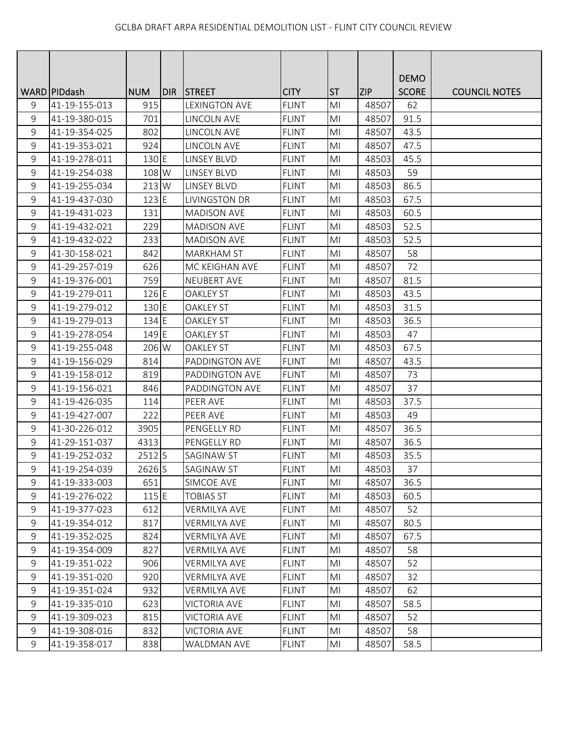GCLBA DRAFT ARPA RESIDENTIAL DEMOLITION LIST - FLINT CITY COUNCIL REVIEW

| WARD | PIDdash | NUM | DIR | STREET | CITY | ST | ZIP | DEMO SCORE | COUNCIL NOTES |
|---|---|---|---|---|---|---|---|---|---|
| 9 | 41-19-155-013 | 915 | | LEXINGTON AVE | FLINT | MI | 48507 | 62 | |
| 9 | 41-19-380-015 | 701 | | LINCOLN AVE | FLINT | MI | 48507 | 91.5 | |
| 9 | 41-19-354-025 | 802 | | LINCOLN AVE | FLINT | MI | 48507 | 43.5 | |
| 9 | 41-19-353-021 | 924 | | LINCOLN AVE | FLINT | MI | 48507 | 47.5 | |
| 9 | 41-19-278-011 | 130 | E | LINSEY BLVD | FLINT | MI | 48503 | 45.5 | |
| 9 | 41-19-254-038 | 108 | W | LINSEY BLVD | FLINT | MI | 48503 | 59 | |
| 9 | 41-19-255-034 | 213 | W | LINSEY BLVD | FLINT | MI | 48503 | 86.5 | |
| 9 | 41-19-437-030 | 123 | E | LIVINGSTON DR | FLINT | MI | 48503 | 67.5 | |
| 9 | 41-19-431-023 | 131 | | MADISON AVE | FLINT | MI | 48503 | 60.5 | |
| 9 | 41-19-432-021 | 229 | | MADISON AVE | FLINT | MI | 48503 | 52.5 | |
| 9 | 41-19-432-022 | 233 | | MADISON AVE | FLINT | MI | 48503 | 52.5 | |
| 9 | 41-30-158-021 | 842 | | MARKHAM ST | FLINT | MI | 48507 | 58 | |
| 9 | 41-29-257-019 | 626 | | MC KEIGHAN AVE | FLINT | MI | 48507 | 72 | |
| 9 | 41-19-376-001 | 759 | | NEUBERT AVE | FLINT | MI | 48507 | 81.5 | |
| 9 | 41-19-279-011 | 126 | E | OAKLEY ST | FLINT | MI | 48503 | 43.5 | |
| 9 | 41-19-279-012 | 130 | E | OAKLEY ST | FLINT | MI | 48503 | 31.5 | |
| 9 | 41-19-279-013 | 134 | E | OAKLEY ST | FLINT | MI | 48503 | 36.5 | |
| 9 | 41-19-278-054 | 149 | E | OAKLEY ST | FLINT | MI | 48503 | 47 | |
| 9 | 41-19-255-048 | 206 | W | OAKLEY ST | FLINT | MI | 48503 | 67.5 | |
| 9 | 41-19-156-029 | 814 | | PADDINGTON AVE | FLINT | MI | 48507 | 43.5 | |
| 9 | 41-19-158-012 | 819 | | PADDINGTON AVE | FLINT | MI | 48507 | 73 | |
| 9 | 41-19-156-021 | 846 | | PADDINGTON AVE | FLINT | MI | 48507 | 37 | |
| 9 | 41-19-426-035 | 114 | | PEER AVE | FLINT | MI | 48503 | 37.5 | |
| 9 | 41-19-427-007 | 222 | | PEER AVE | FLINT | MI | 48503 | 49 | |
| 9 | 41-30-226-012 | 3905 | | PENGELLY RD | FLINT | MI | 48507 | 36.5 | |
| 9 | 41-29-151-037 | 4313 | | PENGELLY RD | FLINT | MI | 48507 | 36.5 | |
| 9 | 41-19-252-032 | 2512 | S | SAGINAW ST | FLINT | MI | 48503 | 35.5 | |
| 9 | 41-19-254-039 | 2626 | S | SAGINAW ST | FLINT | MI | 48503 | 37 | |
| 9 | 41-19-333-003 | 651 | | SIMCOE AVE | FLINT | MI | 48507 | 36.5 | |
| 9 | 41-19-276-022 | 115 | E | TOBIAS ST | FLINT | MI | 48503 | 60.5 | |
| 9 | 41-19-377-023 | 612 | | VERMILYA AVE | FLINT | MI | 48507 | 52 | |
| 9 | 41-19-354-012 | 817 | | VERMILYA AVE | FLINT | MI | 48507 | 80.5 | |
| 9 | 41-19-352-025 | 824 | | VERMILYA AVE | FLINT | MI | 48507 | 67.5 | |
| 9 | 41-19-354-009 | 827 | | VERMILYA AVE | FLINT | MI | 48507 | 58 | |
| 9 | 41-19-351-022 | 906 | | VERMILYA AVE | FLINT | MI | 48507 | 52 | |
| 9 | 41-19-351-020 | 920 | | VERMILYA AVE | FLINT | MI | 48507 | 32 | |
| 9 | 41-19-351-024 | 932 | | VERMILYA AVE | FLINT | MI | 48507 | 62 | |
| 9 | 41-19-335-010 | 623 | | VICTORIA AVE | FLINT | MI | 48507 | 58.5 | |
| 9 | 41-19-309-023 | 815 | | VICTORIA AVE | FLINT | MI | 48507 | 52 | |
| 9 | 41-19-308-016 | 832 | | VICTORIA AVE | FLINT | MI | 48507 | 58 | |
| 9 | 41-19-358-017 | 838 | | WALDMAN AVE | FLINT | MI | 48507 | 58.5 | |